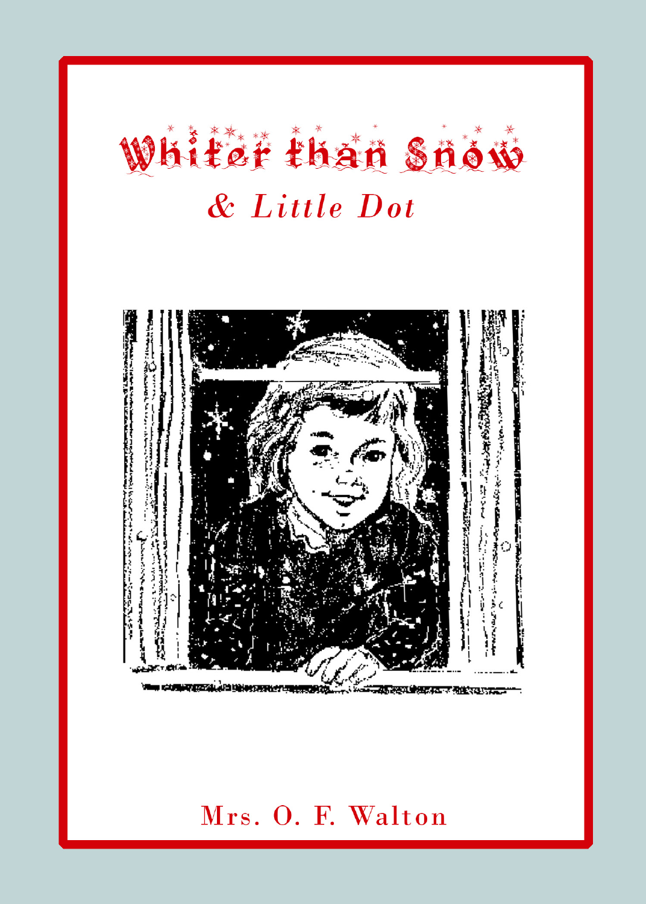# Whiter than Snow

## & Little Dot

Mrs. O. F. Walton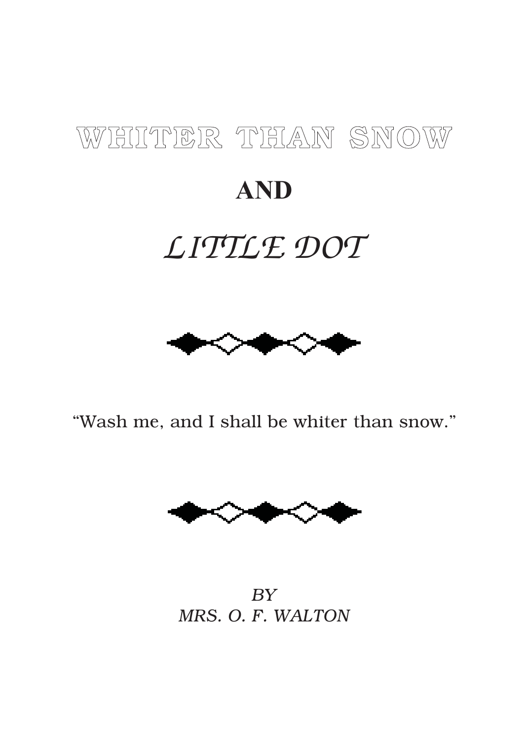# WHITER THAN SNOW

# AND

# *LITTLE DOT*

"Wash me, and I shall be whiter than snow."

*BY*
*MRS. O. F. WALTON*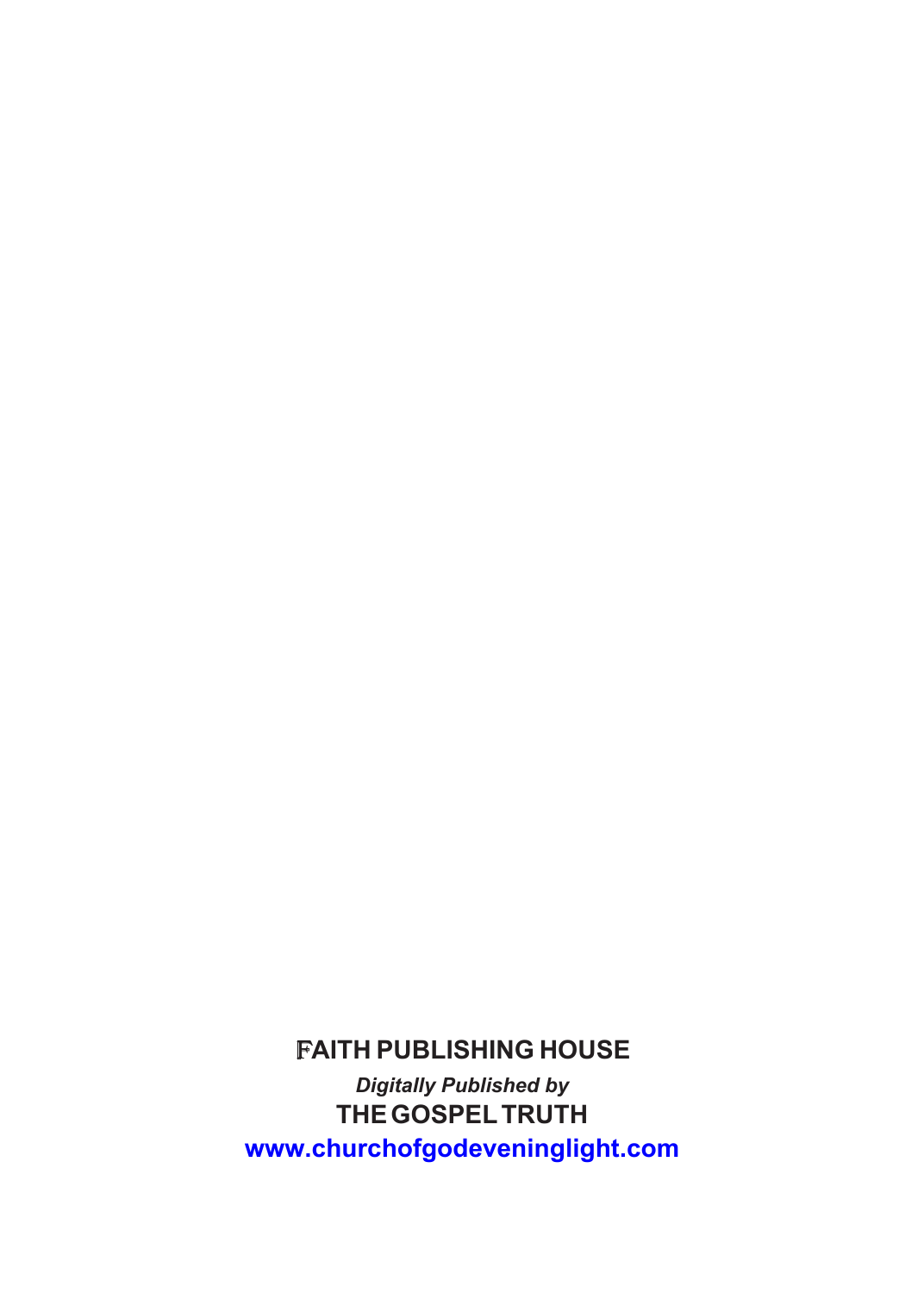**FAITH PUBLISHING HOUSE**

***Digitally Published by***

**THE GOSPEL TRUTH**

**www.churchofgodeveninglight.com**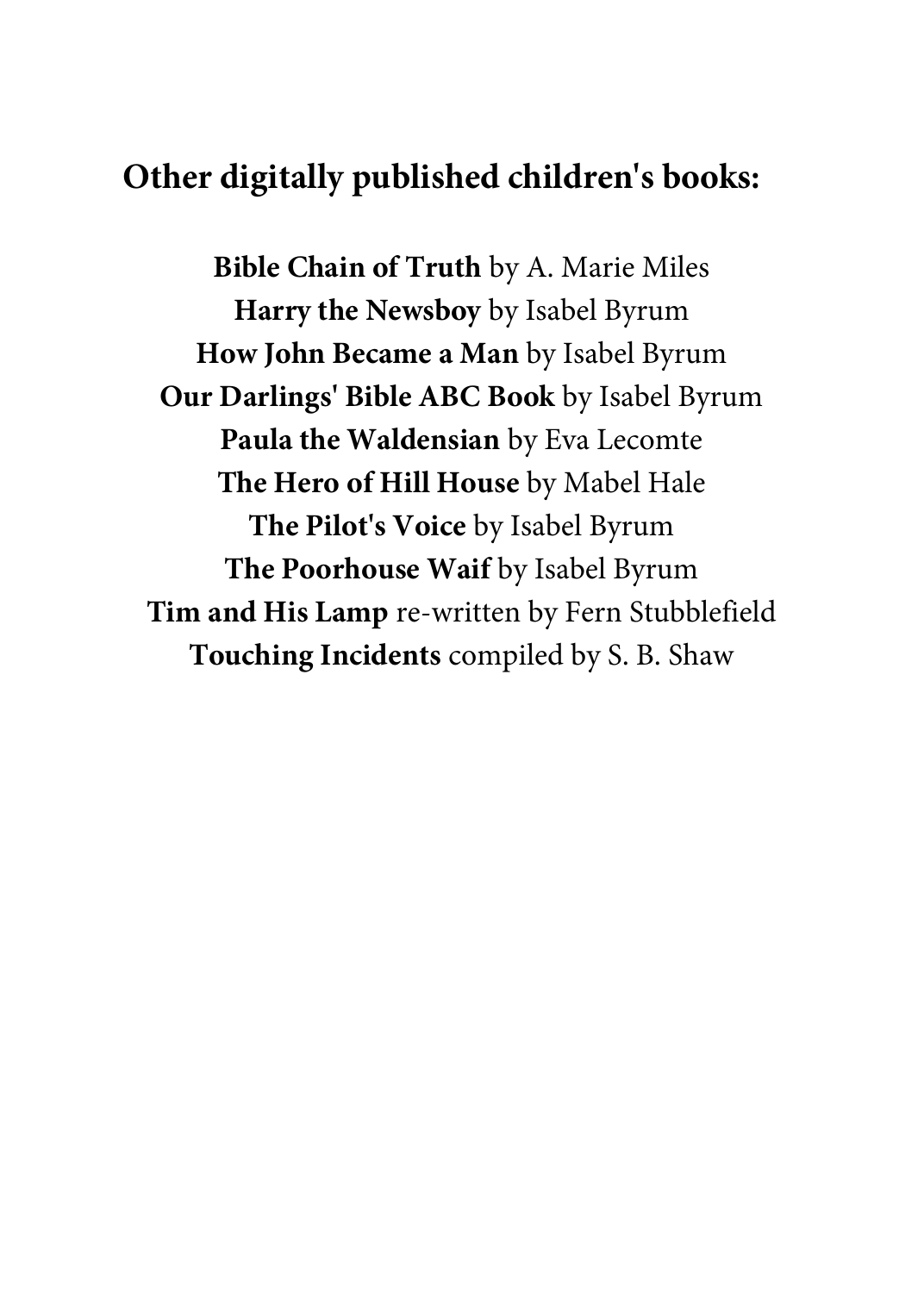## Other digitally published children's books:

**Bible Chain of Truth** by A. Marie Miles
**Harry the Newsboy** by Isabel Byrum
**How John Became a Man** by Isabel Byrum
**Our Darlings' Bible ABC Book** by Isabel Byrum
**Paula the Waldensian** by Eva Lecomte
**The Hero of Hill House** by Mabel Hale
**The Pilot's Voice** by Isabel Byrum
**The Poorhouse Waif** by Isabel Byrum
**Tim and His Lamp** re-written by Fern Stubblefield
**Touching Incidents** compiled by S. B. Shaw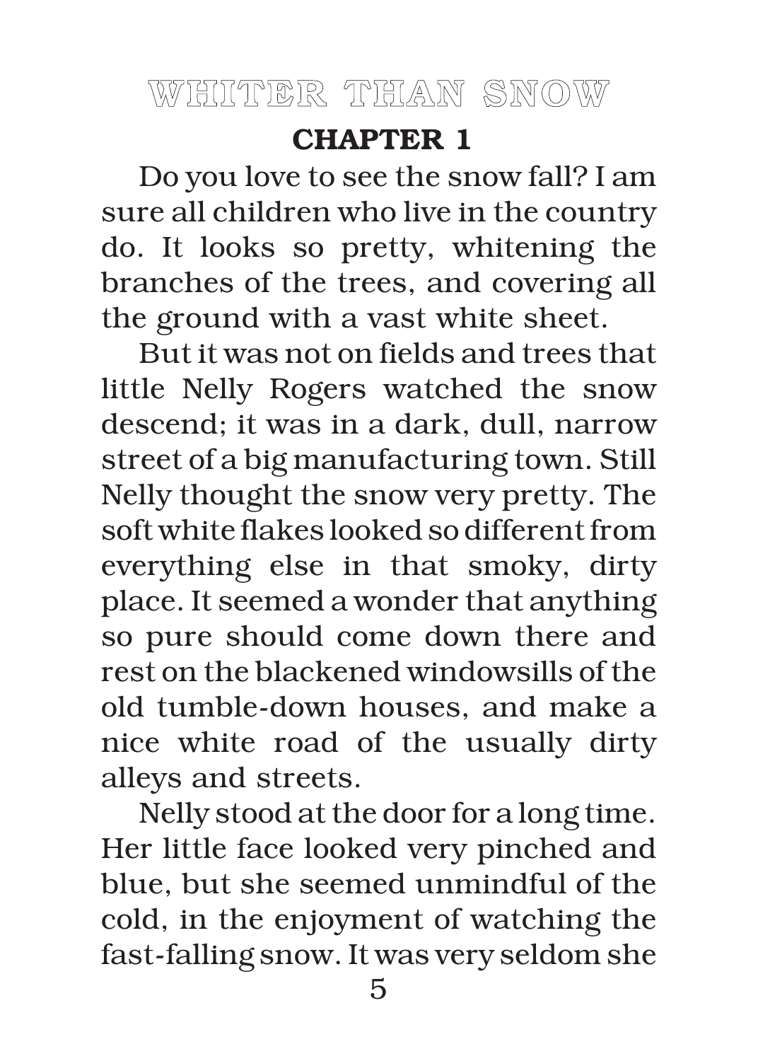# WHITER THAN SNOW

## CHAPTER 1

Do you love to see the snow fall? I am sure all children who live in the country do. It looks so pretty, whitening the branches of the trees, and covering all the ground with a vast white sheet.

But it was not on fields and trees that little Nelly Rogers watched the snow descend; it was in a dark, dull, narrow street of a big manufacturing town. Still Nelly thought the snow very pretty. The soft white flakes looked so different from everything else in that smoky, dirty place. It seemed a wonder that anything so pure should come down there and rest on the blackened windowsills of the old tumble-down houses, and make a nice white road of the usually dirty alleys and streets.

Nelly stood at the door for a long time. Her little face looked very pinched and blue, but she seemed unmindful of the cold, in the enjoyment of watching the fast-falling snow. It was very seldom she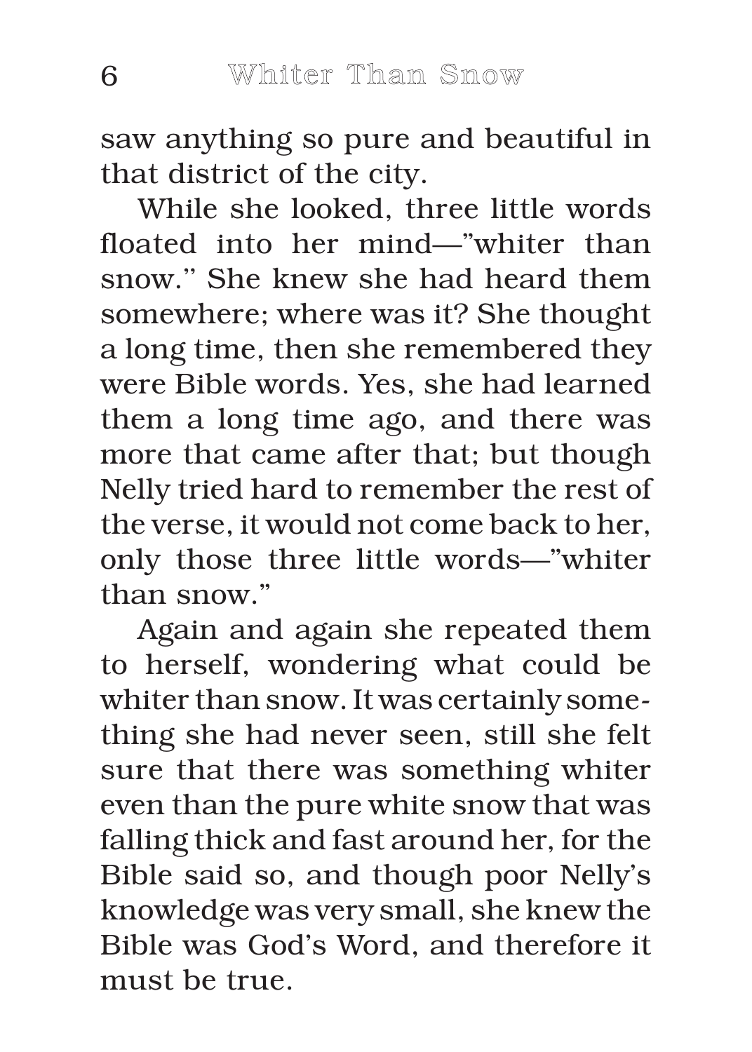saw anything so pure and beautiful in that district of the city.

While she looked, three little words floated into her mind—"whiter than snow." She knew she had heard them somewhere; where was it? She thought a long time, then she remembered they were Bible words. Yes, she had learned them a long time ago, and there was more that came after that; but though Nelly tried hard to remember the rest of the verse, it would not come back to her, only those three little words—"whiter than snow."

Again and again she repeated them to herself, wondering what could be whiter than snow. It was certainly something she had never seen, still she felt sure that there was something whiter even than the pure white snow that was falling thick and fast around her, for the Bible said so, and though poor Nelly's knowledge was very small, she knew the Bible was God's Word, and therefore it must be true.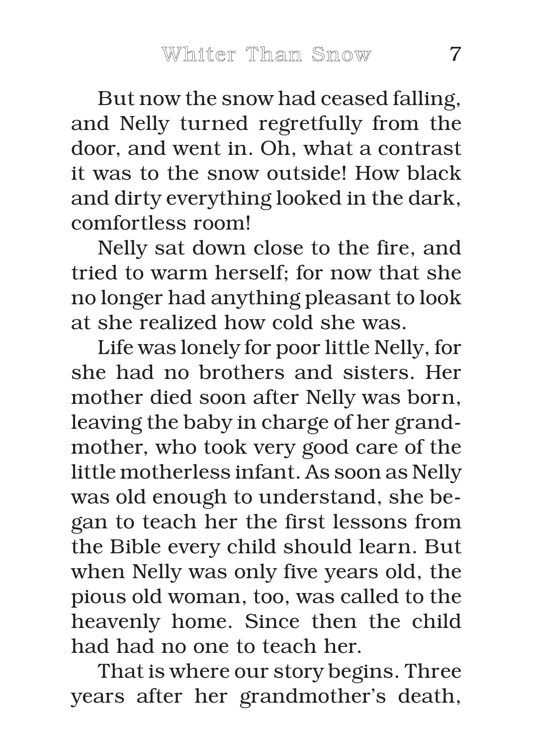But now the snow had ceased falling, and Nelly turned regretfully from the door, and went in. Oh, what a contrast it was to the snow outside! How black and dirty everything looked in the dark, comfortless room!

Nelly sat down close to the fire, and tried to warm herself; for now that she no longer had anything pleasant to look at she realized how cold she was.

Life was lonely for poor little Nelly, for she had no brothers and sisters. Her mother died soon after Nelly was born, leaving the baby in charge of her grandmother, who took very good care of the little motherless infant. As soon as Nelly was old enough to understand, she began to teach her the first lessons from the Bible every child should learn. But when Nelly was only five years old, the pious old woman, too, was called to the heavenly home. Since then the child had had no one to teach her.

That is where our story begins. Three years after her grandmother's death,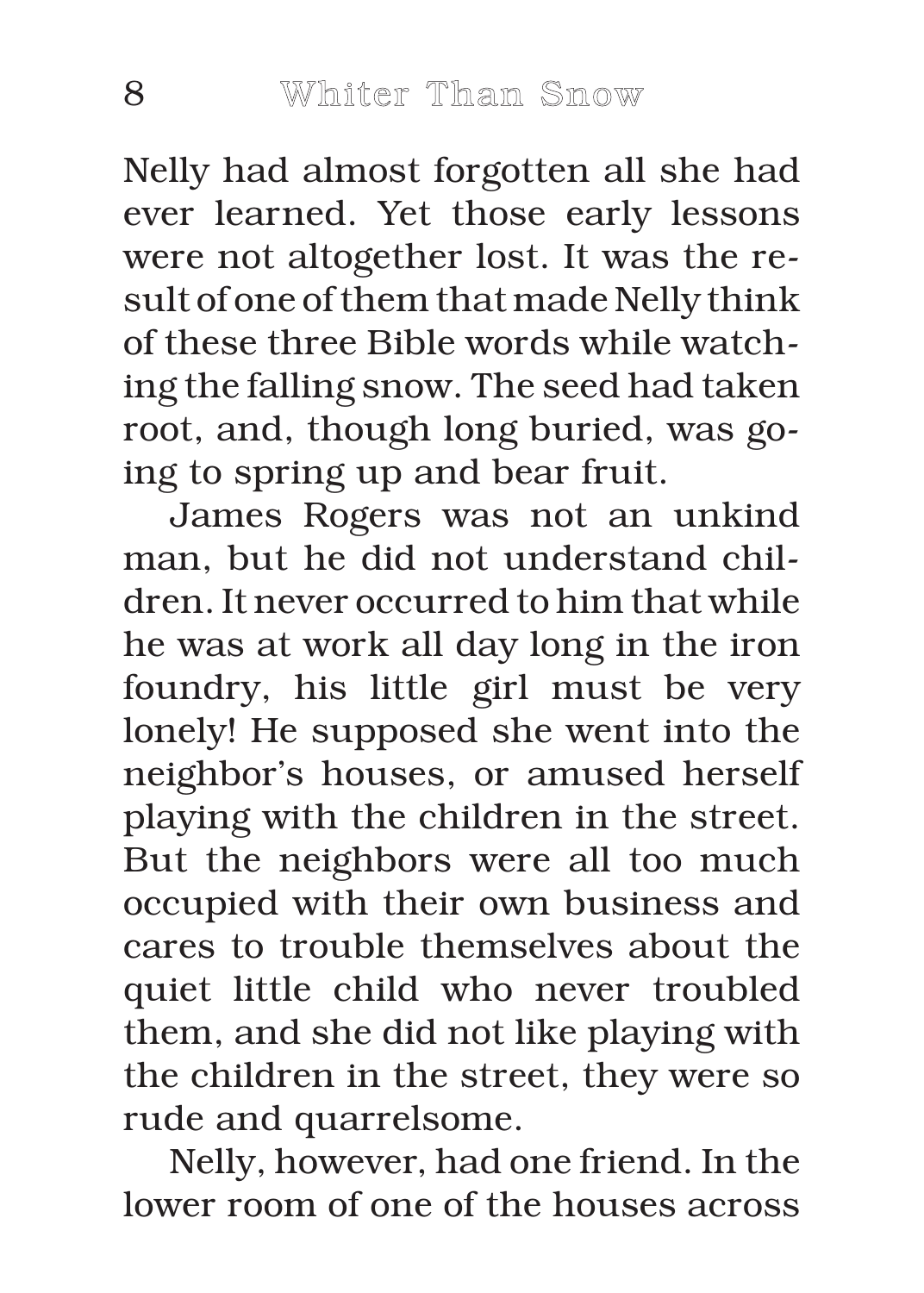Nelly had almost forgotten all she had ever learned. Yet those early lessons were not altogether lost. It was the result of one of them that made Nelly think of these three Bible words while watching the falling snow. The seed had taken root, and, though long buried, was going to spring up and bear fruit.

James Rogers was not an unkind man, but he did not understand children. It never occurred to him that while he was at work all day long in the iron foundry, his little girl must be very lonely! He supposed she went into the neighbor's houses, or amused herself playing with the children in the street. But the neighbors were all too much occupied with their own business and cares to trouble themselves about the quiet little child who never troubled them, and she did not like playing with the children in the street, they were so rude and quarrelsome.

Nelly, however, had one friend. In the lower room of one of the houses across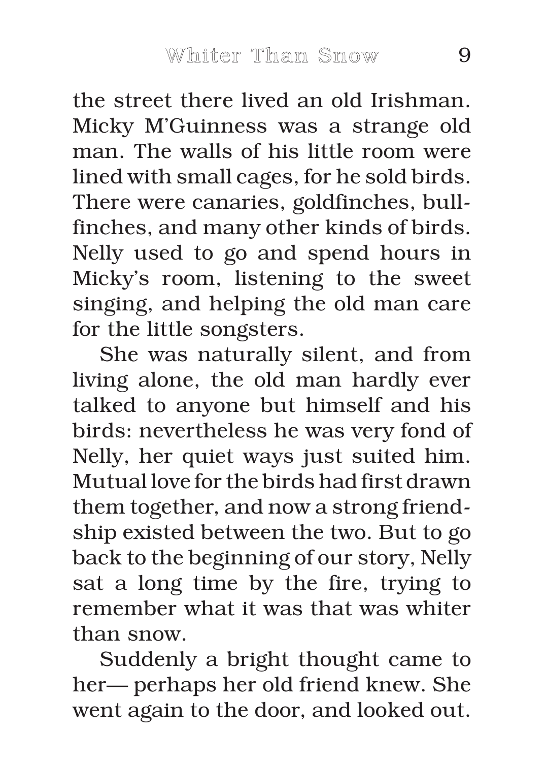the street there lived an old Irishman. Micky M'Guinness was a strange old man. The walls of his little room were lined with small cages, for he sold birds. There were canaries, goldfinches, bullfinches, and many other kinds of birds. Nelly used to go and spend hours in Micky's room, listening to the sweet singing, and helping the old man care for the little songsters.

She was naturally silent, and from living alone, the old man hardly ever talked to anyone but himself and his birds: nevertheless he was very fond of Nelly, her quiet ways just suited him. Mutual love for the birds had first drawn them together, and now a strong friendship existed between the two. But to go back to the beginning of our story, Nelly sat a long time by the fire, trying to remember what it was that was whiter than snow.

Suddenly a bright thought came to her— perhaps her old friend knew. She went again to the door, and looked out.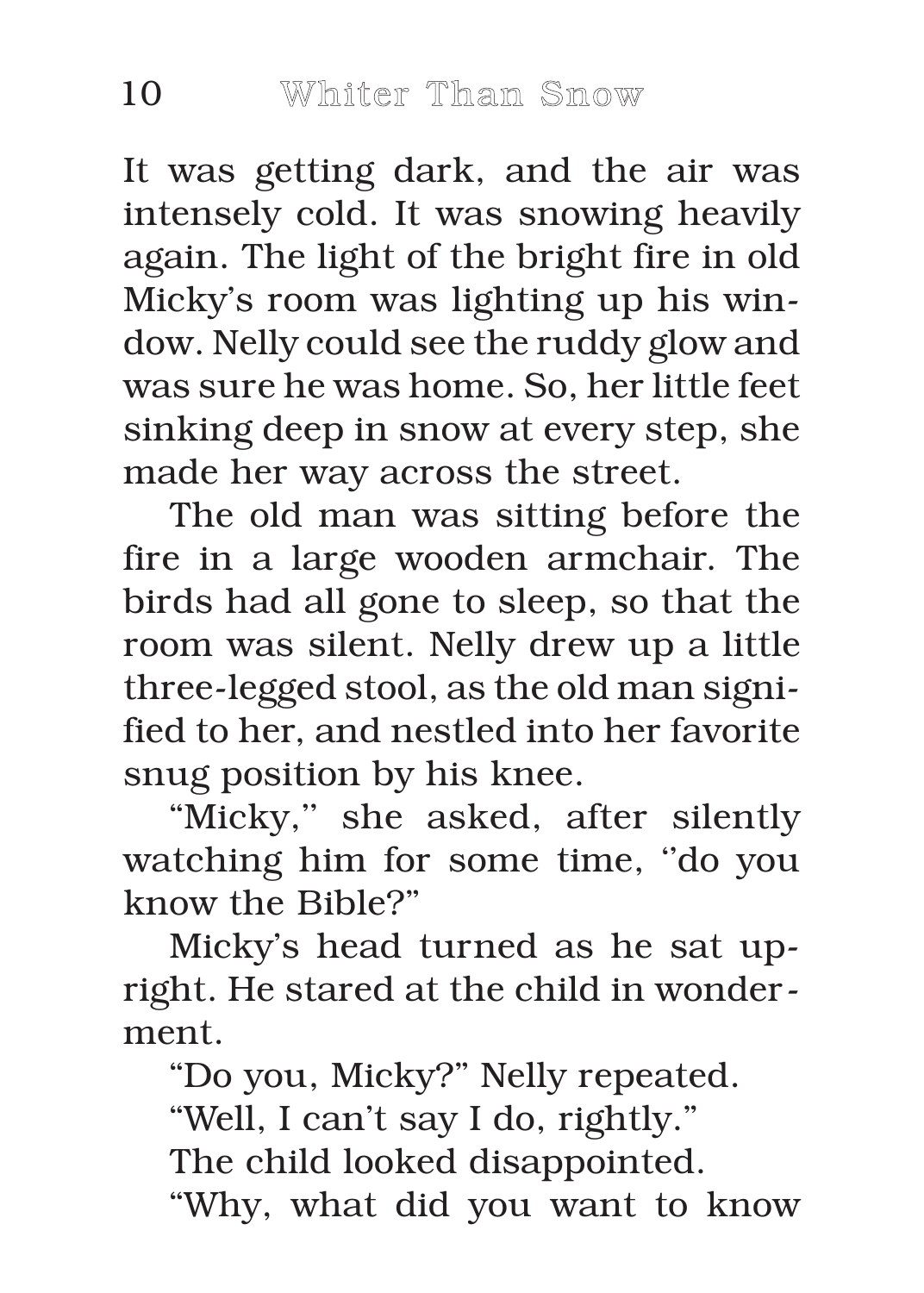It was getting dark, and the air was intensely cold. It was snowing heavily again. The light of the bright fire in old Micky's room was lighting up his window. Nelly could see the ruddy glow and was sure he was home. So, her little feet sinking deep in snow at every step, she made her way across the street.

The old man was sitting before the fire in a large wooden armchair. The birds had all gone to sleep, so that the room was silent. Nelly drew up a little three-legged stool, as the old man signified to her, and nestled into her favorite snug position by his knee.

"Micky,'' she asked, after silently watching him for some time, ''do you know the Bible?"

Micky's head turned as he sat upright. He stared at the child in wonderment.

"Do you, Micky?" Nelly repeated.

"Well, I can't say I do, rightly."

The child looked disappointed.

"Why, what did you want to know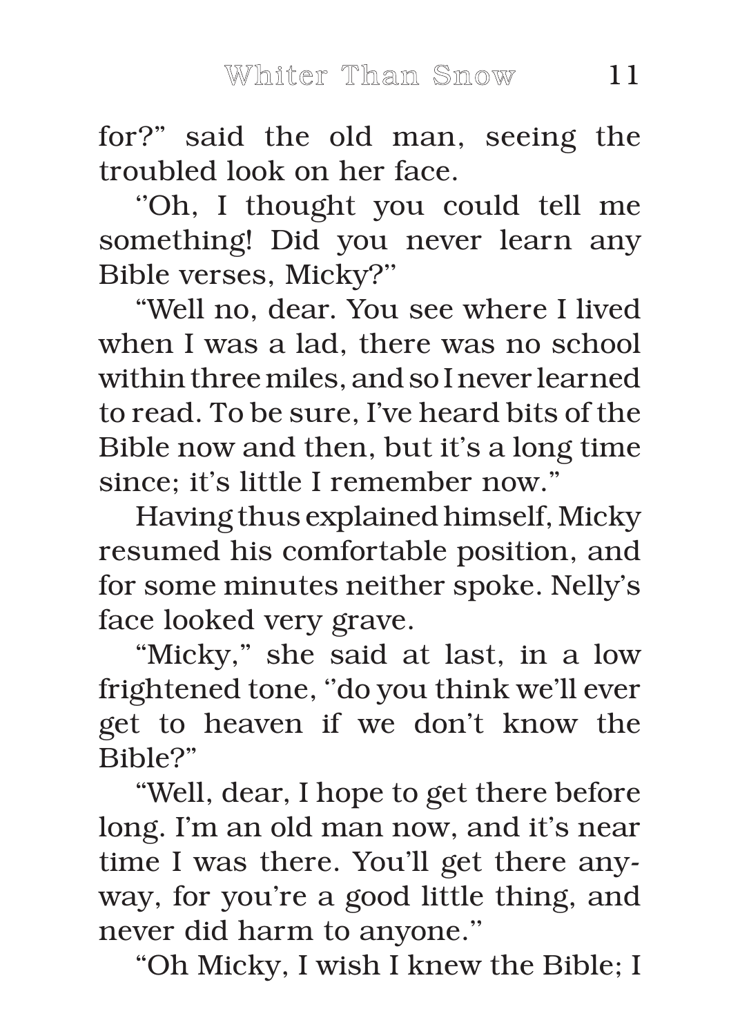for?" said the old man, seeing the troubled look on her face.

''Oh, I thought you could tell me something! Did you never learn any Bible verses, Micky?''

"Well no, dear. You see where I lived when I was a lad, there was no school within three miles, and so I never learned to read. To be sure, I've heard bits of the Bible now and then, but it's a long time since; it's little I remember now."

Having thus explained himself, Micky resumed his comfortable position, and for some minutes neither spoke. Nelly's face looked very grave.

"Micky," she said at last, in a low frightened tone, ''do you think we'll ever get to heaven if we don't know the Bible?"

"Well, dear, I hope to get there before long. I'm an old man now, and it's near time I was there. You'll get there anyway, for you're a good little thing, and never did harm to anyone.''

"Oh Micky, I wish I knew the Bible; I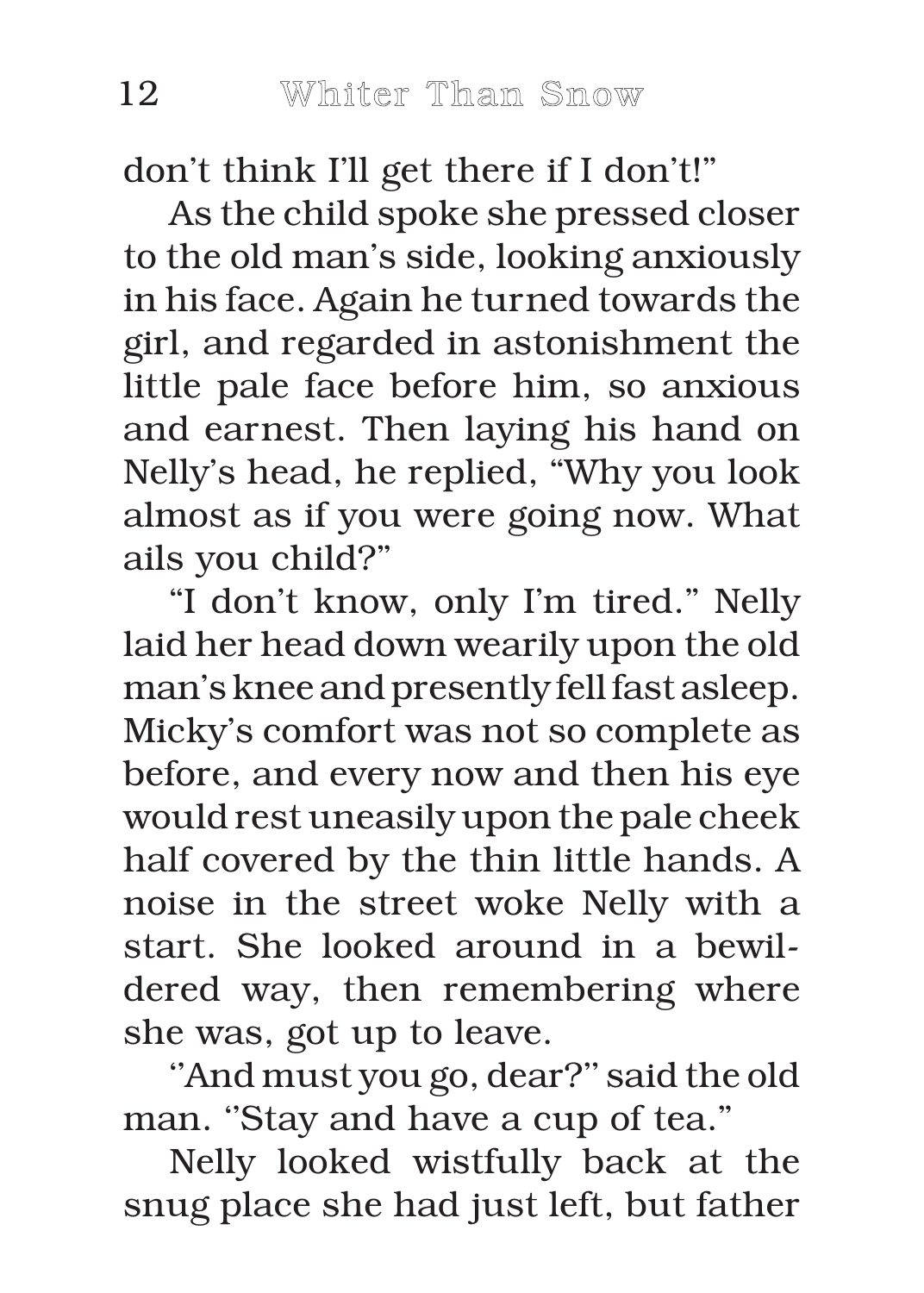don't think I'll get there if I don't!"

As the child spoke she pressed closer to the old man's side, looking anxiously in his face. Again he turned towards the girl, and regarded in astonishment the little pale face before him, so anxious and earnest. Then laying his hand on Nelly's head, he replied, "Why you look almost as if you were going now. What ails you child?"

"I don't know, only I'm tired." Nelly laid her head down wearily upon the old man's knee and presently fell fast asleep. Micky's comfort was not so complete as before, and every now and then his eye would rest uneasily upon the pale cheek half covered by the thin little hands. A noise in the street woke Nelly with a start. She looked around in a bewildered way, then remembering where she was, got up to leave.

''And must you go, dear?'' said the old man. ''Stay and have a cup of tea."

Nelly looked wistfully back at the snug place she had just left, but father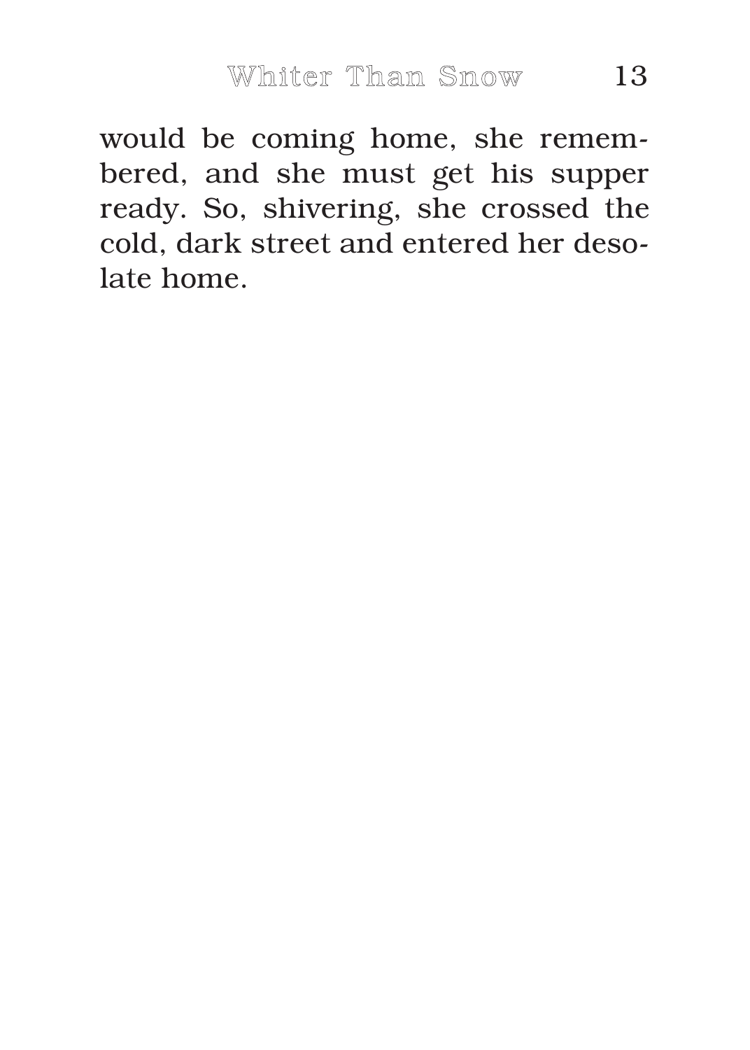would be coming home, she remembered, and she must get his supper ready. So, shivering, she crossed the cold, dark street and entered her desolate home.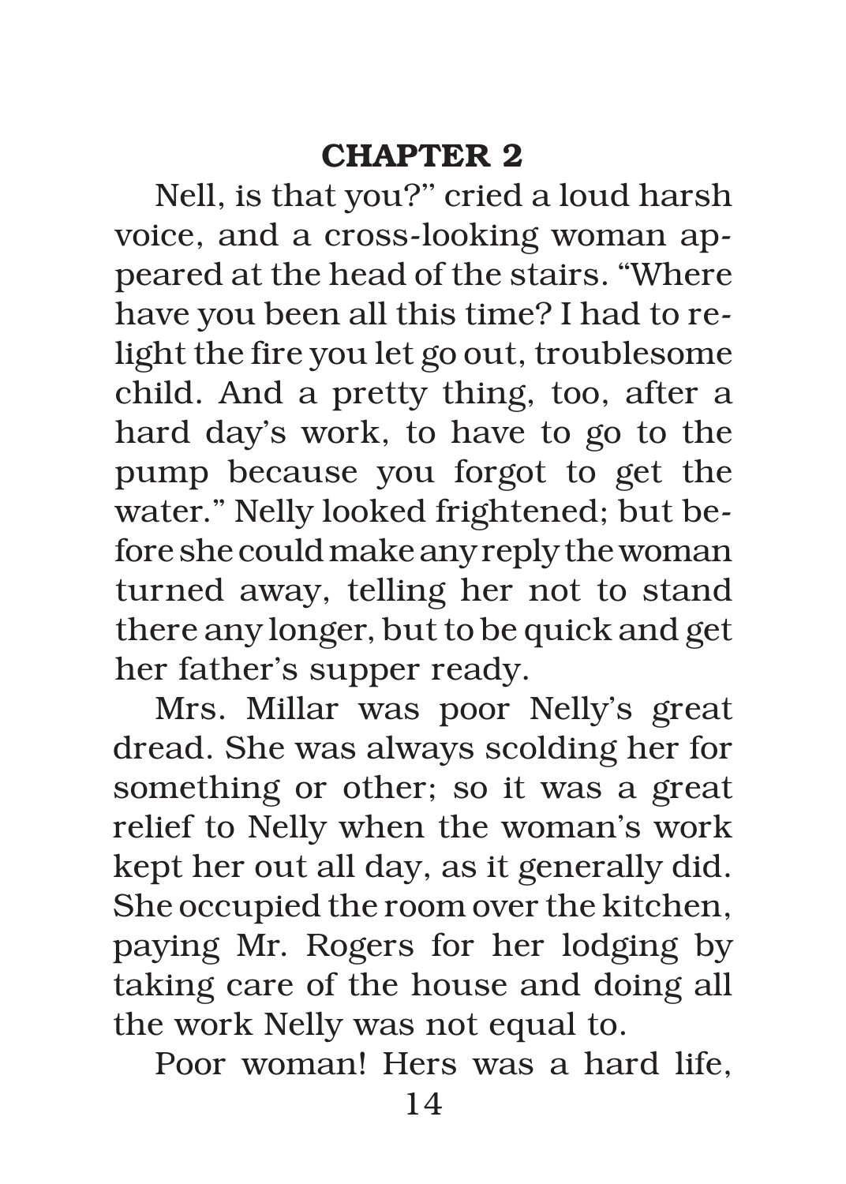## CHAPTER 2

Nell, is that you?" cried a loud harsh voice, and a cross-looking woman appeared at the head of the stairs. "Where have you been all this time? I had to relight the fire you let go out, troublesome child. And a pretty thing, too, after a hard day's work, to have to go to the pump because you forgot to get the water." Nelly looked frightened; but before she could make any reply the woman turned away, telling her not to stand there any longer, but to be quick and get her father's supper ready.

Mrs. Millar was poor Nelly's great dread. She was always scolding her for something or other; so it was a great relief to Nelly when the woman's work kept her out all day, as it generally did. She occupied the room over the kitchen, paying Mr. Rogers for her lodging by taking care of the house and doing all the work Nelly was not equal to.

Poor woman! Hers was a hard life,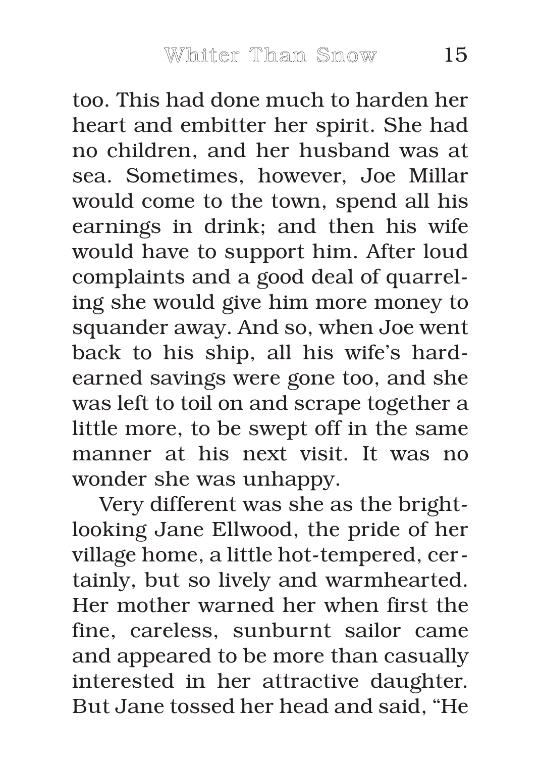too. This had done much to harden her heart and embitter her spirit. She had no children, and her husband was at sea. Sometimes, however, Joe Millar would come to the town, spend all his earnings in drink; and then his wife would have to support him. After loud complaints and a good deal of quarreling she would give him more money to squander away. And so, when Joe went back to his ship, all his wife's hard-earned savings were gone too, and she was left to toil on and scrape together a little more, to be swept off in the same manner at his next visit. It was no wonder she was unhappy.

Very different was she as the bright-looking Jane Ellwood, the pride of her village home, a little hot-tempered, certainly, but so lively and warmhearted. Her mother warned her when first the fine, careless, sunburnt sailor came and appeared to be more than casually interested in her attractive daughter. But Jane tossed her head and said, "He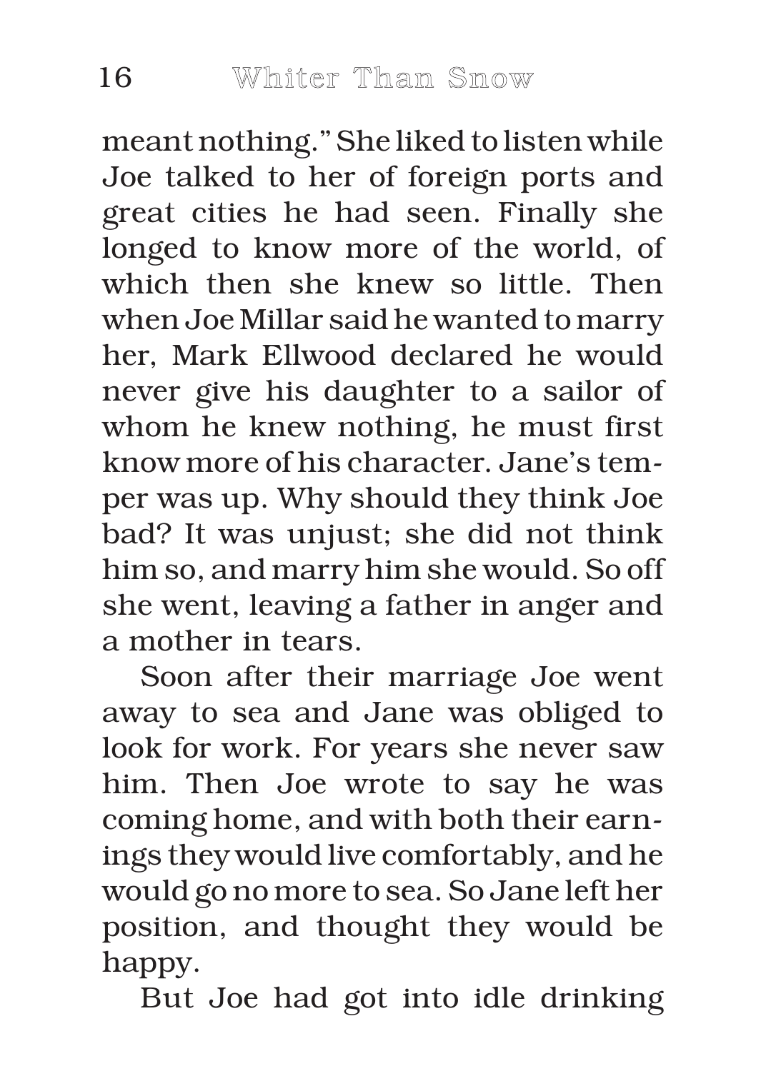meant nothing." She liked to listen while Joe talked to her of foreign ports and great cities he had seen. Finally she longed to know more of the world, of which then she knew so little. Then when Joe Millar said he wanted to marry her, Mark Ellwood declared he would never give his daughter to a sailor of whom he knew nothing, he must first know more of his character. Jane's temper was up. Why should they think Joe bad? It was unjust; she did not think him so, and marry him she would. So off she went, leaving a father in anger and a mother in tears.

Soon after their marriage Joe went away to sea and Jane was obliged to look for work. For years she never saw him. Then Joe wrote to say he was coming home, and with both their earnings they would live comfortably, and he would go no more to sea. So Jane left her position, and thought they would be happy.

But Joe had got into idle drinking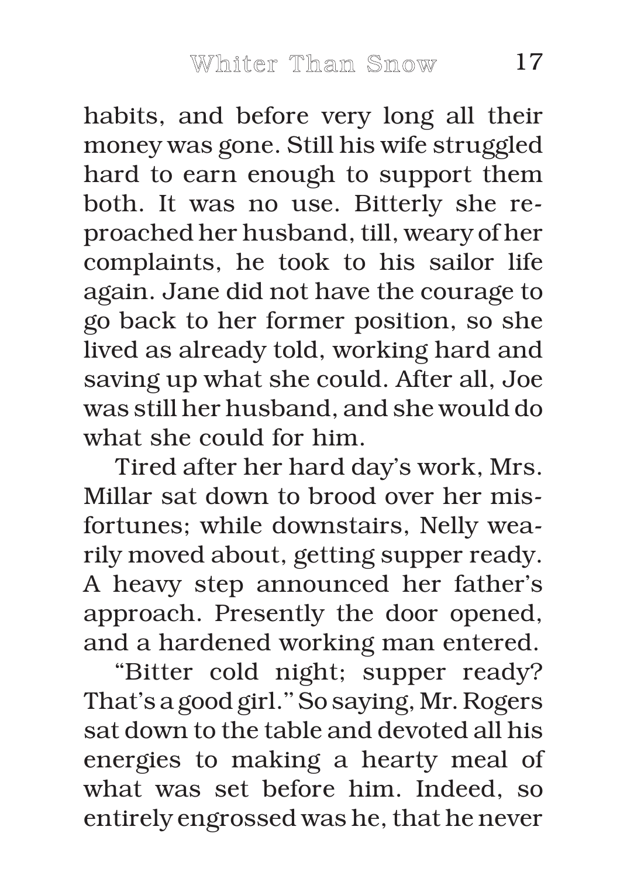habits, and before very long all their money was gone. Still his wife struggled hard to earn enough to support them both. It was no use. Bitterly she reproached her husband, till, weary of her complaints, he took to his sailor life again. Jane did not have the courage to go back to her former position, so she lived as already told, working hard and saving up what she could. After all, Joe was still her husband, and she would do what she could for him.

Tired after her hard day's work, Mrs. Millar sat down to brood over her misfortunes; while downstairs, Nelly wearily moved about, getting supper ready. A heavy step announced her father's approach. Presently the door opened, and a hardened working man entered.

"Bitter cold night; supper ready? That's a good girl." So saying, Mr. Rogers sat down to the table and devoted all his energies to making a hearty meal of what was set before him. Indeed, so entirely engrossed was he, that he never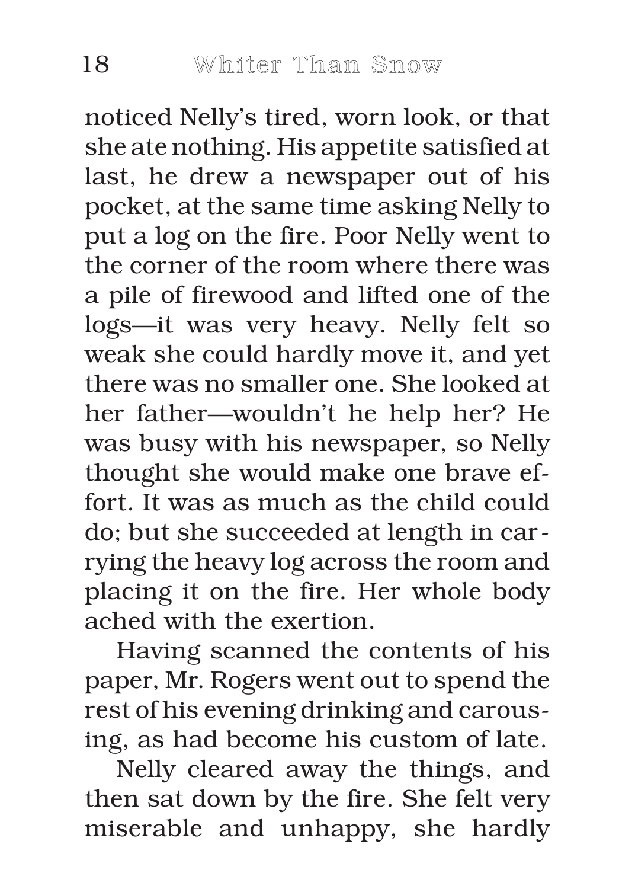noticed Nelly's tired, worn look, or that she ate nothing. His appetite satisfied at last, he drew a newspaper out of his pocket, at the same time asking Nelly to put a log on the fire. Poor Nelly went to the corner of the room where there was a pile of firewood and lifted one of the logs—it was very heavy. Nelly felt so weak she could hardly move it, and yet there was no smaller one. She looked at her father—wouldn't he help her? He was busy with his newspaper, so Nelly thought she would make one brave effort. It was as much as the child could do; but she succeeded at length in carrying the heavy log across the room and placing it on the fire. Her whole body ached with the exertion.

Having scanned the contents of his paper, Mr. Rogers went out to spend the rest of his evening drinking and carousing, as had become his custom of late.

Nelly cleared away the things, and then sat down by the fire. She felt very miserable and unhappy, she hardly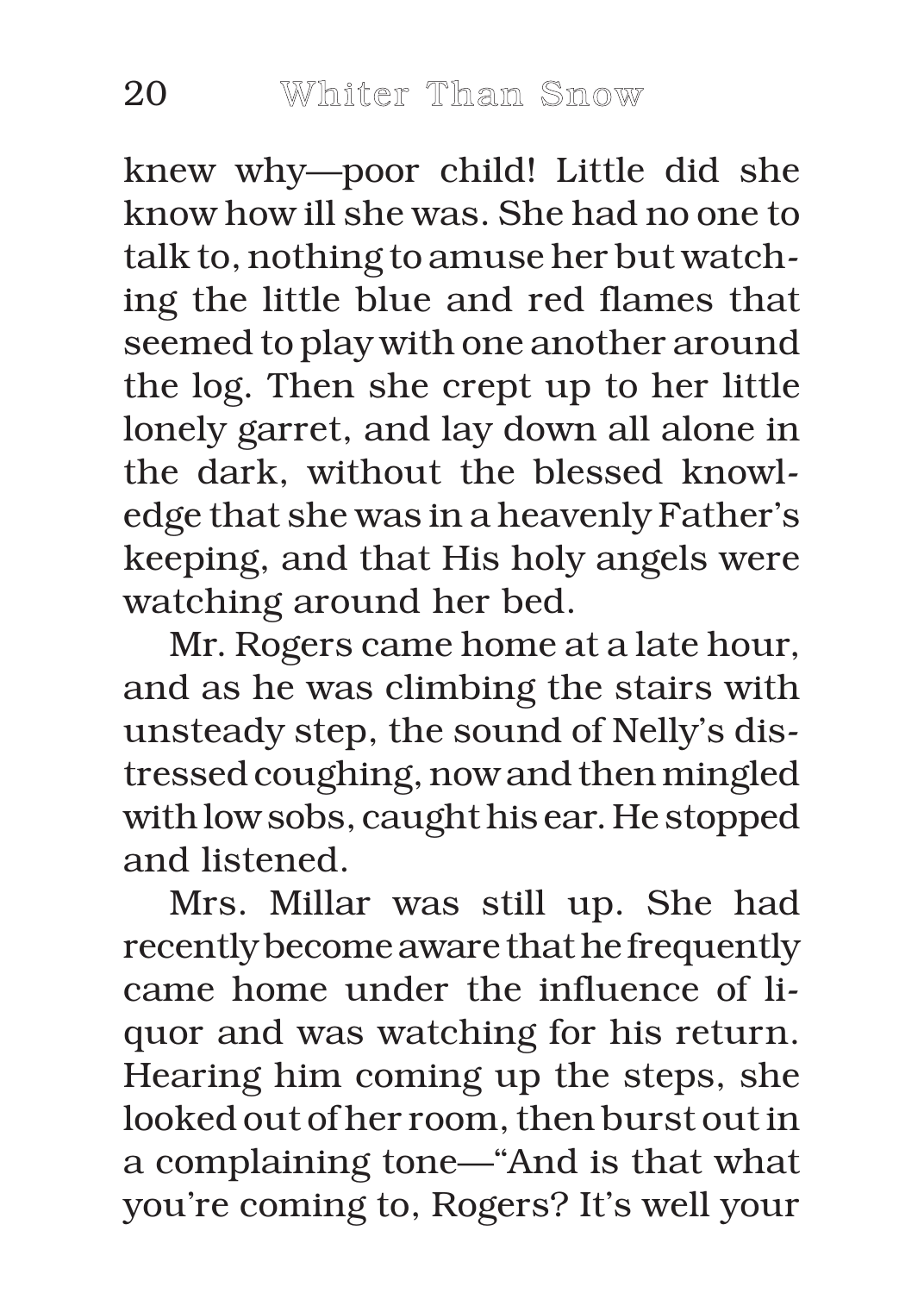knew why—poor child! Little did she know how ill she was. She had no one to talk to, nothing to amuse her but watching the little blue and red flames that seemed to play with one another around the log. Then she crept up to her little lonely garret, and lay down all alone in the dark, without the blessed knowledge that she was in a heavenly Father's keeping, and that His holy angels were watching around her bed.

Mr. Rogers came home at a late hour, and as he was climbing the stairs with unsteady step, the sound of Nelly's distressed coughing, now and then mingled with low sobs, caught his ear. He stopped and listened.

Mrs. Millar was still up. She had recently become aware that he frequently came home under the influence of liquor and was watching for his return. Hearing him coming up the steps, she looked out of her room, then burst out in a complaining tone—"And is that what you're coming to, Rogers? It's well your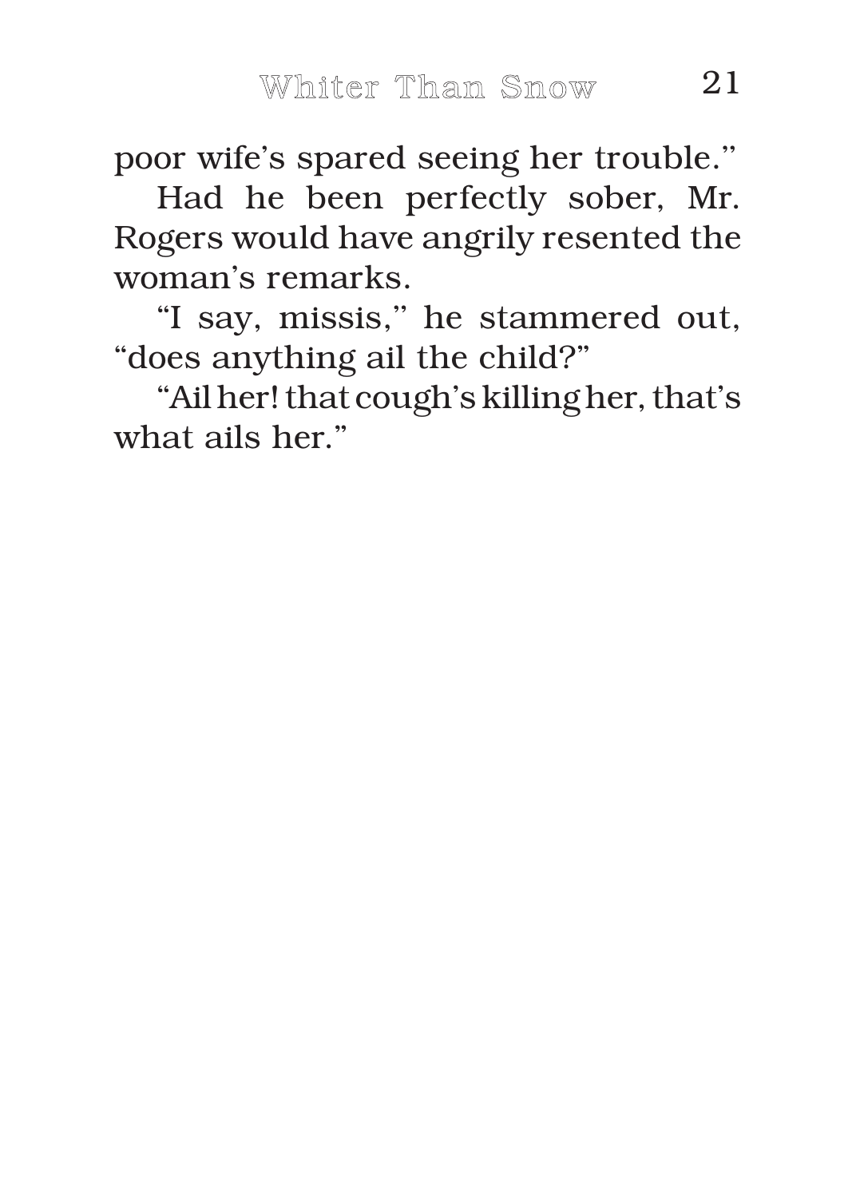poor wife's spared seeing her trouble."

Had he been perfectly sober, Mr. Rogers would have angrily resented the woman's remarks.

"I say, missis," he stammered out, "does anything ail the child?"

"Ail her! that cough's killing her, that's what ails her."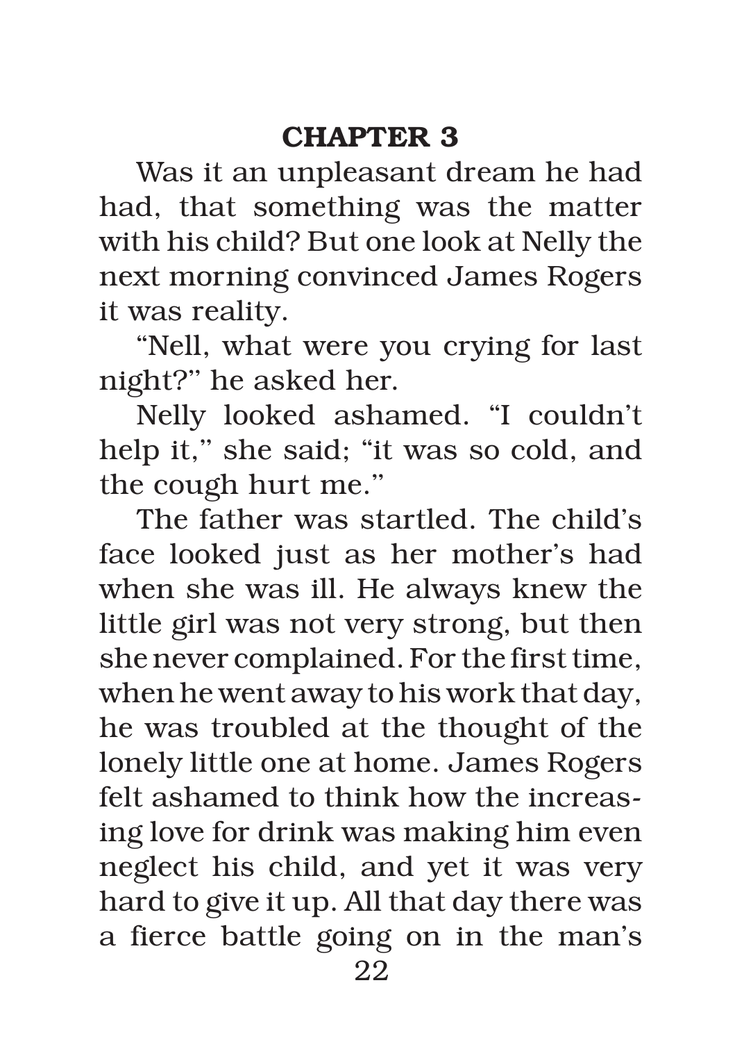## CHAPTER 3

Was it an unpleasant dream he had had, that something was the matter with his child? But one look at Nelly the next morning convinced James Rogers it was reality.

"Nell, what were you crying for last night?" he asked her.

Nelly looked ashamed. "I couldn't help it," she said; "it was so cold, and the cough hurt me."

The father was startled. The child's face looked just as her mother's had when she was ill. He always knew the little girl was not very strong, but then she never complained. For the first time, when he went away to his work that day, he was troubled at the thought of the lonely little one at home. James Rogers felt ashamed to think how the increasing love for drink was making him even neglect his child, and yet it was very hard to give it up. All that day there was a fierce battle going on in the man's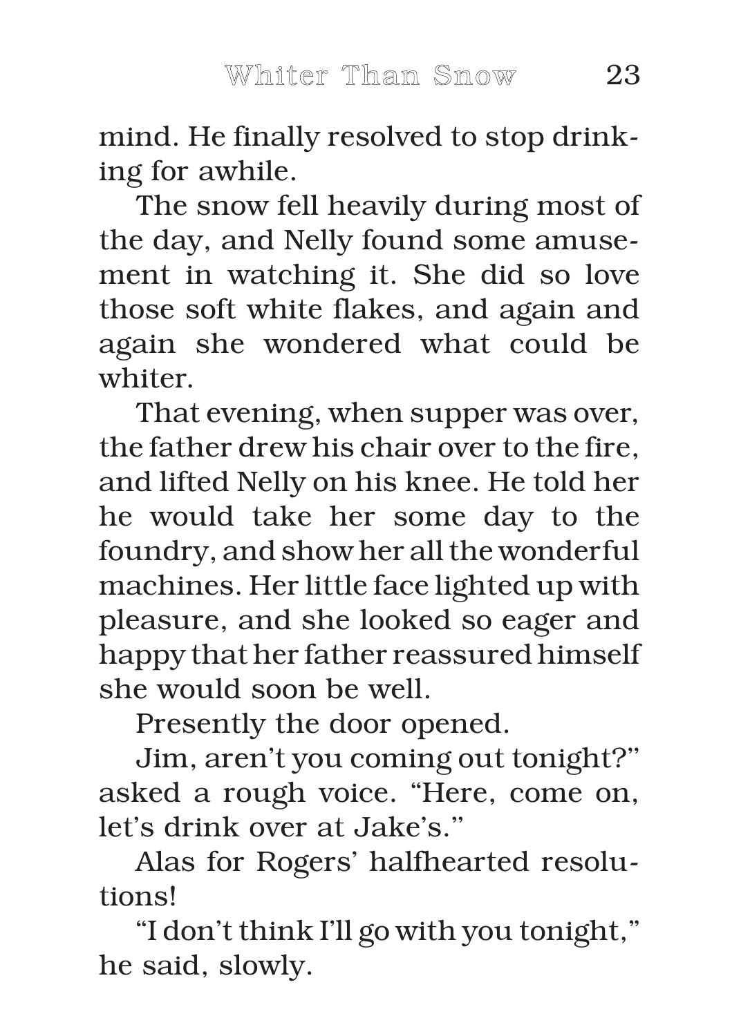mind. He finally resolved to stop drinking for awhile.

The snow fell heavily during most of the day, and Nelly found some amusement in watching it. She did so love those soft white flakes, and again and again she wondered what could be whiter.

That evening, when supper was over, the father drew his chair over to the fire, and lifted Nelly on his knee. He told her he would take her some day to the foundry, and show her all the wonderful machines. Her little face lighted up with pleasure, and she looked so eager and happy that her father reassured himself she would soon be well.

Presently the door opened.

Jim, aren't you coming out tonight?" asked a rough voice. "Here, come on, let's drink over at Jake's."

Alas for Rogers' halfhearted resolutions!

"I don't think I'll go with you tonight," he said, slowly.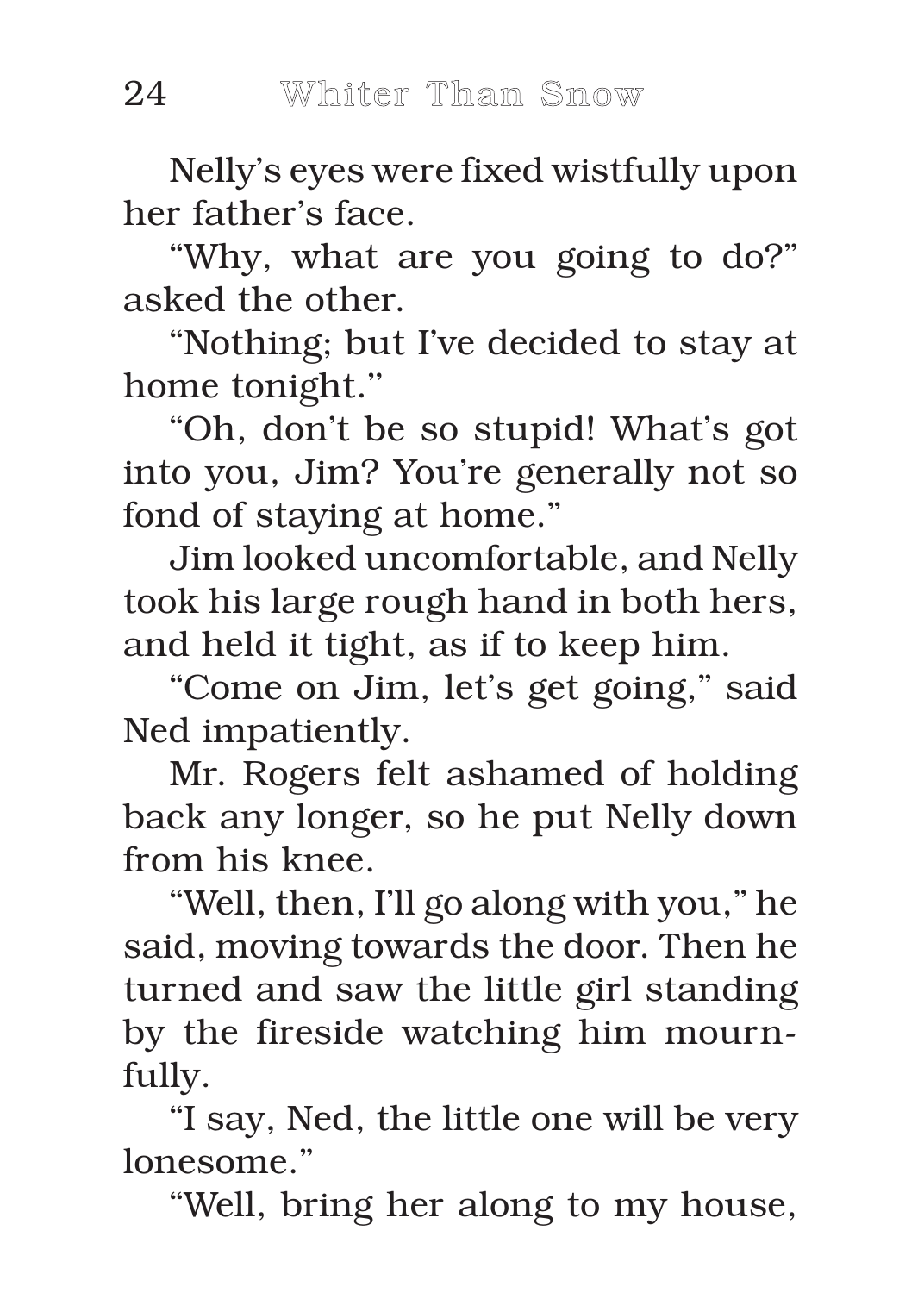Nelly's eyes were fixed wistfully upon her father's face.

"Why, what are you going to do?" asked the other.

"Nothing; but I've decided to stay at home tonight."

"Oh, don't be so stupid! What's got into you, Jim? You're generally not so fond of staying at home."

Jim looked uncomfortable, and Nelly took his large rough hand in both hers, and held it tight, as if to keep him.

"Come on Jim, let's get going," said Ned impatiently.

Mr. Rogers felt ashamed of holding back any longer, so he put Nelly down from his knee.

"Well, then, I'll go along with you," he said, moving towards the door. Then he turned and saw the little girl standing by the fireside watching him mournfully.

"I say, Ned, the little one will be very lonesome."

"Well, bring her along to my house,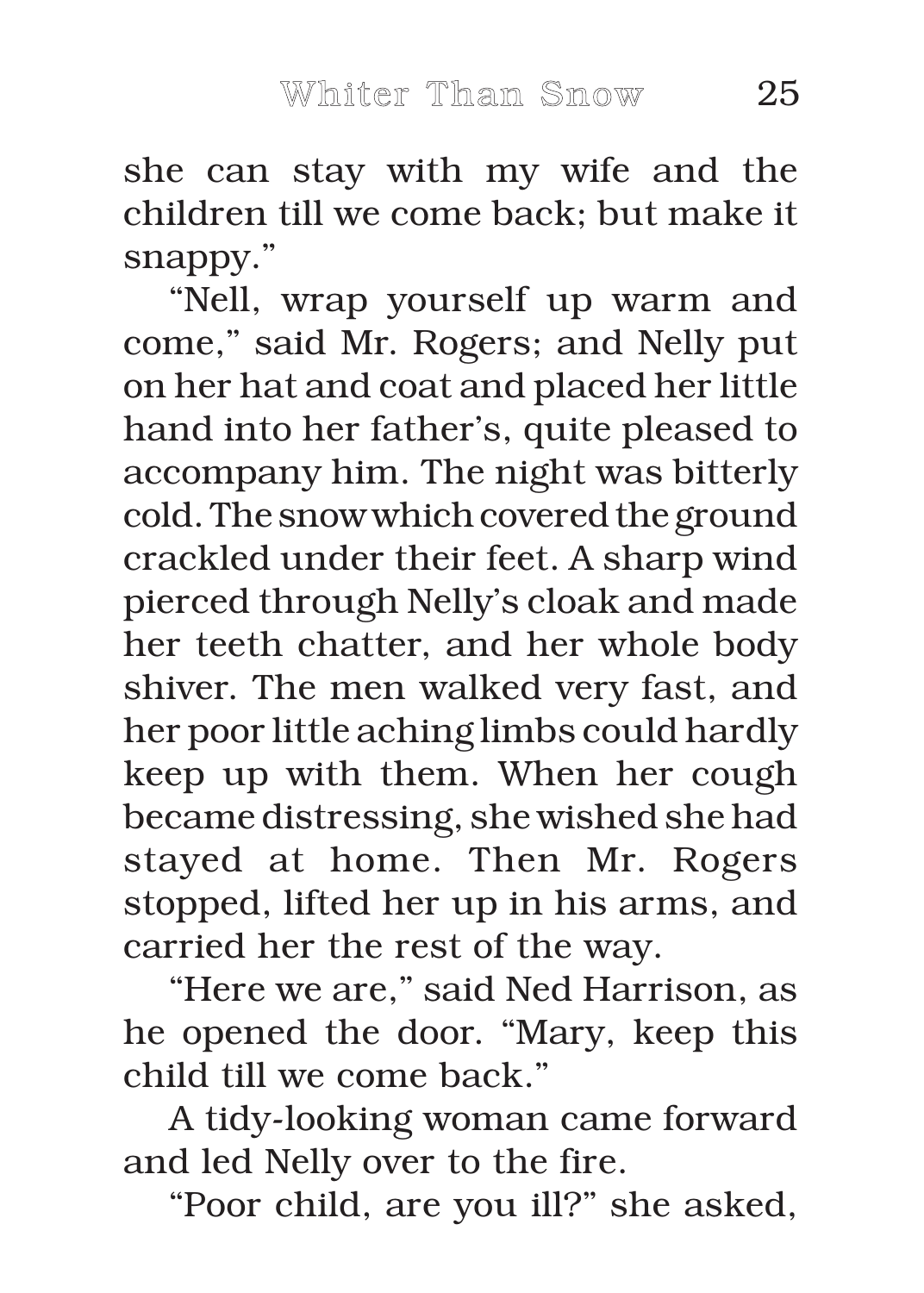she can stay with my wife and the children till we come back; but make it snappy."

"Nell, wrap yourself up warm and come," said Mr. Rogers; and Nelly put on her hat and coat and placed her little hand into her father's, quite pleased to accompany him. The night was bitterly cold. The snow which covered the ground crackled under their feet. A sharp wind pierced through Nelly's cloak and made her teeth chatter, and her whole body shiver. The men walked very fast, and her poor little aching limbs could hardly keep up with them. When her cough became distressing, she wished she had stayed at home. Then Mr. Rogers stopped, lifted her up in his arms, and carried her the rest of the way.

"Here we are," said Ned Harrison, as he opened the door. "Mary, keep this child till we come back."

A tidy-looking woman came forward and led Nelly over to the fire.

"Poor child, are you ill?" she asked,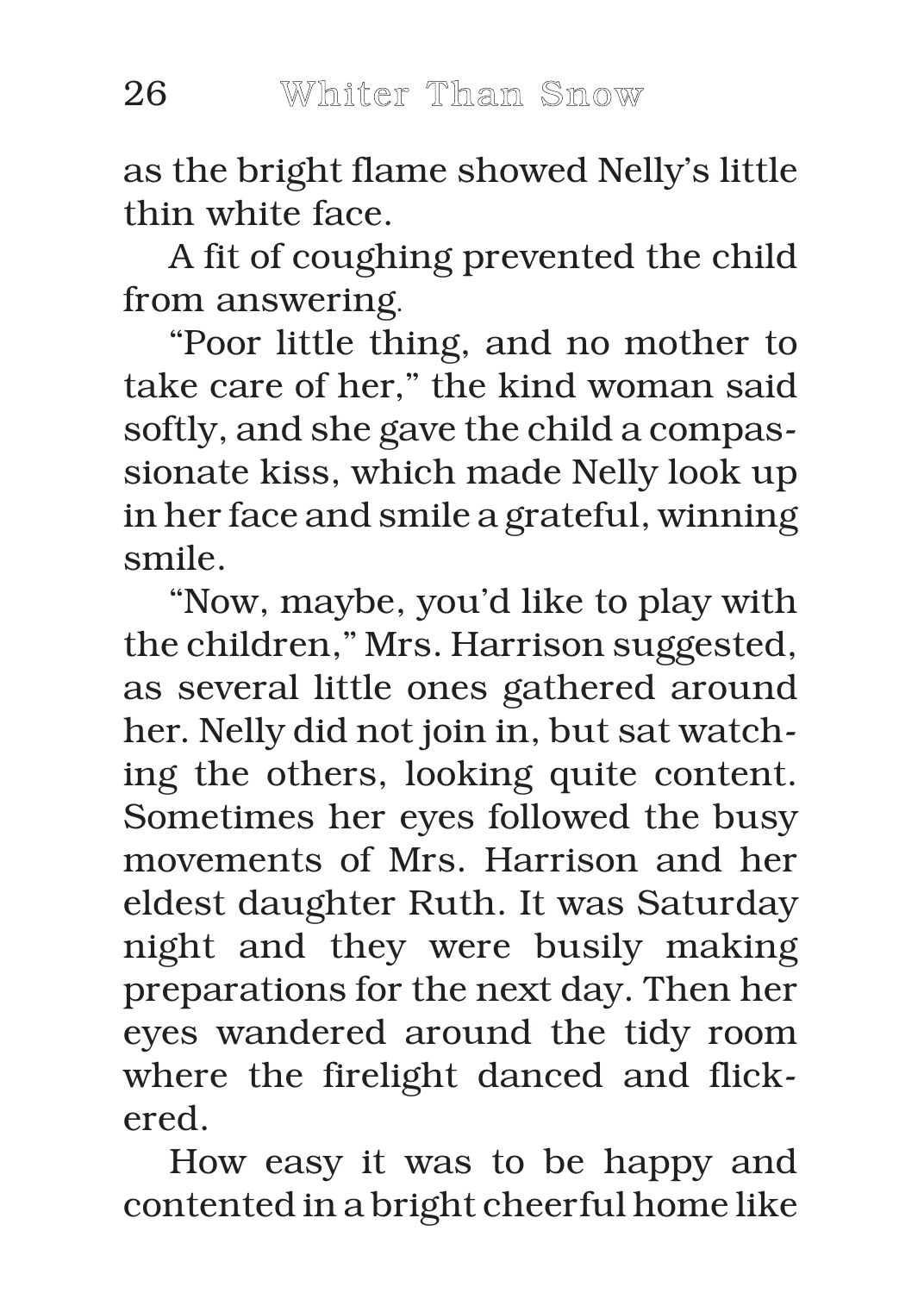as the bright flame showed Nelly's little thin white face.

A fit of coughing prevented the child from answering.

"Poor little thing, and no mother to take care of her," the kind woman said softly, and she gave the child a compassionate kiss, which made Nelly look up in her face and smile a grateful, winning smile.

"Now, maybe, you'd like to play with the children," Mrs. Harrison suggested, as several little ones gathered around her. Nelly did not join in, but sat watching the others, looking quite content. Sometimes her eyes followed the busy movements of Mrs. Harrison and her eldest daughter Ruth. It was Saturday night and they were busily making preparations for the next day. Then her eyes wandered around the tidy room where the firelight danced and flickered.

How easy it was to be happy and contented in a bright cheerful home like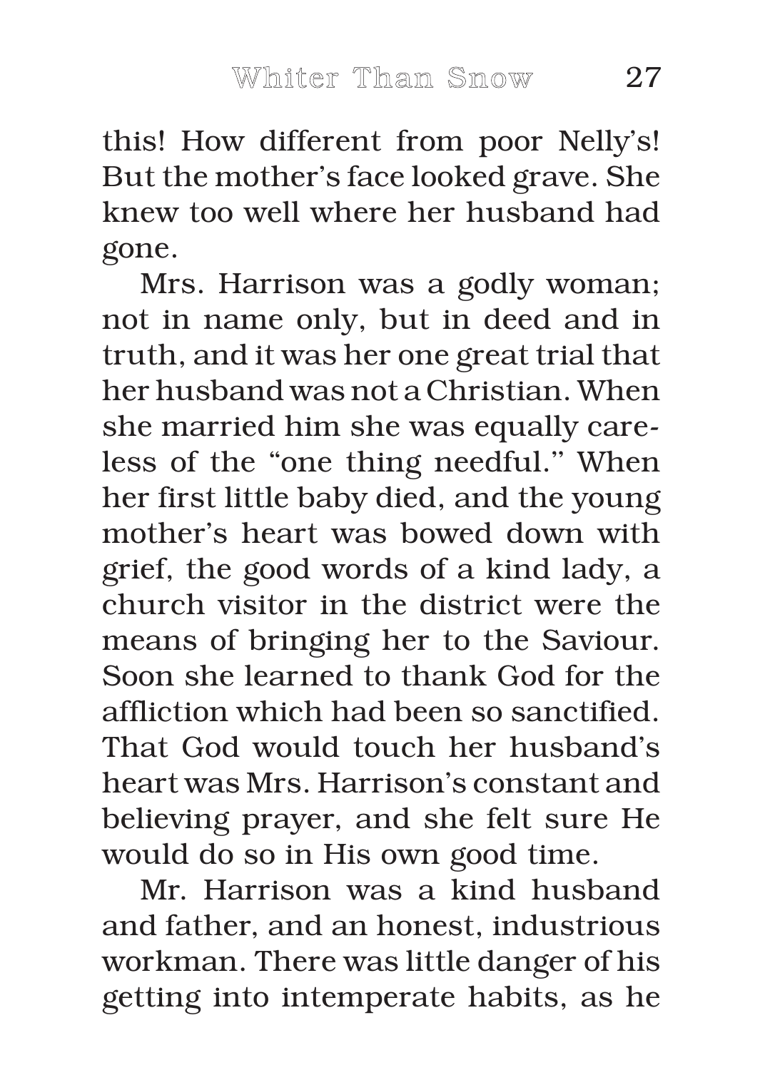this! How different from poor Nelly's! But the mother's face looked grave. She knew too well where her husband had gone.

Mrs. Harrison was a godly woman; not in name only, but in deed and in truth, and it was her one great trial that her husband was not a Christian. When she married him she was equally careless of the "one thing needful." When her first little baby died, and the young mother's heart was bowed down with grief, the good words of a kind lady, a church visitor in the district were the means of bringing her to the Saviour. Soon she learned to thank God for the affliction which had been so sanctified. That God would touch her husband's heart was Mrs. Harrison's constant and believing prayer, and she felt sure He would do so in His own good time.

Mr. Harrison was a kind husband and father, and an honest, industrious workman. There was little danger of his getting into intemperate habits, as he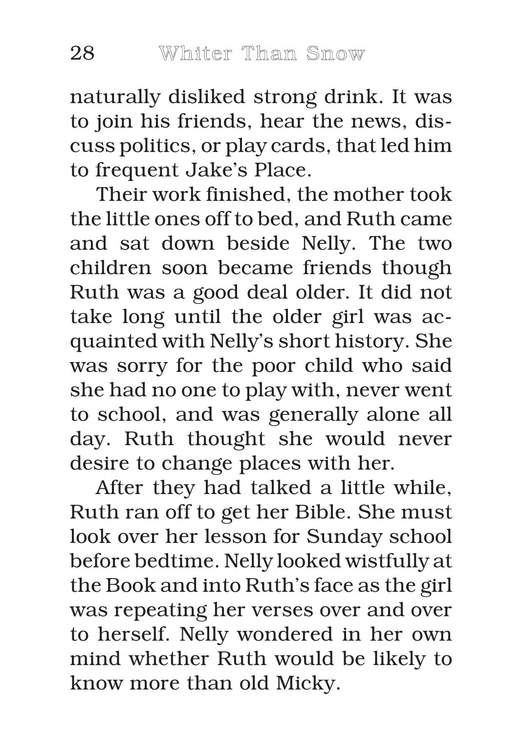naturally disliked strong drink. It was to join his friends, hear the news, discuss politics, or play cards, that led him to frequent Jake's Place.

Their work finished, the mother took the little ones off to bed, and Ruth came and sat down beside Nelly. The two children soon became friends though Ruth was a good deal older. It did not take long until the older girl was acquainted with Nelly's short history. She was sorry for the poor child who said she had no one to play with, never went to school, and was generally alone all day. Ruth thought she would never desire to change places with her.

After they had talked a little while, Ruth ran off to get her Bible. She must look over her lesson for Sunday school before bedtime. Nelly looked wistfully at the Book and into Ruth's face as the girl was repeating her verses over and over to herself. Nelly wondered in her own mind whether Ruth would be likely to know more than old Micky.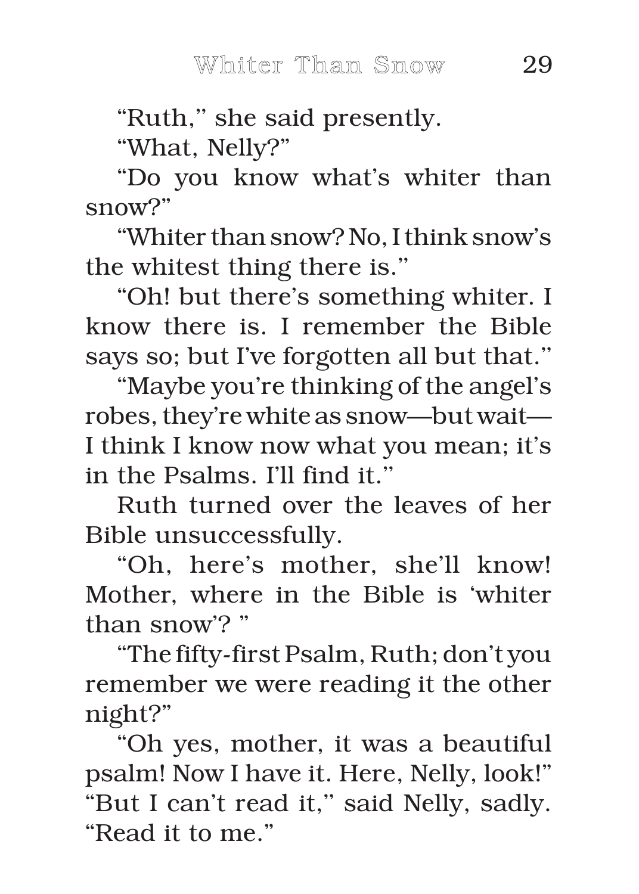"Ruth," she said presently.

"What, Nelly?"

"Do you know what's whiter than snow?"

"Whiter than snow? No, I think snow's the whitest thing there is."

"Oh! but there's something whiter. I know there is. I remember the Bible says so; but I've forgotten all but that."

"Maybe you're thinking of the angel's robes, they're white as snow—but wait—I think I know now what you mean; it's in the Psalms. I'll find it."

Ruth turned over the leaves of her Bible unsuccessfully.

"Oh, here's mother, she'll know! Mother, where in the Bible is 'whiter than snow'? "

"The fifty-first Psalm, Ruth; don't you remember we were reading it the other night?"

"Oh yes, mother, it was a beautiful psalm! Now I have it. Here, Nelly, look!" "But I can't read it," said Nelly, sadly. "Read it to me."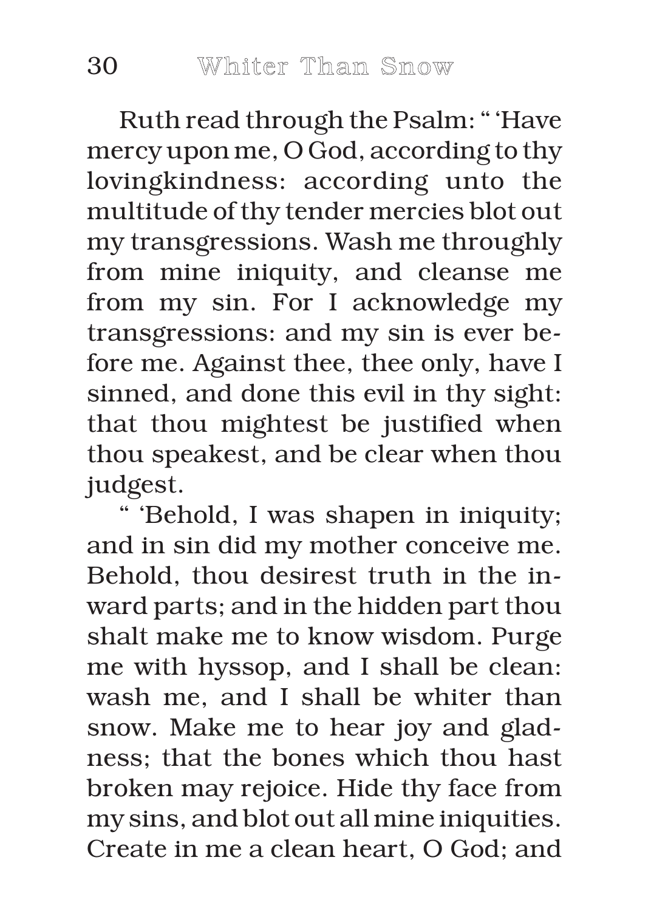Ruth read through the Psalm: " 'Have mercy upon me, O God, according to thy lovingkindness: according unto the multitude of thy tender mercies blot out my transgressions. Wash me throughly from mine iniquity, and cleanse me from my sin. For I acknowledge my transgressions: and my sin is ever before me. Against thee, thee only, have I sinned, and done this evil in thy sight: that thou mightest be justified when thou speakest, and be clear when thou judgest.

" 'Behold, I was shapen in iniquity; and in sin did my mother conceive me. Behold, thou desirest truth in the inward parts; and in the hidden part thou shalt make me to know wisdom. Purge me with hyssop, and I shall be clean: wash me, and I shall be whiter than snow. Make me to hear joy and gladness; that the bones which thou hast broken may rejoice. Hide thy face from my sins, and blot out all mine iniquities. Create in me a clean heart, O God; and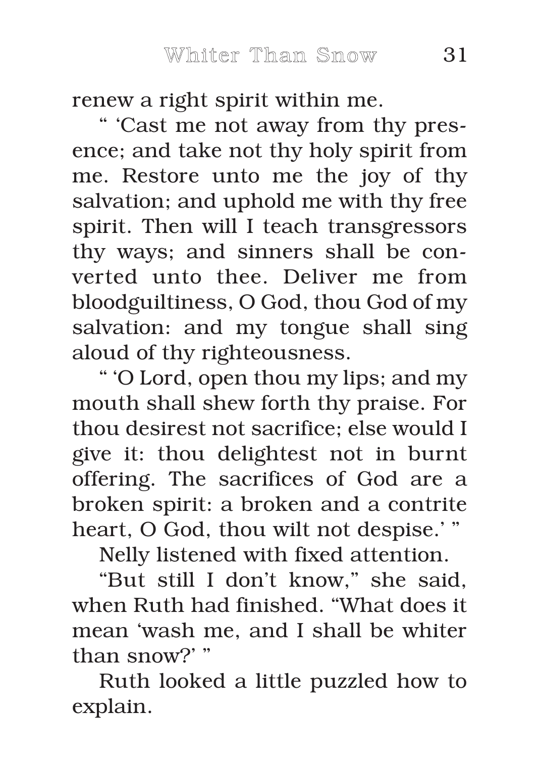renew a right spirit within me.

" 'Cast me not away from thy presence; and take not thy holy spirit from me. Restore unto me the joy of thy salvation; and uphold me with thy free spirit. Then will I teach transgressors thy ways; and sinners shall be converted unto thee. Deliver me from bloodguiltiness, O God, thou God of my salvation: and my tongue shall sing aloud of thy righteousness.

" 'O Lord, open thou my lips; and my mouth shall shew forth thy praise. For thou desirest not sacrifice; else would I give it: thou delightest not in burnt offering. The sacrifices of God are a broken spirit: a broken and a contrite heart, O God, thou wilt not despise.' "

Nelly listened with fixed attention.

"But still I don't know," she said, when Ruth had finished. "What does it mean 'wash me, and I shall be whiter than snow?' "

Ruth looked a little puzzled how to explain.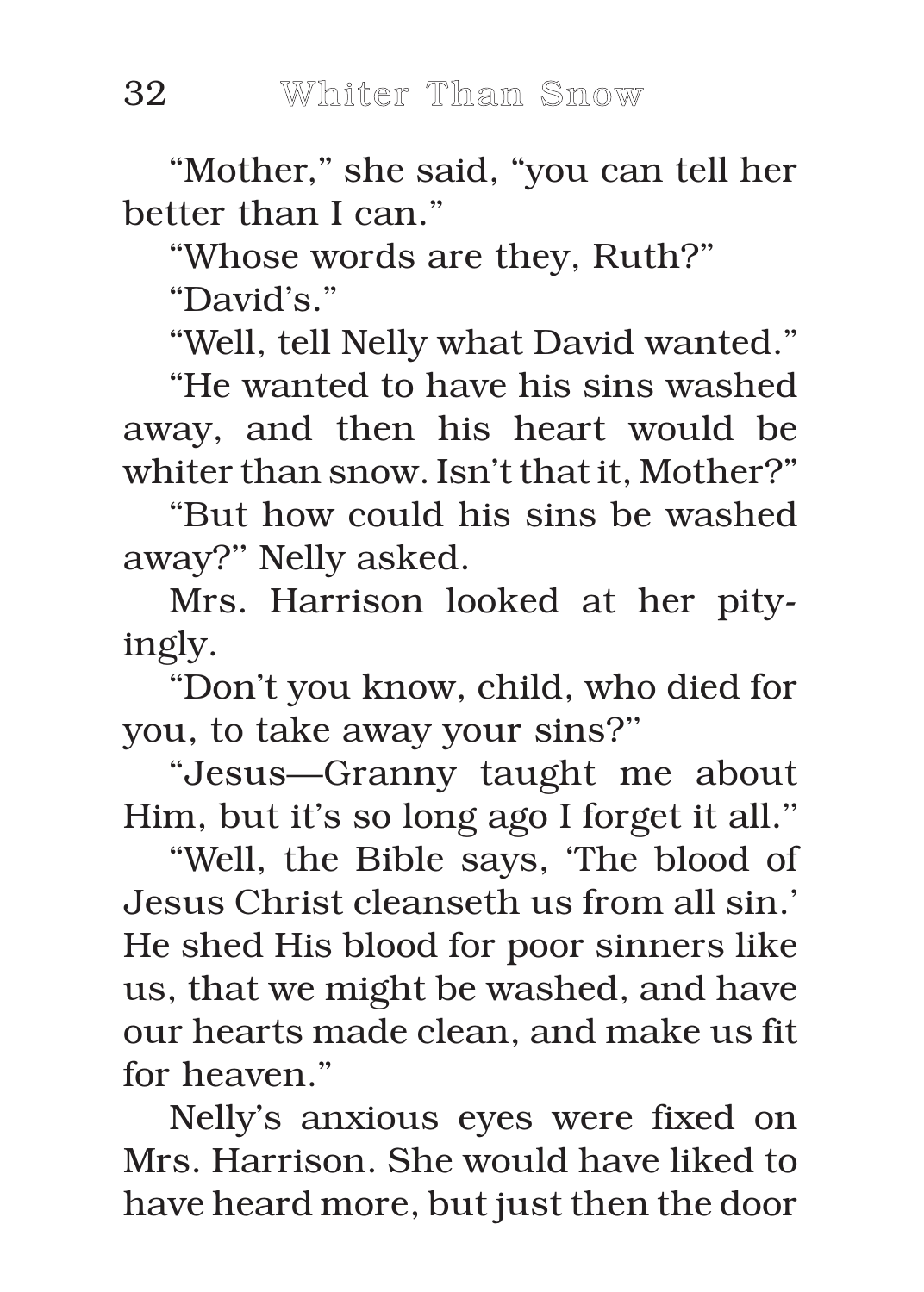"Mother," she said, "you can tell her better than I can."

"Whose words are they, Ruth?"

"David's."

"Well, tell Nelly what David wanted."

"He wanted to have his sins washed away, and then his heart would be whiter than snow. Isn't that it, Mother?"

"But how could his sins be washed away?" Nelly asked.

Mrs. Harrison looked at her pityingly.

"Don't you know, child, who died for you, to take away your sins?"

"Jesus—Granny taught me about Him, but it's so long ago I forget it all."

"Well, the Bible says, 'The blood of Jesus Christ cleanseth us from all sin.' He shed His blood for poor sinners like us, that we might be washed, and have our hearts made clean, and make us fit for heaven."

Nelly's anxious eyes were fixed on Mrs. Harrison. She would have liked to have heard more, but just then the door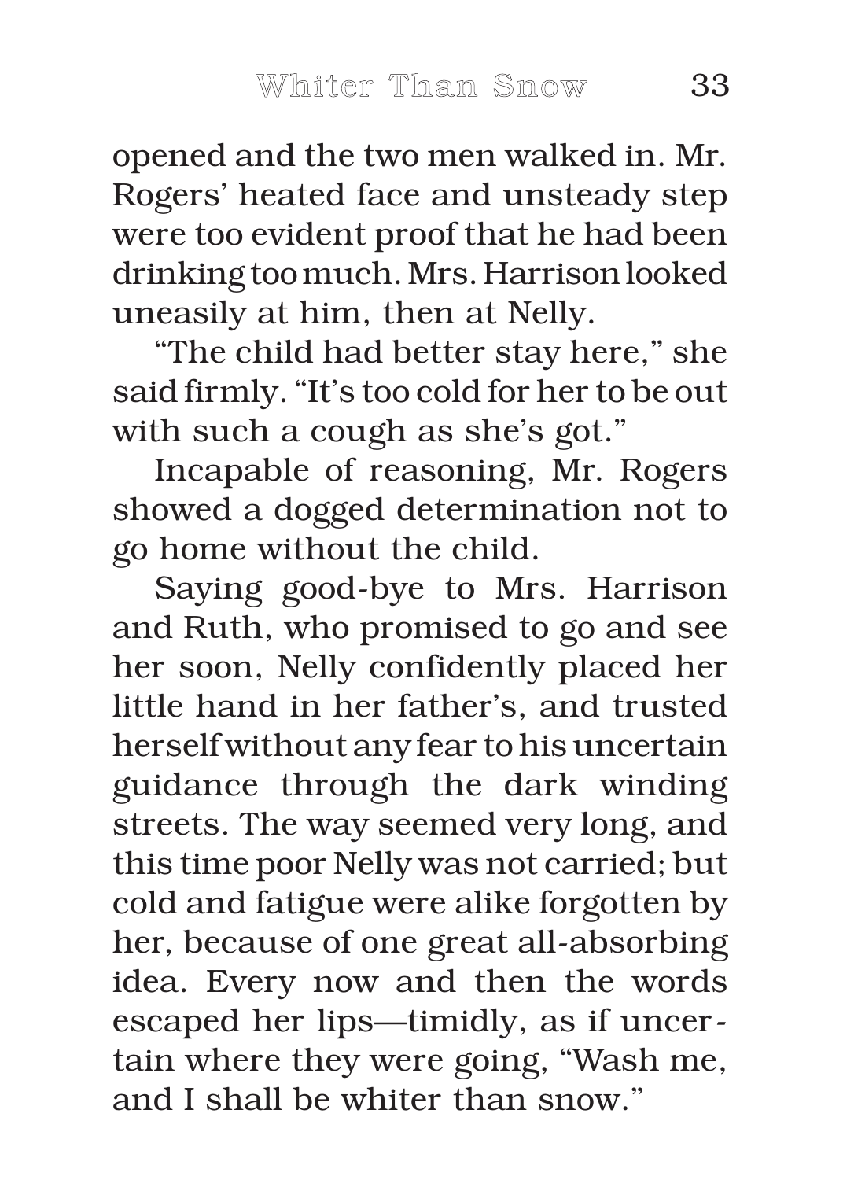opened and the two men walked in. Mr. Rogers' heated face and unsteady step were too evident proof that he had been drinking too much. Mrs. Harrison looked uneasily at him, then at Nelly.

"The child had better stay here," she said firmly. "It's too cold for her to be out with such a cough as she's got."

Incapable of reasoning, Mr. Rogers showed a dogged determination not to go home without the child.

Saying good-bye to Mrs. Harrison and Ruth, who promised to go and see her soon, Nelly confidently placed her little hand in her father's, and trusted herself without any fear to his uncertain guidance through the dark winding streets. The way seemed very long, and this time poor Nelly was not carried; but cold and fatigue were alike forgotten by her, because of one great all-absorbing idea. Every now and then the words escaped her lips—timidly, as if uncertain where they were going, "Wash me, and I shall be whiter than snow."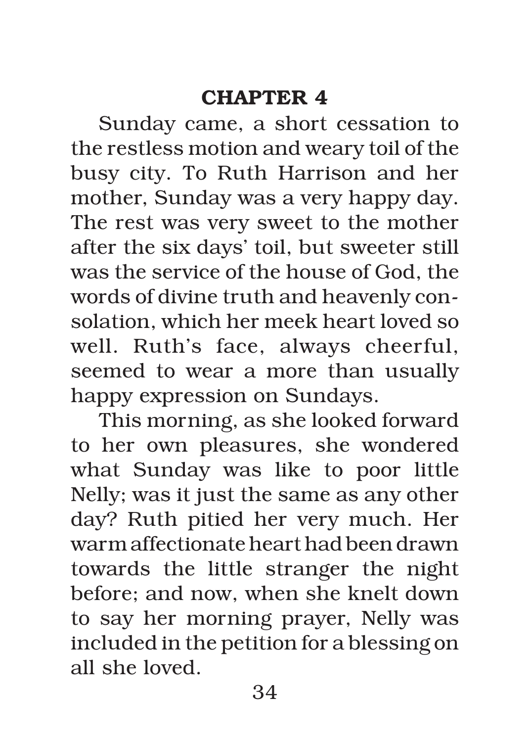## CHAPTER 4

Sunday came, a short cessation to the restless motion and weary toil of the busy city. To Ruth Harrison and her mother, Sunday was a very happy day. The rest was very sweet to the mother after the six days' toil, but sweeter still was the service of the house of God, the words of divine truth and heavenly consolation, which her meek heart loved so well. Ruth's face, always cheerful, seemed to wear a more than usually happy expression on Sundays.

This morning, as she looked forward to her own pleasures, she wondered what Sunday was like to poor little Nelly; was it just the same as any other day? Ruth pitied her very much. Her warm affectionate heart had been drawn towards the little stranger the night before; and now, when she knelt down to say her morning prayer, Nelly was included in the petition for a blessing on all she loved.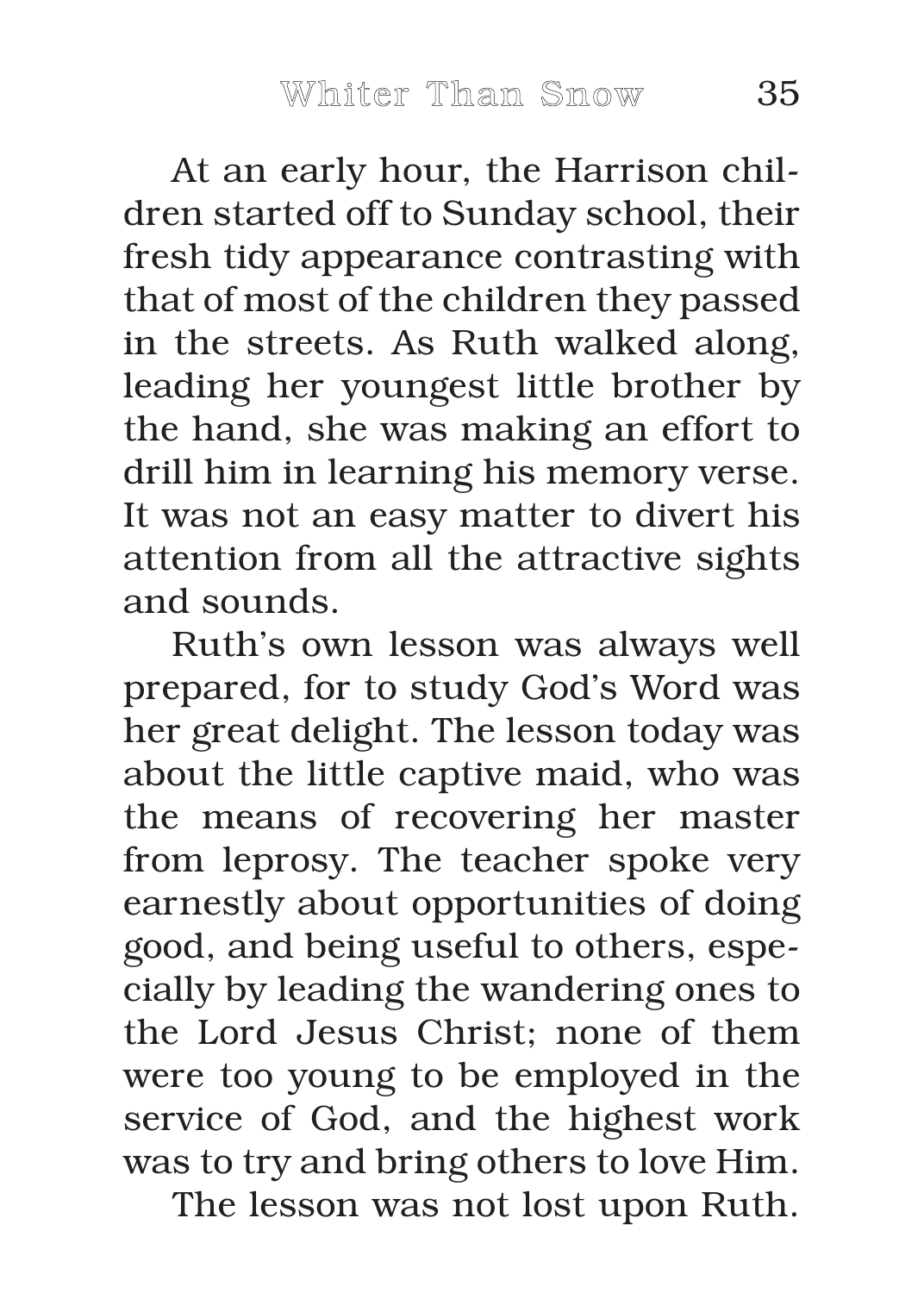At an early hour, the Harrison children started off to Sunday school, their fresh tidy appearance contrasting with that of most of the children they passed in the streets. As Ruth walked along, leading her youngest little brother by the hand, she was making an effort to drill him in learning his memory verse. It was not an easy matter to divert his attention from all the attractive sights and sounds.

Ruth's own lesson was always well prepared, for to study God's Word was her great delight. The lesson today was about the little captive maid, who was the means of recovering her master from leprosy. The teacher spoke very earnestly about opportunities of doing good, and being useful to others, especially by leading the wandering ones to the Lord Jesus Christ; none of them were too young to be employed in the service of God, and the highest work was to try and bring others to love Him.

The lesson was not lost upon Ruth.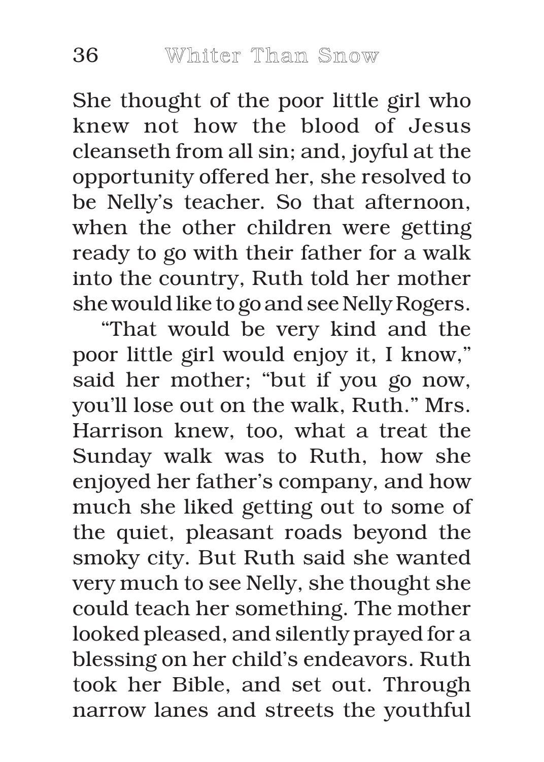She thought of the poor little girl who knew not how the blood of Jesus cleanseth from all sin; and, joyful at the opportunity offered her, she resolved to be Nelly's teacher. So that afternoon, when the other children were getting ready to go with their father for a walk into the country, Ruth told her mother she would like to go and see Nelly Rogers.

"That would be very kind and the poor little girl would enjoy it, I know," said her mother; "but if you go now, you'll lose out on the walk, Ruth." Mrs. Harrison knew, too, what a treat the Sunday walk was to Ruth, how she enjoyed her father's company, and how much she liked getting out to some of the quiet, pleasant roads beyond the smoky city. But Ruth said she wanted very much to see Nelly, she thought she could teach her something. The mother looked pleased, and silently prayed for a blessing on her child's endeavors. Ruth took her Bible, and set out. Through narrow lanes and streets the youthful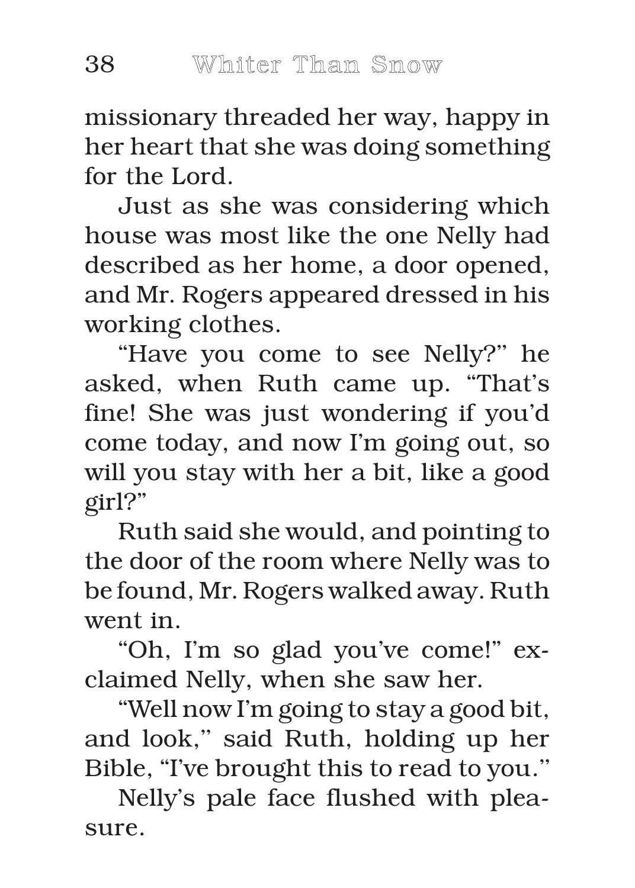missionary threaded her way, happy in her heart that she was doing something for the Lord.

Just as she was considering which house was most like the one Nelly had described as her home, a door opened, and Mr. Rogers appeared dressed in his working clothes.

"Have you come to see Nelly?" he asked, when Ruth came up. "That's fine! She was just wondering if you'd come today, and now I'm going out, so will you stay with her a bit, like a good girl?"

Ruth said she would, and pointing to the door of the room where Nelly was to be found, Mr. Rogers walked away. Ruth went in.

"Oh, I'm so glad you've come!" exclaimed Nelly, when she saw her.

"Well now I'm going to stay a good bit, and look," said Ruth, holding up her Bible, "I've brought this to read to you."

Nelly's pale face flushed with pleasure.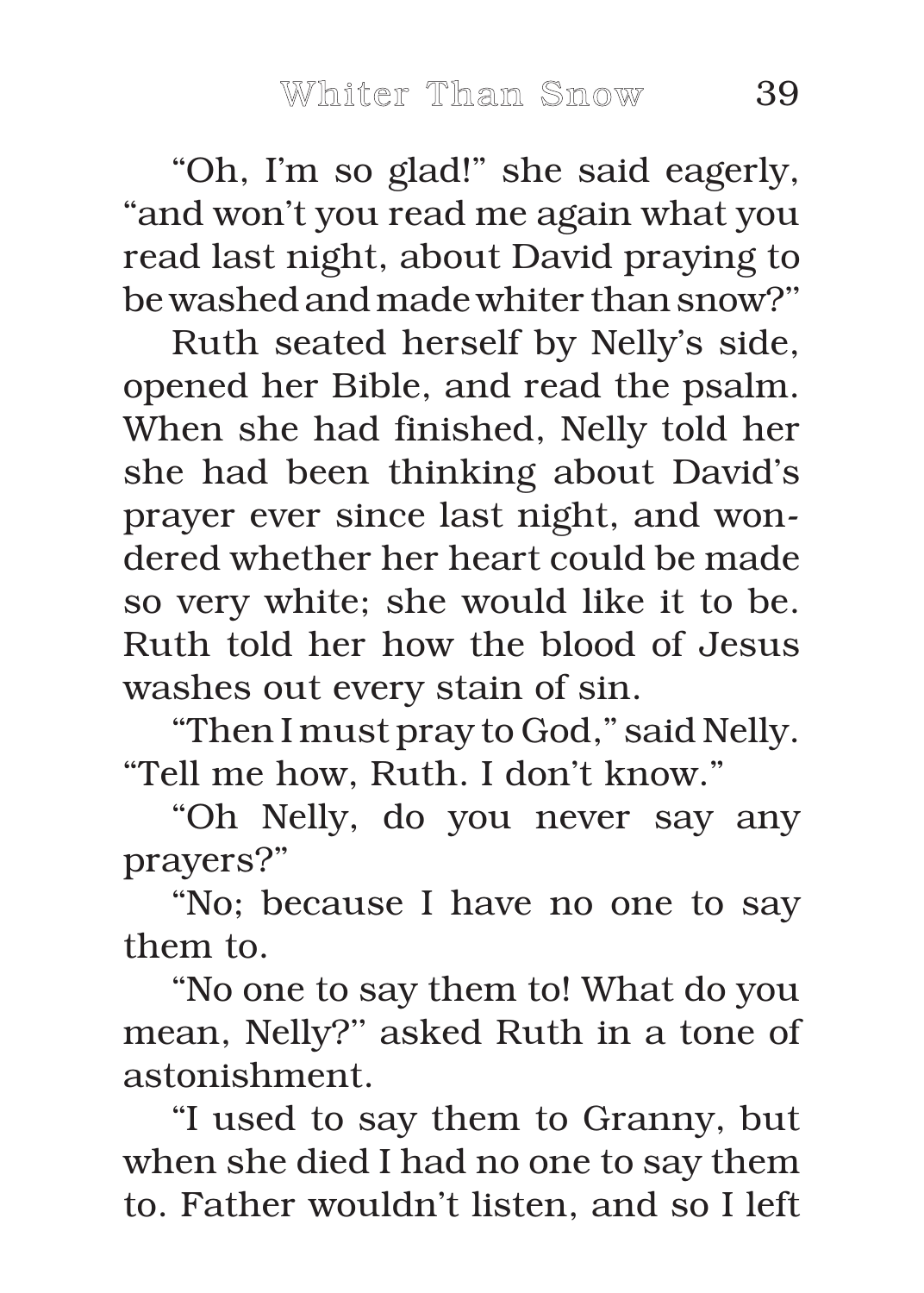"Oh, I'm so glad!" she said eagerly, "and won't you read me again what you read last night, about David praying to be washed and made whiter than snow?"

Ruth seated herself by Nelly's side, opened her Bible, and read the psalm. When she had finished, Nelly told her she had been thinking about David's prayer ever since last night, and wondered whether her heart could be made so very white; she would like it to be. Ruth told her how the blood of Jesus washes out every stain of sin.

"Then I must pray to God," said Nelly. "Tell me how, Ruth. I don't know."

"Oh Nelly, do you never say any prayers?"

"No; because I have no one to say them to.

"No one to say them to! What do you mean, Nelly?" asked Ruth in a tone of astonishment.

"I used to say them to Granny, but when she died I had no one to say them to. Father wouldn't listen, and so I left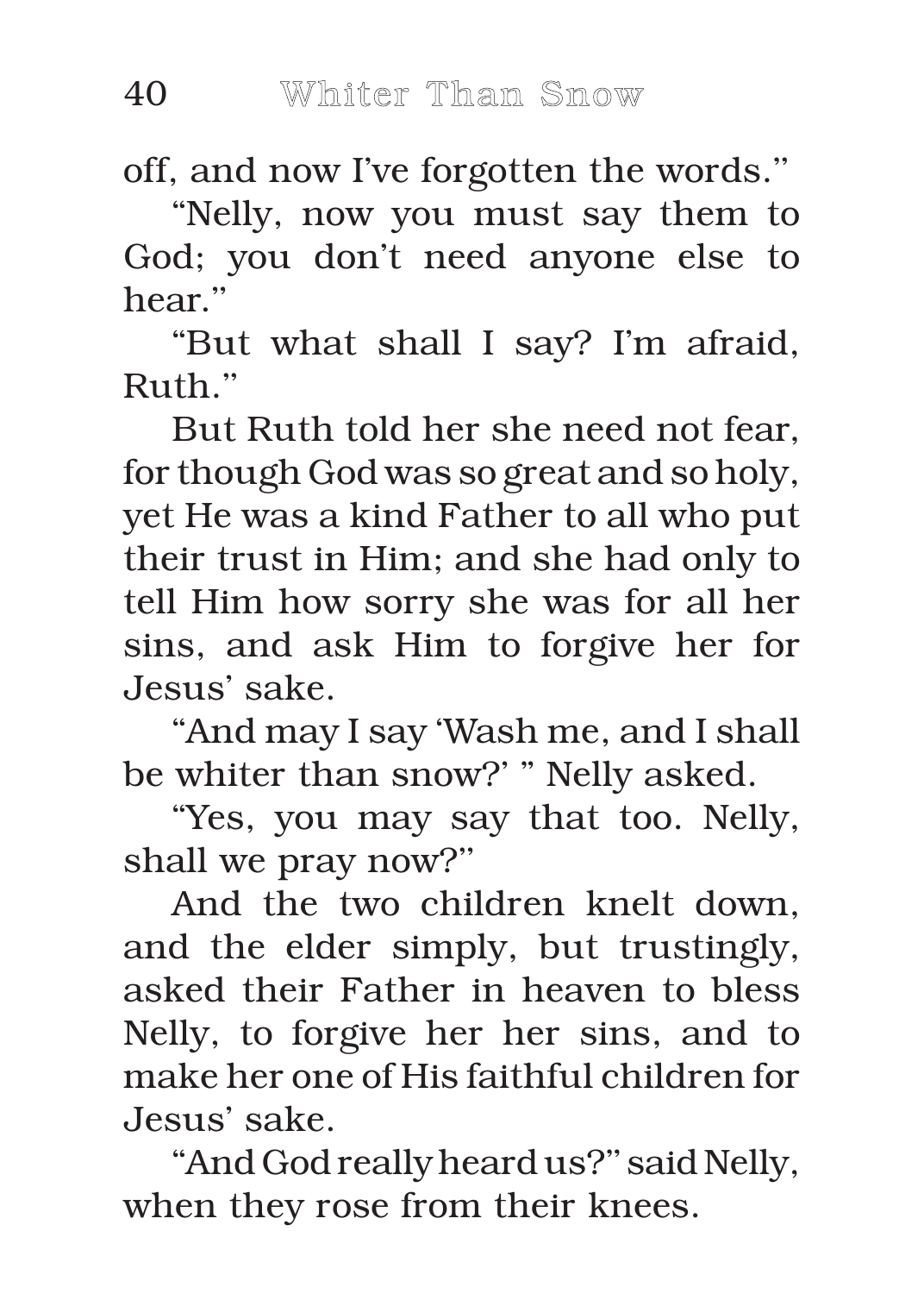off, and now I've forgotten the words."

"Nelly, now you must say them to God; you don't need anyone else to hear."

"But what shall I say? I'm afraid, Ruth."

But Ruth told her she need not fear, for though God was so great and so holy, yet He was a kind Father to all who put their trust in Him; and she had only to tell Him how sorry she was for all her sins, and ask Him to forgive her for Jesus' sake.

"And may I say 'Wash me, and I shall be whiter than snow?' " Nelly asked.

"Yes, you may say that too. Nelly, shall we pray now?"

And the two children knelt down, and the elder simply, but trustingly, asked their Father in heaven to bless Nelly, to forgive her her sins, and to make her one of His faithful children for Jesus' sake.

"And God really heard us?" said Nelly, when they rose from their knees.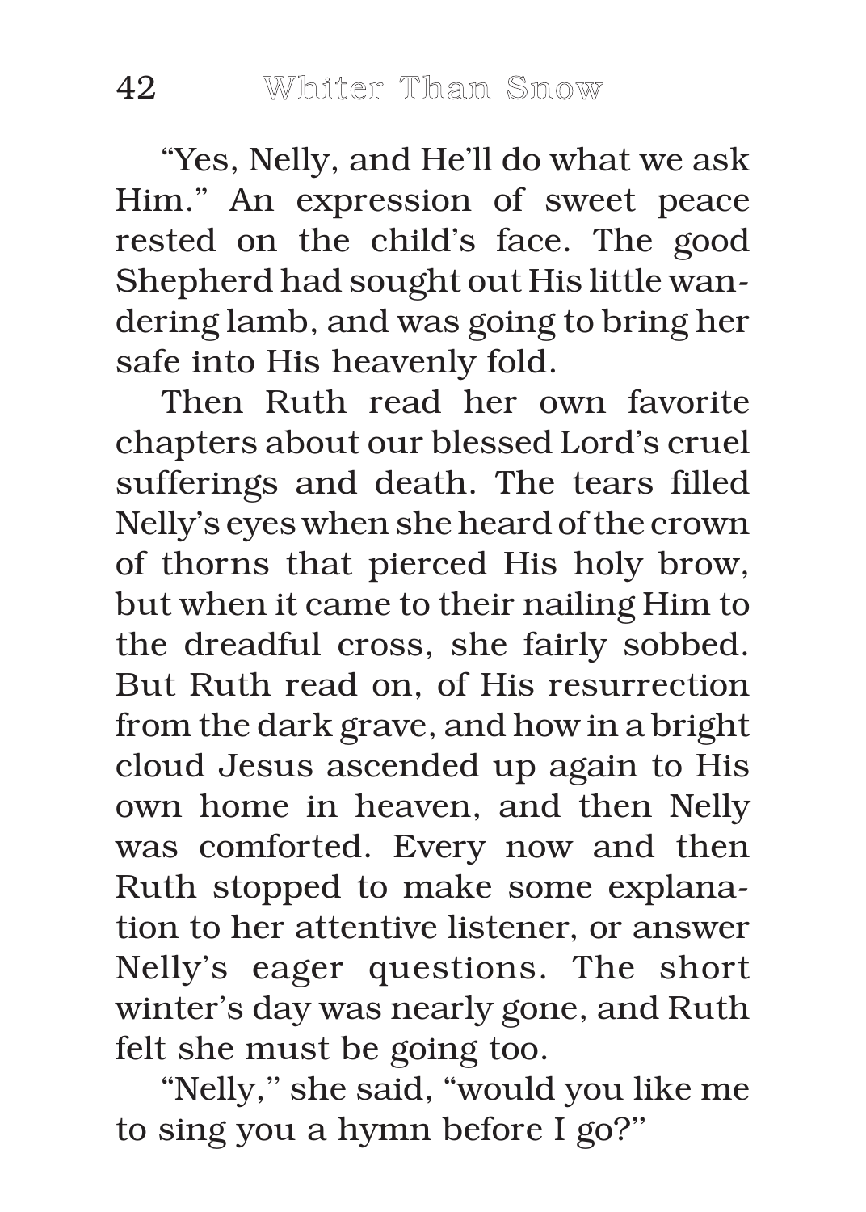"Yes, Nelly, and He'll do what we ask Him." An expression of sweet peace rested on the child's face. The good Shepherd had sought out His little wandering lamb, and was going to bring her safe into His heavenly fold.

Then Ruth read her own favorite chapters about our blessed Lord's cruel sufferings and death. The tears filled Nelly's eyes when she heard of the crown of thorns that pierced His holy brow, but when it came to their nailing Him to the dreadful cross, she fairly sobbed. But Ruth read on, of His resurrection from the dark grave, and how in a bright cloud Jesus ascended up again to His own home in heaven, and then Nelly was comforted. Every now and then Ruth stopped to make some explanation to her attentive listener, or answer Nelly's eager questions. The short winter's day was nearly gone, and Ruth felt she must be going too.

"Nelly," she said, "would you like me to sing you a hymn before I go?"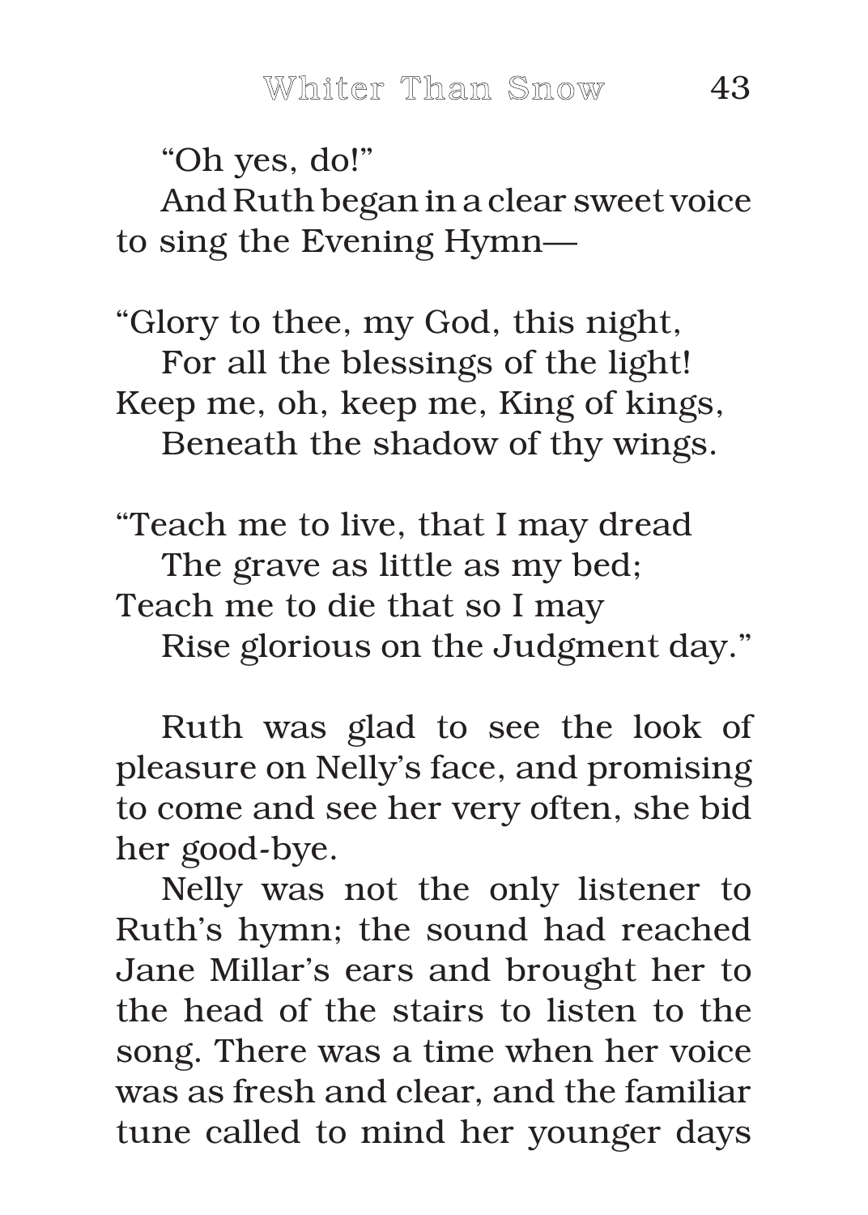"Oh yes, do!"

And Ruth began in a clear sweet voice to sing the Evening Hymn—

"Glory to thee, my God, this night,
  For all the blessings of the light!
Keep me, oh, keep me, King of kings,
  Beneath the shadow of thy wings.

"Teach me to live, that I may dread
  The grave as little as my bed;
Teach me to die that so I may
  Rise glorious on the Judgment day."

Ruth was glad to see the look of pleasure on Nelly's face, and promising to come and see her very often, she bid her good-bye.

Nelly was not the only listener to Ruth's hymn; the sound had reached Jane Millar's ears and brought her to the head of the stairs to listen to the song. There was a time when her voice was as fresh and clear, and the familiar tune called to mind her younger days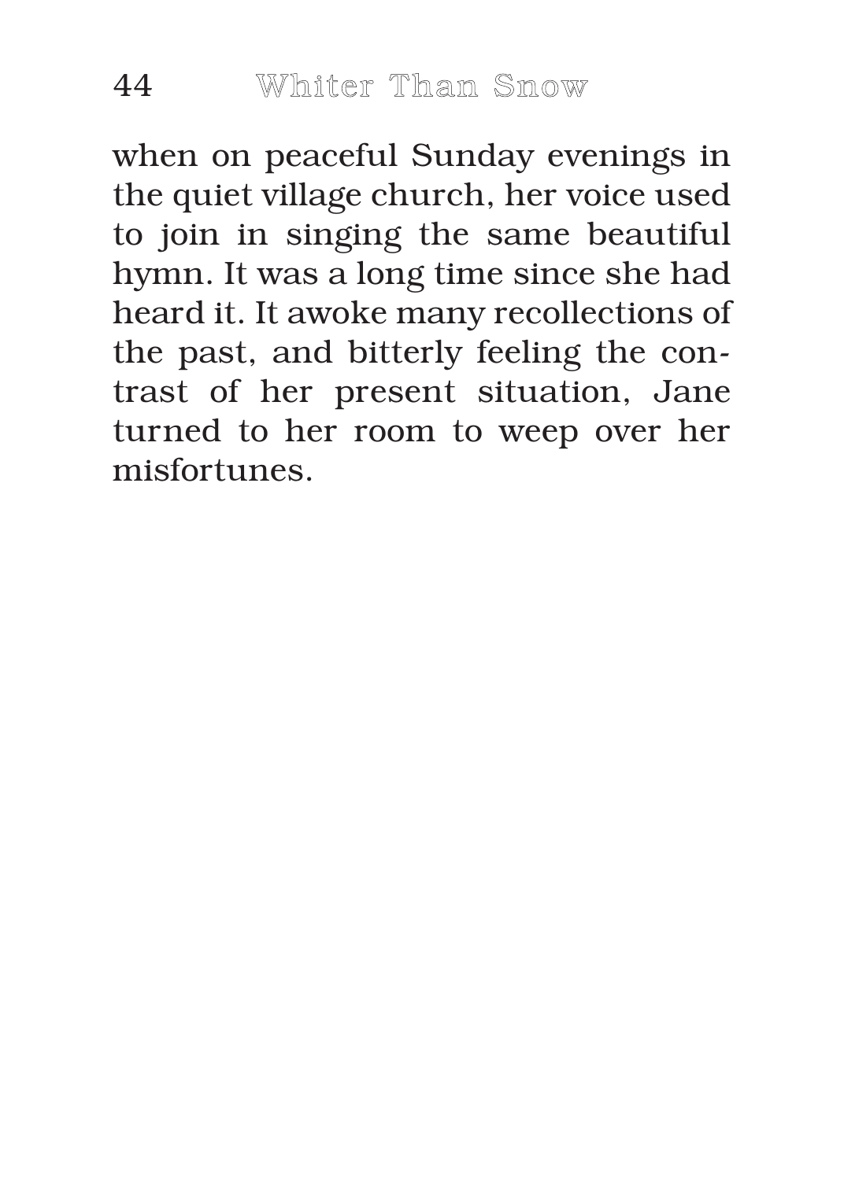when on peaceful Sunday evenings in the quiet village church, her voice used to join in singing the same beautiful hymn. It was a long time since she had heard it. It awoke many recollections of the past, and bitterly feeling the contrast of her present situation, Jane turned to her room to weep over her misfortunes.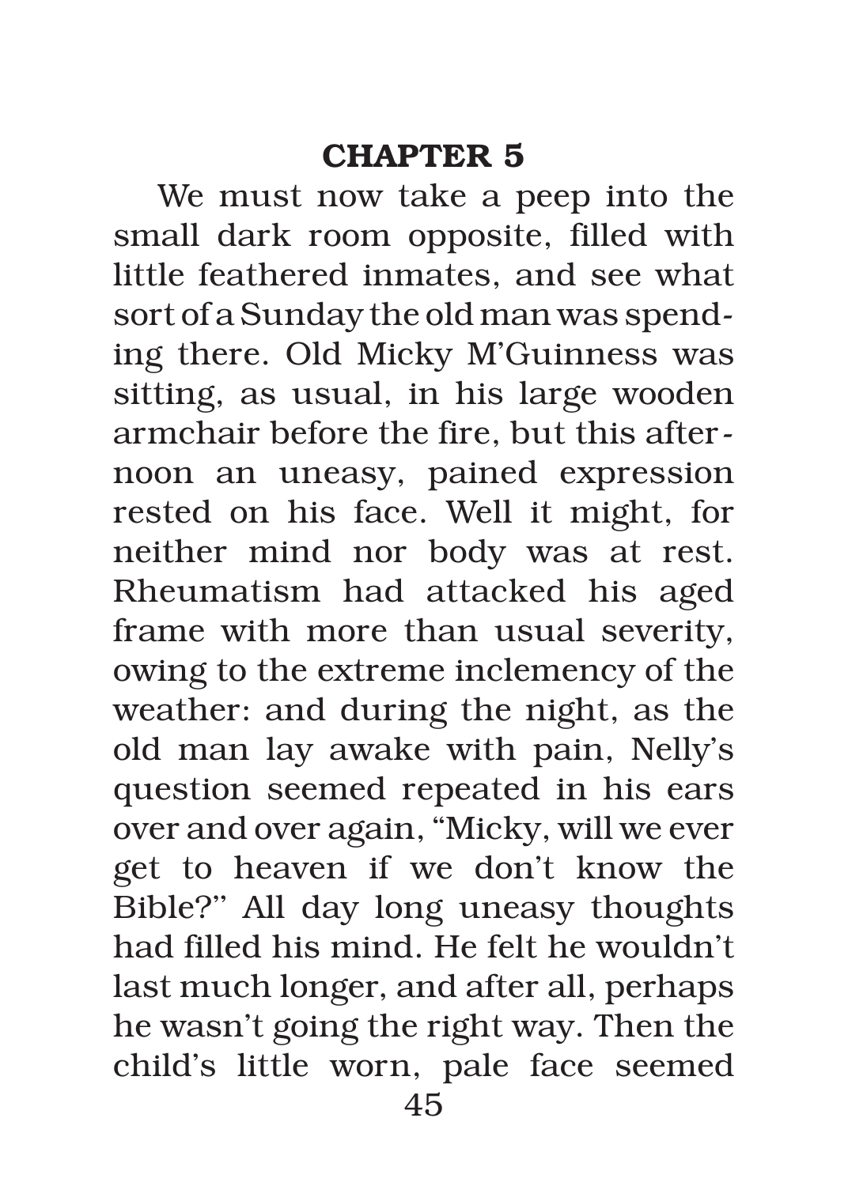## CHAPTER 5

We must now take a peep into the small dark room opposite, filled with little feathered inmates, and see what sort of a Sunday the old man was spending there. Old Micky M'Guinness was sitting, as usual, in his large wooden armchair before the fire, but this afternoon an uneasy, pained expression rested on his face. Well it might, for neither mind nor body was at rest. Rheumatism had attacked his aged frame with more than usual severity, owing to the extreme inclemency of the weather: and during the night, as the old man lay awake with pain, Nelly's question seemed repeated in his ears over and over again, "Micky, will we ever get to heaven if we don't know the Bible?" All day long uneasy thoughts had filled his mind. He felt he wouldn't last much longer, and after all, perhaps he wasn't going the right way. Then the child's little worn, pale face seemed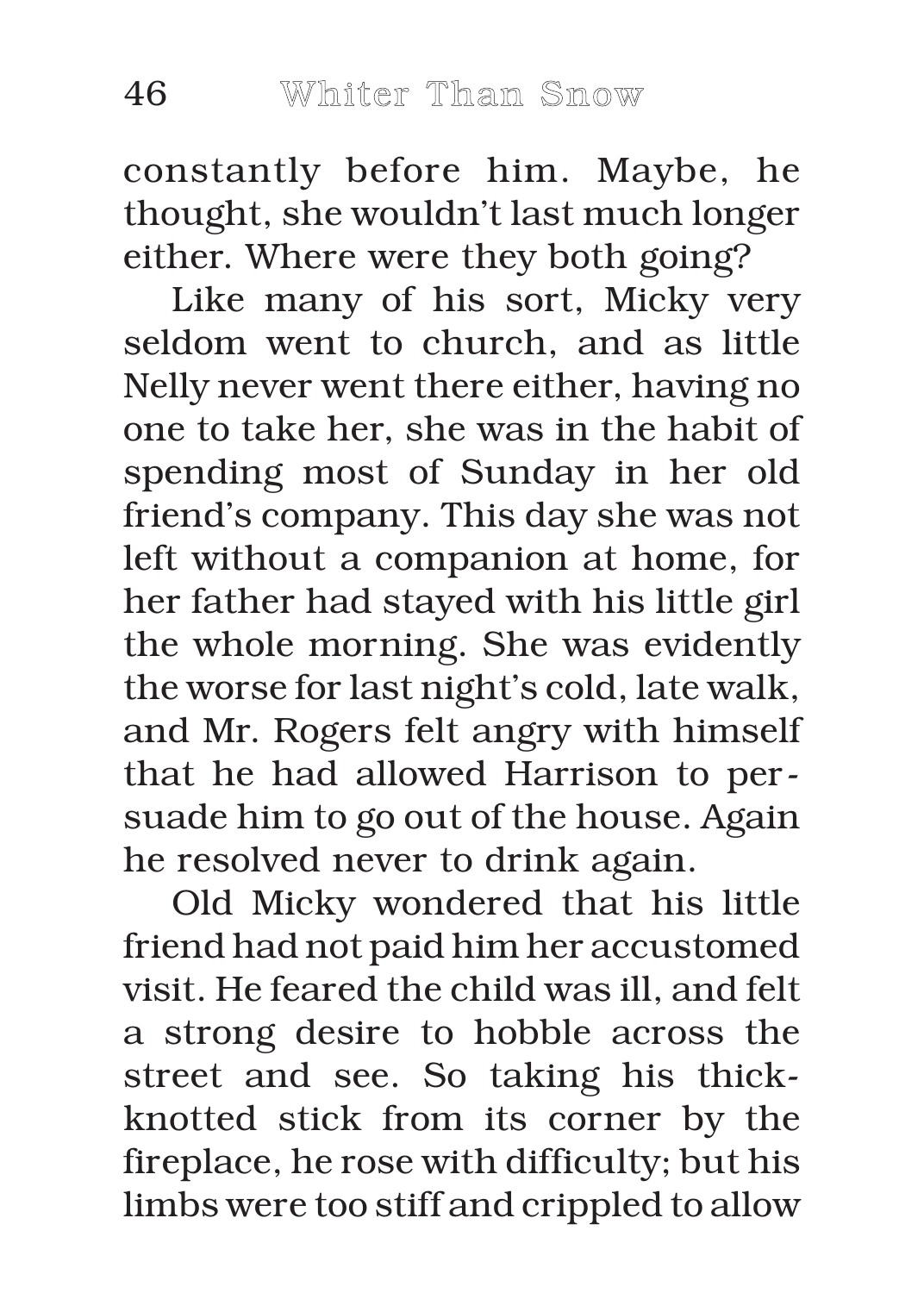constantly before him. Maybe, he thought, she wouldn't last much longer either. Where were they both going?

Like many of his sort, Micky very seldom went to church, and as little Nelly never went there either, having no one to take her, she was in the habit of spending most of Sunday in her old friend's company. This day she was not left without a companion at home, for her father had stayed with his little girl the whole morning. She was evidently the worse for last night's cold, late walk, and Mr. Rogers felt angry with himself that he had allowed Harrison to persuade him to go out of the house. Again he resolved never to drink again.

Old Micky wondered that his little friend had not paid him her accustomed visit. He feared the child was ill, and felt a strong desire to hobble across the street and see. So taking his thick-knotted stick from its corner by the fireplace, he rose with difficulty; but his limbs were too stiff and crippled to allow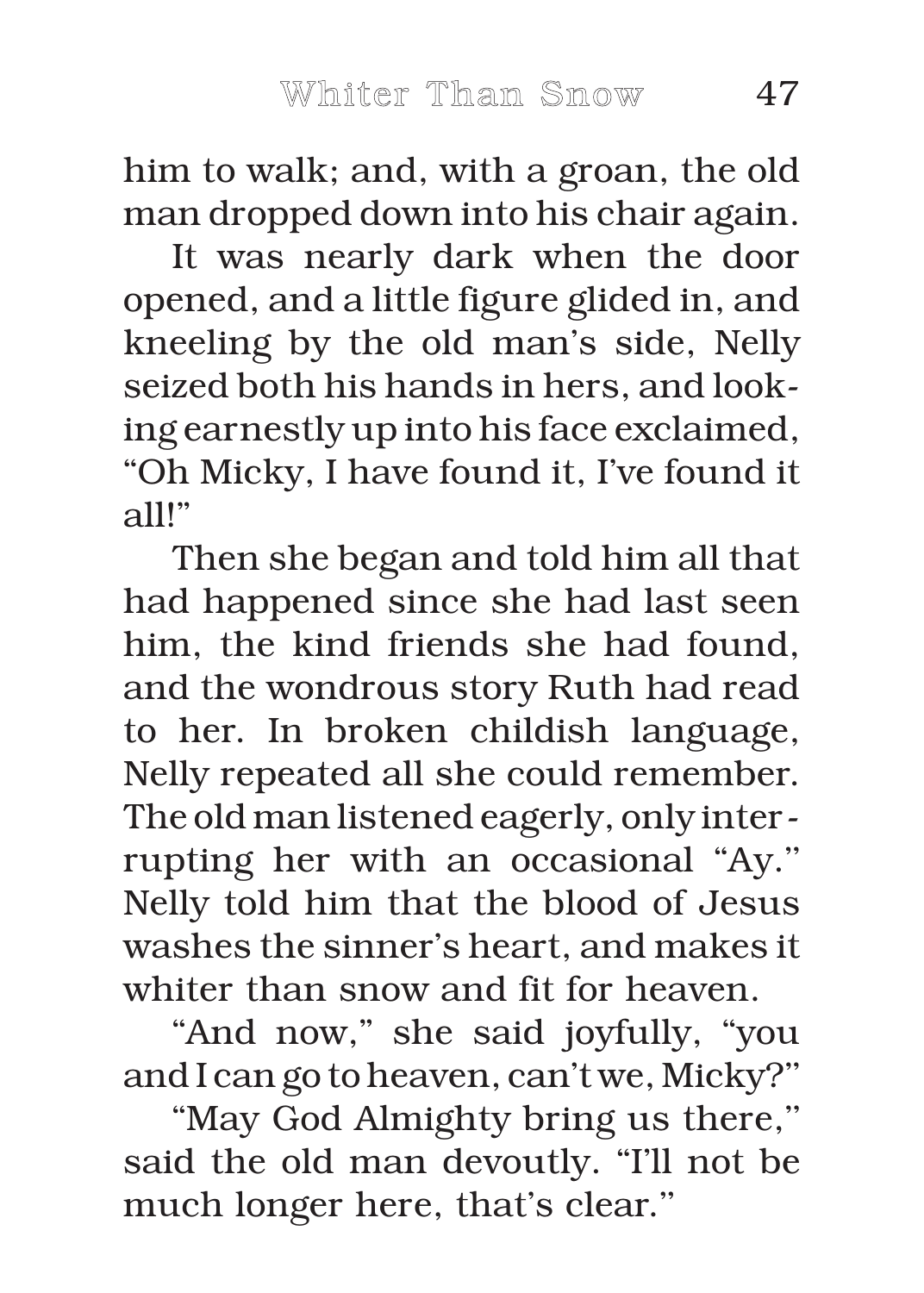him to walk; and, with a groan, the old man dropped down into his chair again.

It was nearly dark when the door opened, and a little figure glided in, and kneeling by the old man's side, Nelly seized both his hands in hers, and looking earnestly up into his face exclaimed, "Oh Micky, I have found it, I've found it all!"

Then she began and told him all that had happened since she had last seen him, the kind friends she had found, and the wondrous story Ruth had read to her. In broken childish language, Nelly repeated all she could remember. The old man listened eagerly, only interrupting her with an occasional "Ay." Nelly told him that the blood of Jesus washes the sinner's heart, and makes it whiter than snow and fit for heaven.

"And now," she said joyfully, "you and I can go to heaven, can't we, Micky?"

"May God Almighty bring us there," said the old man devoutly. "I'll not be much longer here, that's clear."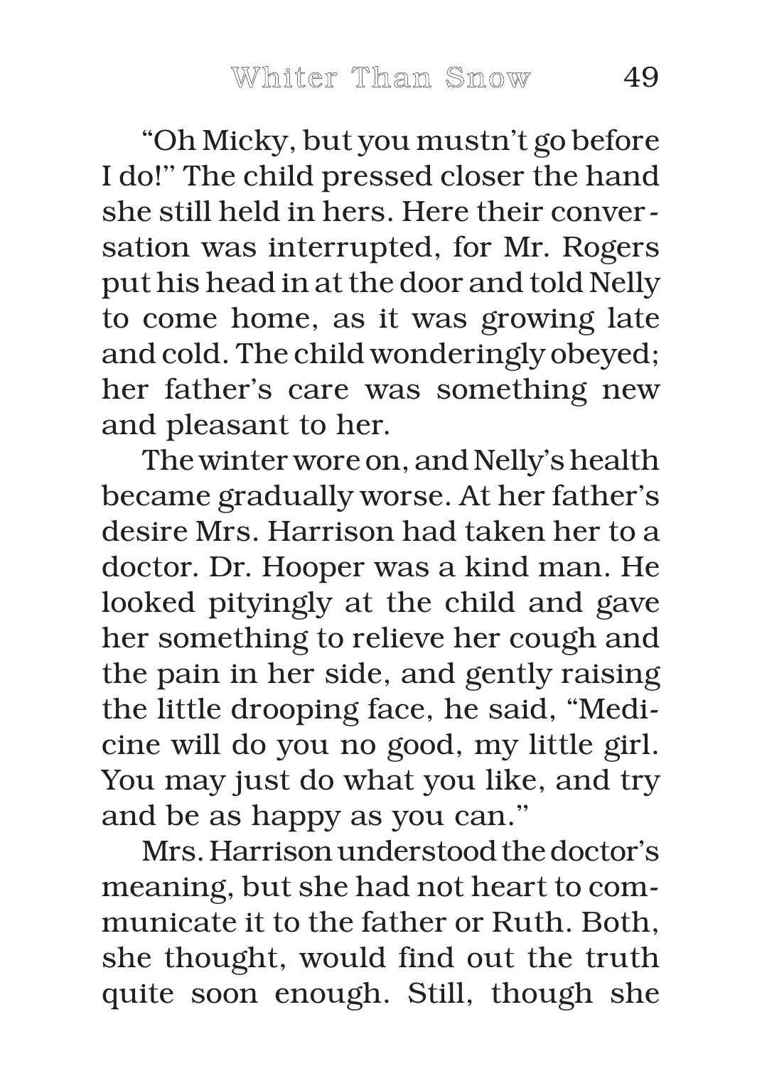"Oh Micky, but you mustn't go before I do!" The child pressed closer the hand she still held in hers. Here their conversation was interrupted, for Mr. Rogers put his head in at the door and told Nelly to come home, as it was growing late and cold. The child wonderingly obeyed; her father's care was something new and pleasant to her.

The winter wore on, and Nelly's health became gradually worse. At her father's desire Mrs. Harrison had taken her to a doctor. Dr. Hooper was a kind man. He looked pityingly at the child and gave her something to relieve her cough and the pain in her side, and gently raising the little drooping face, he said, "Medicine will do you no good, my little girl. You may just do what you like, and try and be as happy as you can."

Mrs. Harrison understood the doctor's meaning, but she had not heart to communicate it to the father or Ruth. Both, she thought, would find out the truth quite soon enough. Still, though she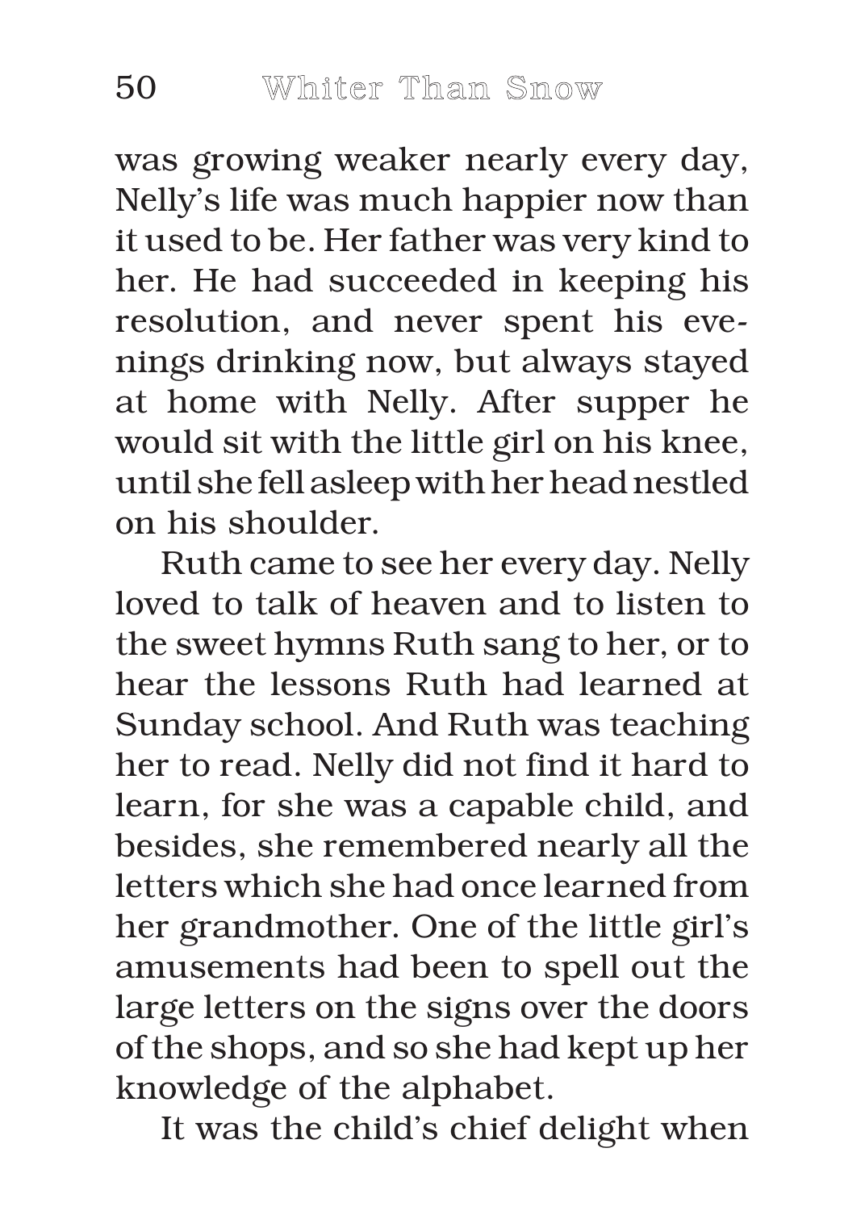was growing weaker nearly every day, Nelly's life was much happier now than it used to be. Her father was very kind to her. He had succeeded in keeping his resolution, and never spent his evenings drinking now, but always stayed at home with Nelly. After supper he would sit with the little girl on his knee, until she fell asleep with her head nestled on his shoulder.

Ruth came to see her every day. Nelly loved to talk of heaven and to listen to the sweet hymns Ruth sang to her, or to hear the lessons Ruth had learned at Sunday school. And Ruth was teaching her to read. Nelly did not find it hard to learn, for she was a capable child, and besides, she remembered nearly all the letters which she had once learned from her grandmother. One of the little girl's amusements had been to spell out the large letters on the signs over the doors of the shops, and so she had kept up her knowledge of the alphabet.

It was the child's chief delight when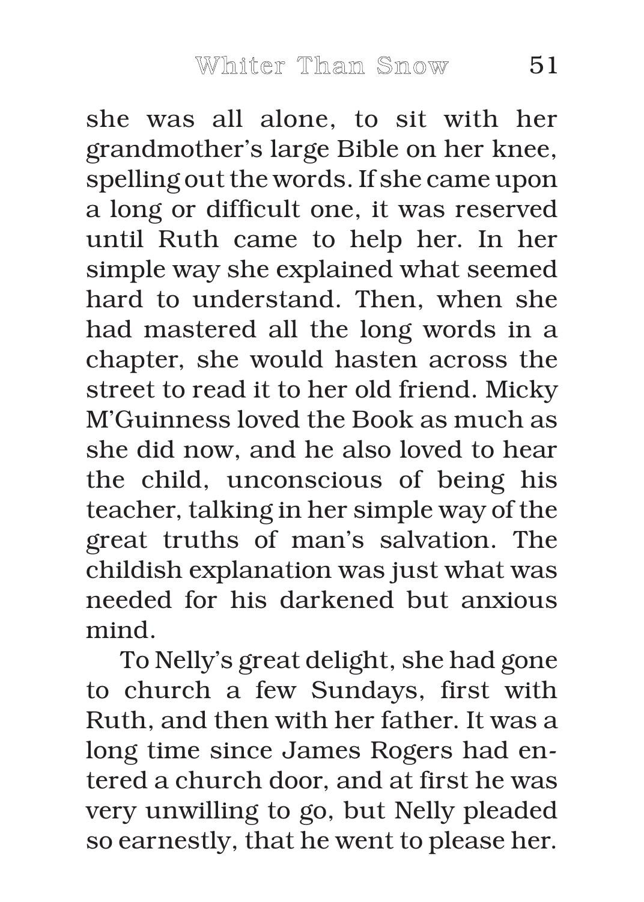she was all alone, to sit with her grandmother's large Bible on her knee, spelling out the words. If she came upon a long or difficult one, it was reserved until Ruth came to help her. In her simple way she explained what seemed hard to understand. Then, when she had mastered all the long words in a chapter, she would hasten across the street to read it to her old friend. Micky M'Guinness loved the Book as much as she did now, and he also loved to hear the child, unconscious of being his teacher, talking in her simple way of the great truths of man's salvation. The childish explanation was just what was needed for his darkened but anxious mind.

To Nelly's great delight, she had gone to church a few Sundays, first with Ruth, and then with her father. It was a long time since James Rogers had entered a church door, and at first he was very unwilling to go, but Nelly pleaded so earnestly, that he went to please her.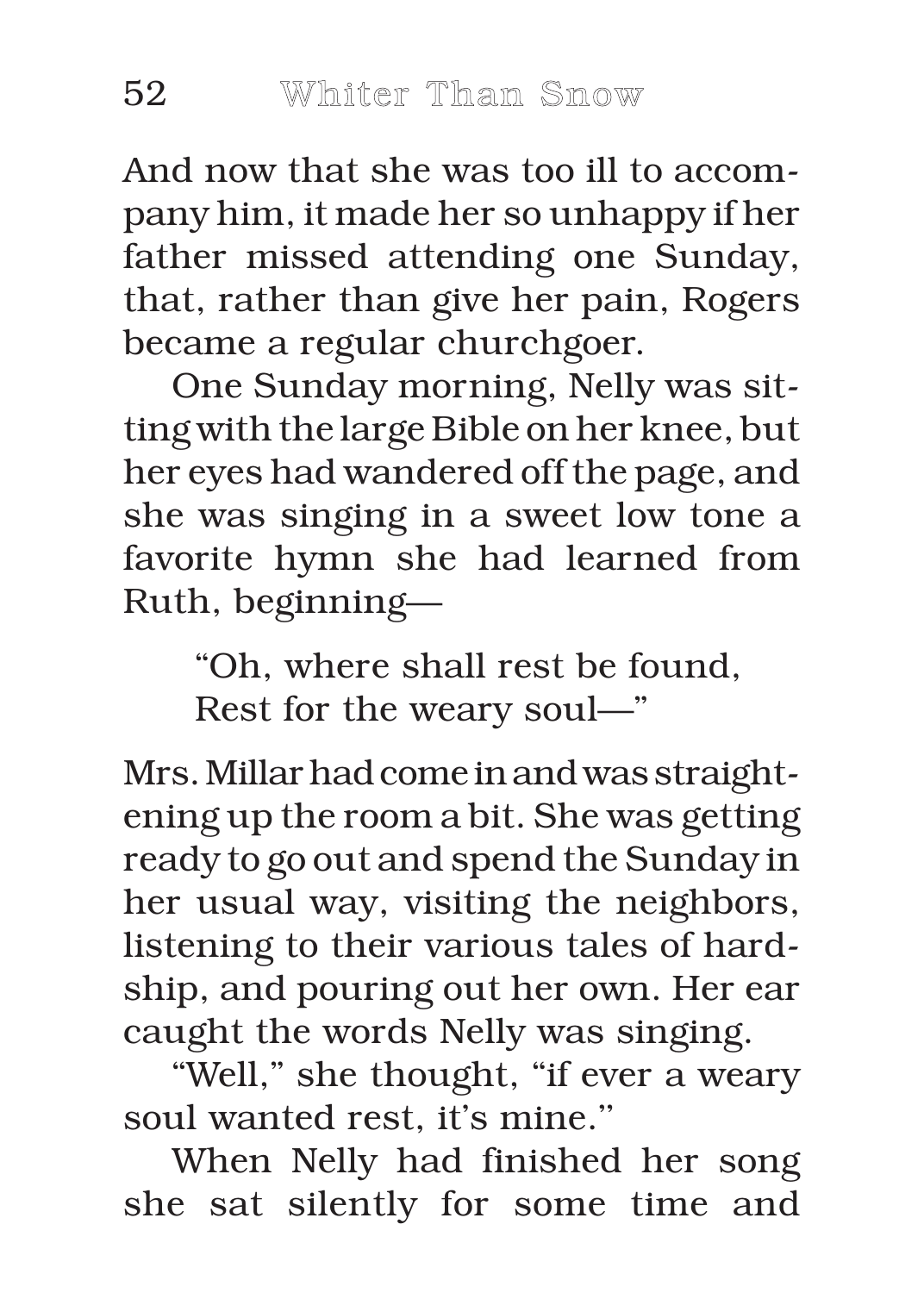And now that she was too ill to accompany him, it made her so unhappy if her father missed attending one Sunday, that, rather than give her pain, Rogers became a regular churchgoer.

One Sunday morning, Nelly was sitting with the large Bible on her knee, but her eyes had wandered off the page, and she was singing in a sweet low tone a favorite hymn she had learned from Ruth, beginning—

> "Oh, where shall rest be found,
> Rest for the weary soul—"

Mrs. Millar had come in and was straightening up the room a bit. She was getting ready to go out and spend the Sunday in her usual way, visiting the neighbors, listening to their various tales of hardship, and pouring out her own. Her ear caught the words Nelly was singing.

"Well," she thought, "if ever a weary soul wanted rest, it's mine."

When Nelly had finished her song she sat silently for some time and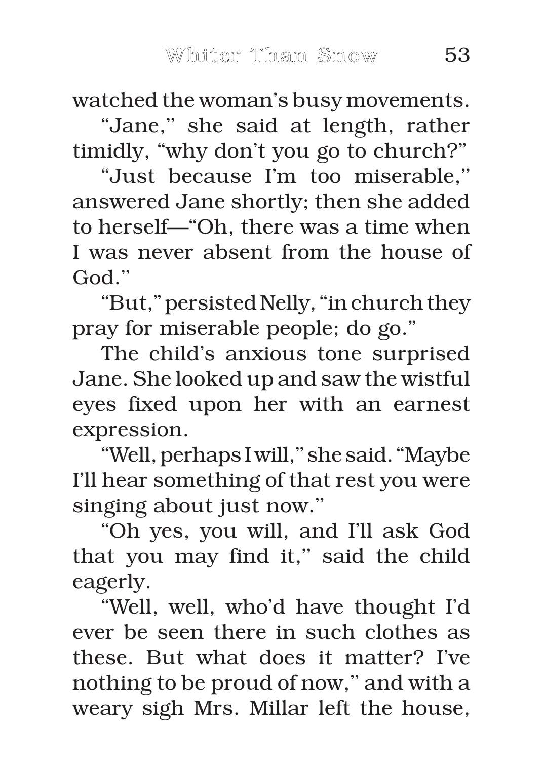watched the woman's busy movements.

"Jane," she said at length, rather timidly, "why don't you go to church?"

"Just because I'm too miserable," answered Jane shortly; then she added to herself—"Oh, there was a time when I was never absent from the house of God."

"But," persisted Nelly, "in church they pray for miserable people; do go."

The child's anxious tone surprised Jane. She looked up and saw the wistful eyes fixed upon her with an earnest expression.

"Well, perhaps I will," she said. "Maybe I'll hear something of that rest you were singing about just now."

"Oh yes, you will, and I'll ask God that you may find it," said the child eagerly.

"Well, well, who'd have thought I'd ever be seen there in such clothes as these. But what does it matter? I've nothing to be proud of now," and with a weary sigh Mrs. Millar left the house,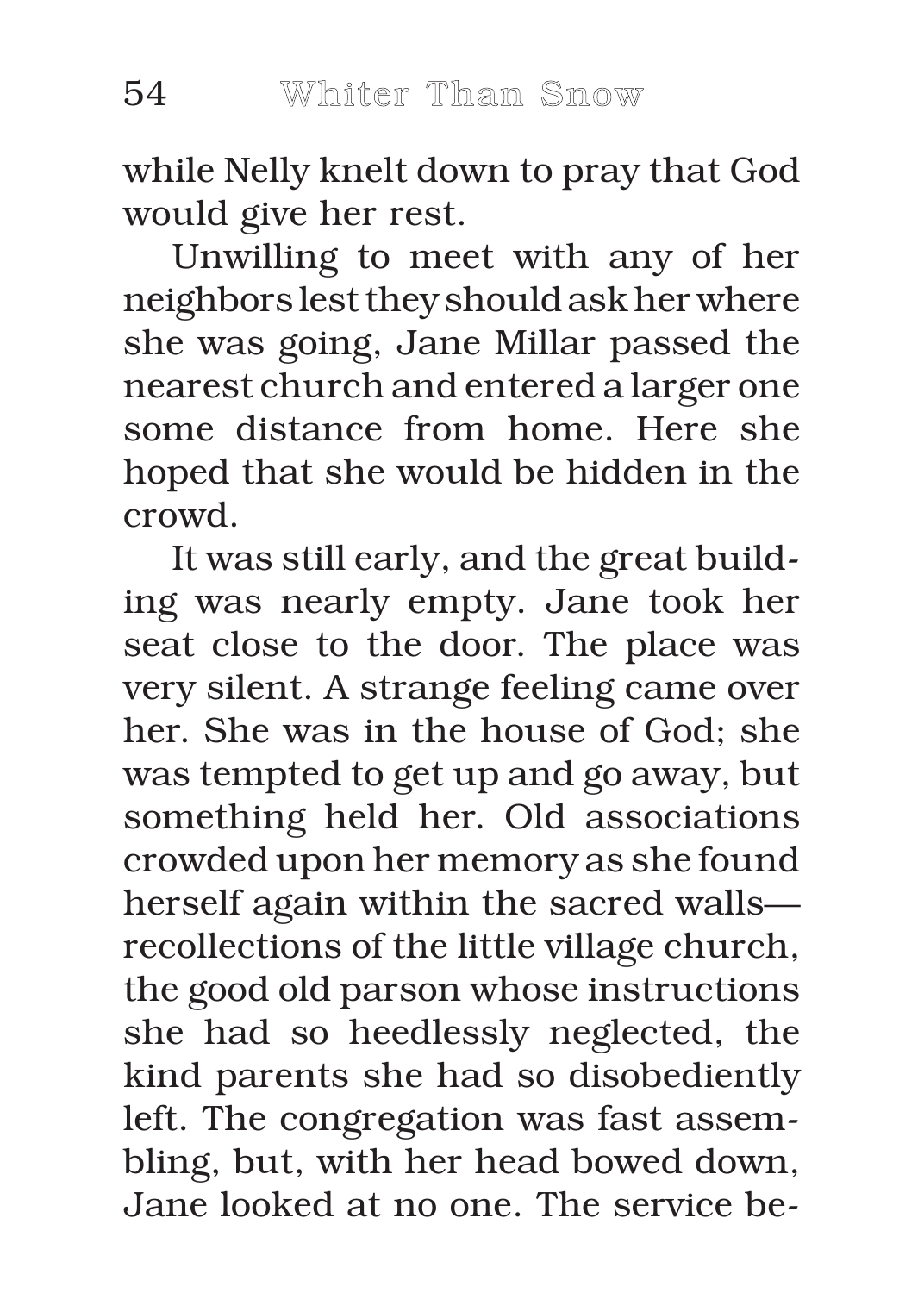while Nelly knelt down to pray that God would give her rest.

Unwilling to meet with any of her neighbors lest they should ask her where she was going, Jane Millar passed the nearest church and entered a larger one some distance from home. Here she hoped that she would be hidden in the crowd.

It was still early, and the great building was nearly empty. Jane took her seat close to the door. The place was very silent. A strange feeling came over her. She was in the house of God; she was tempted to get up and go away, but something held her. Old associations crowded upon her memory as she found herself again within the sacred walls—recollections of the little village church, the good old parson whose instructions she had so heedlessly neglected, the kind parents she had so disobediently left. The congregation was fast assembling, but, with her head bowed down, Jane looked at no one. The service be-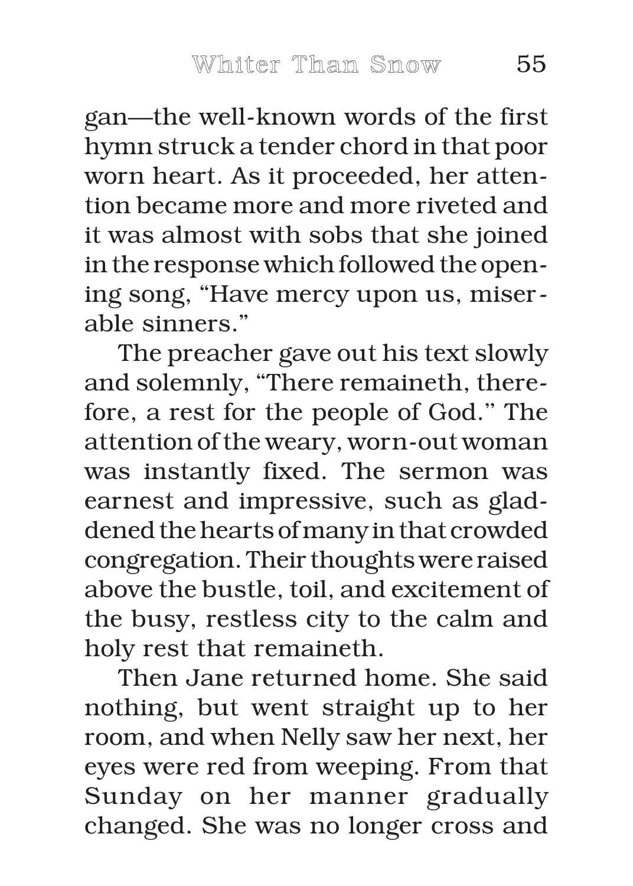gan—the well-known words of the first hymn struck a tender chord in that poor worn heart. As it proceeded, her attention became more and more riveted and it was almost with sobs that she joined in the response which followed the opening song, "Have mercy upon us, miserable sinners."

The preacher gave out his text slowly and solemnly, "There remaineth, therefore, a rest for the people of God." The attention of the weary, worn-out woman was instantly fixed. The sermon was earnest and impressive, such as gladdened the hearts of many in that crowded congregation. Their thoughts were raised above the bustle, toil, and excitement of the busy, restless city to the calm and holy rest that remaineth.

Then Jane returned home. She said nothing, but went straight up to her room, and when Nelly saw her next, her eyes were red from weeping. From that Sunday on her manner gradually changed. She was no longer cross and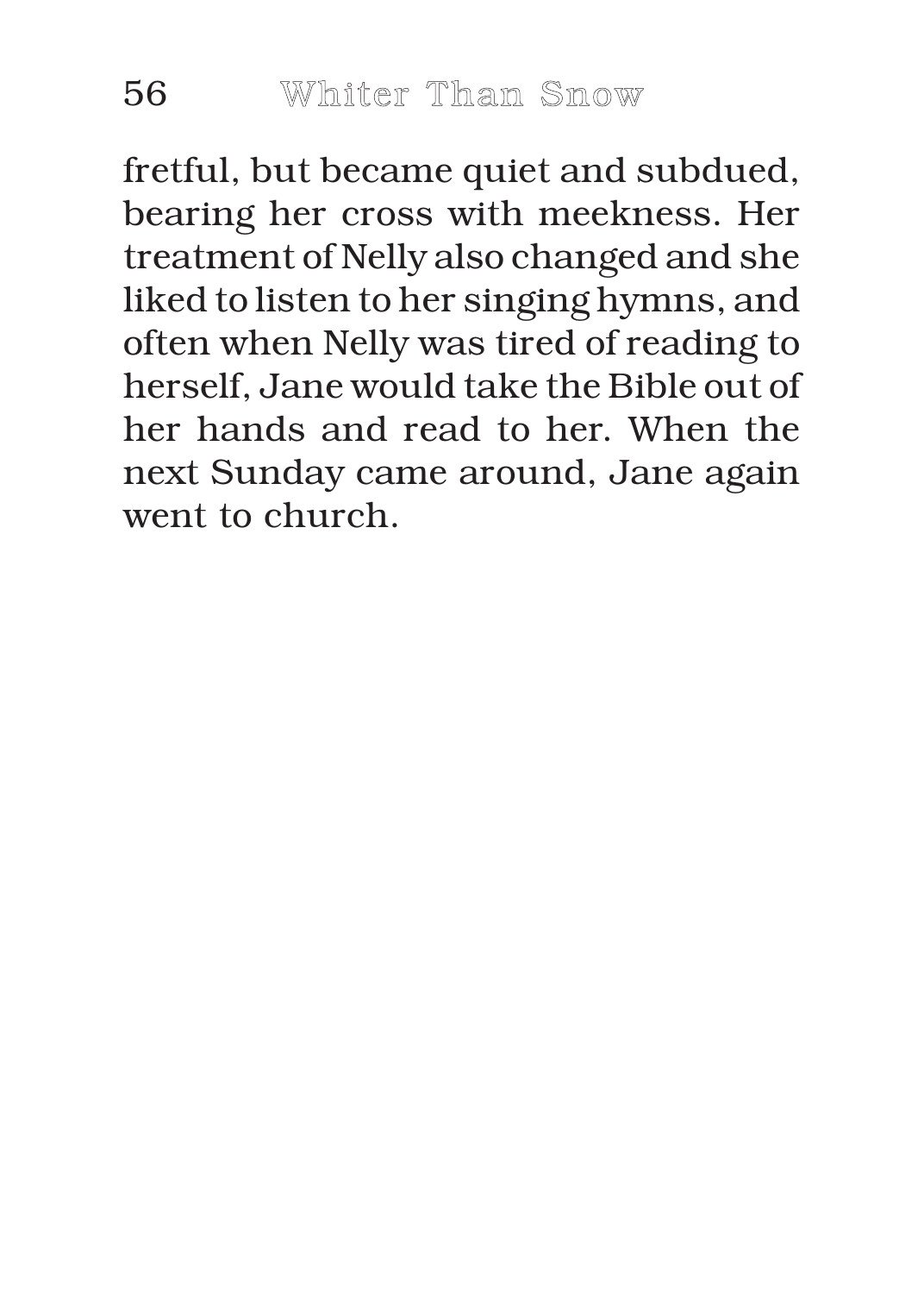fretful, but became quiet and subdued, bearing her cross with meekness. Her treatment of Nelly also changed and she liked to listen to her singing hymns, and often when Nelly was tired of reading to herself, Jane would take the Bible out of her hands and read to her. When the next Sunday came around, Jane again went to church.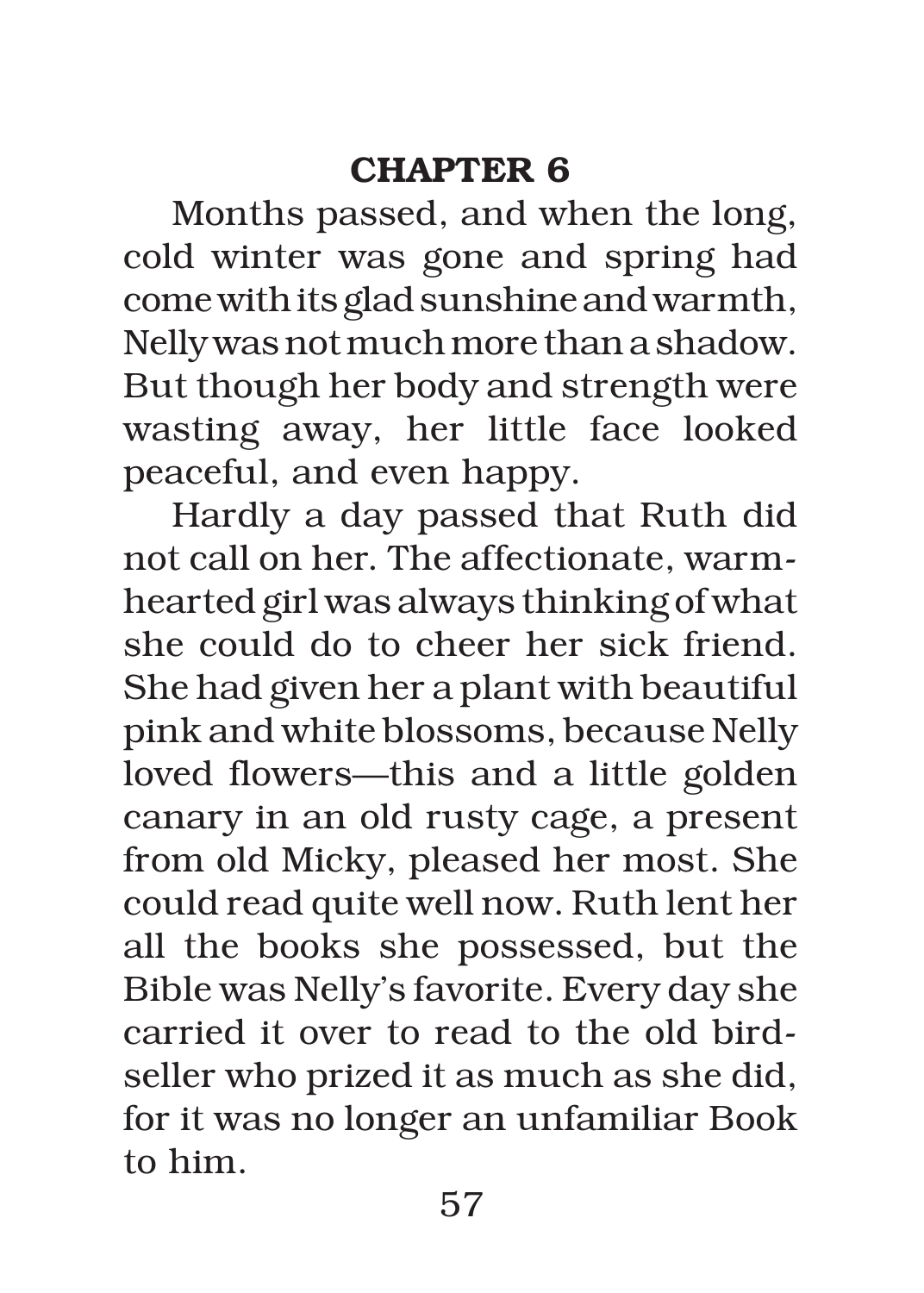## CHAPTER 6

Months passed, and when the long, cold winter was gone and spring had come with its glad sunshine and warmth, Nelly was not much more than a shadow. But though her body and strength were wasting away, her little face looked peaceful, and even happy.

Hardly a day passed that Ruth did not call on her. The affectionate, warm-hearted girl was always thinking of what she could do to cheer her sick friend. She had given her a plant with beautiful pink and white blossoms, because Nelly loved flowers—this and a little golden canary in an old rusty cage, a present from old Micky, pleased her most. She could read quite well now. Ruth lent her all the books she possessed, but the Bible was Nelly's favorite. Every day she carried it over to read to the old bird-seller who prized it as much as she did, for it was no longer an unfamiliar Book to him.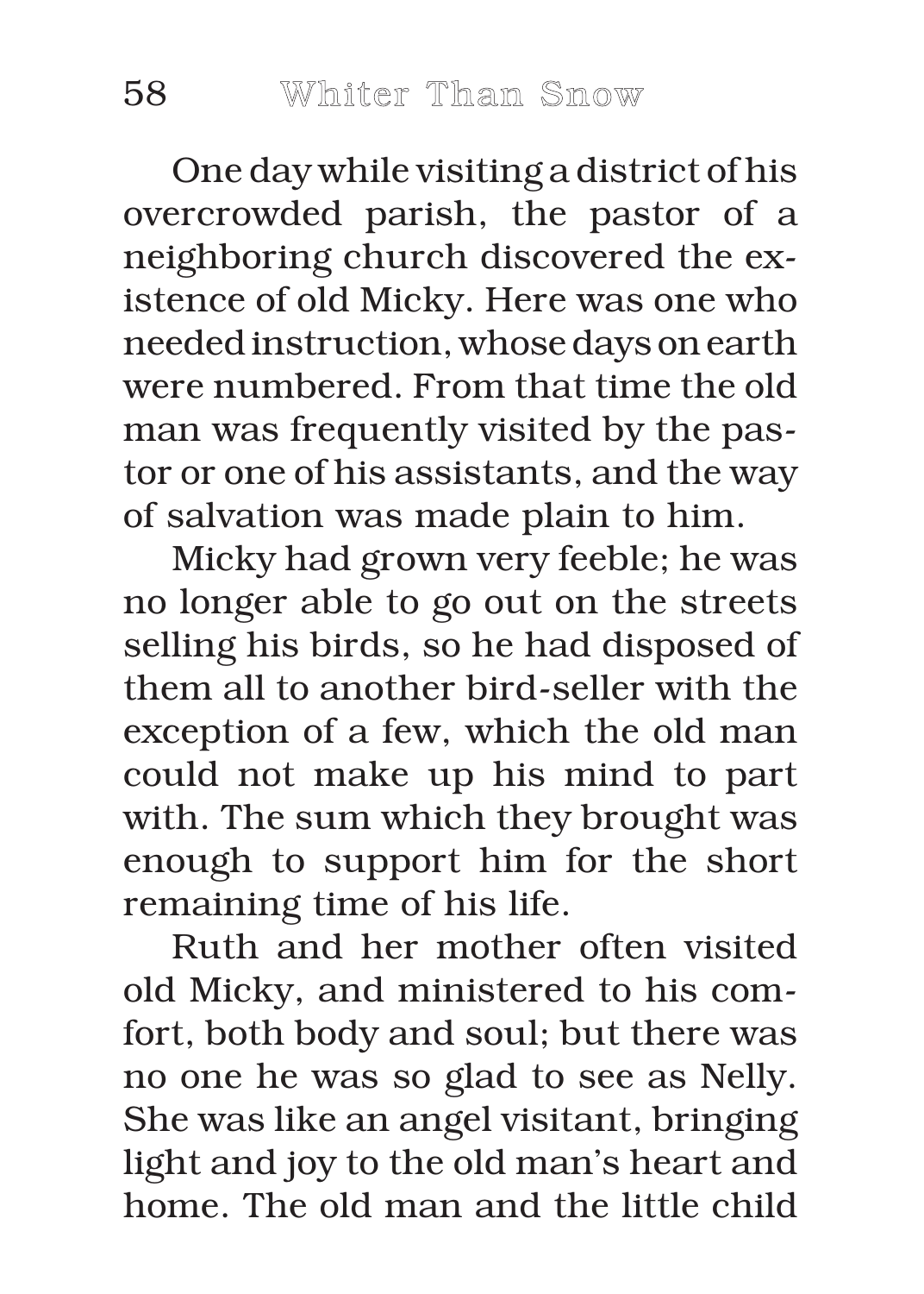One day while visiting a district of his overcrowded parish, the pastor of a neighboring church discovered the existence of old Micky. Here was one who needed instruction, whose days on earth were numbered. From that time the old man was frequently visited by the pastor or one of his assistants, and the way of salvation was made plain to him.

Micky had grown very feeble; he was no longer able to go out on the streets selling his birds, so he had disposed of them all to another bird-seller with the exception of a few, which the old man could not make up his mind to part with. The sum which they brought was enough to support him for the short remaining time of his life.

Ruth and her mother often visited old Micky, and ministered to his comfort, both body and soul; but there was no one he was so glad to see as Nelly. She was like an angel visitant, bringing light and joy to the old man's heart and home. The old man and the little child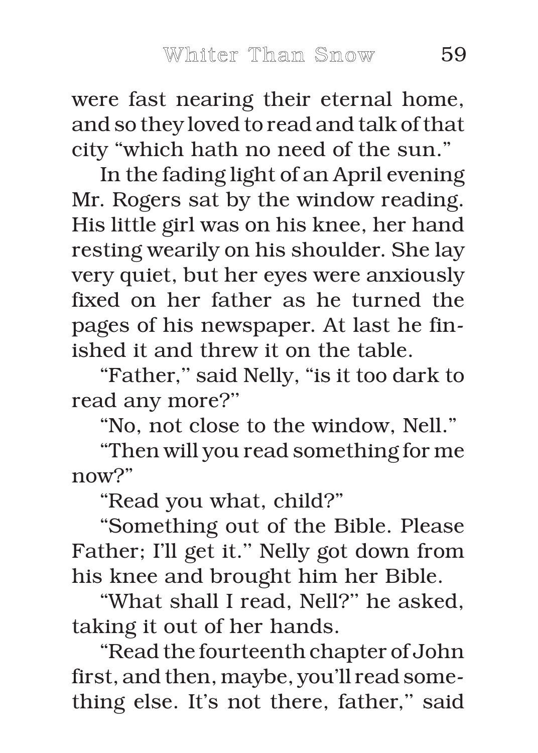were fast nearing their eternal home, and so they loved to read and talk of that city "which hath no need of the sun."

In the fading light of an April evening Mr. Rogers sat by the window reading. His little girl was on his knee, her hand resting wearily on his shoulder. She lay very quiet, but her eyes were anxiously fixed on her father as he turned the pages of his newspaper. At last he finished it and threw it on the table.

"Father,'' said Nelly, "is it too dark to read any more?''

"No, not close to the window, Nell."

"Then will you read something for me now?"

"Read you what, child?"

"Something out of the Bible. Please Father; I'll get it.'' Nelly got down from his knee and brought him her Bible.

"What shall I read, Nell?'' he asked, taking it out of her hands.

"Read the fourteenth chapter of John first, and then, maybe, you'll read something else. It's not there, father,'' said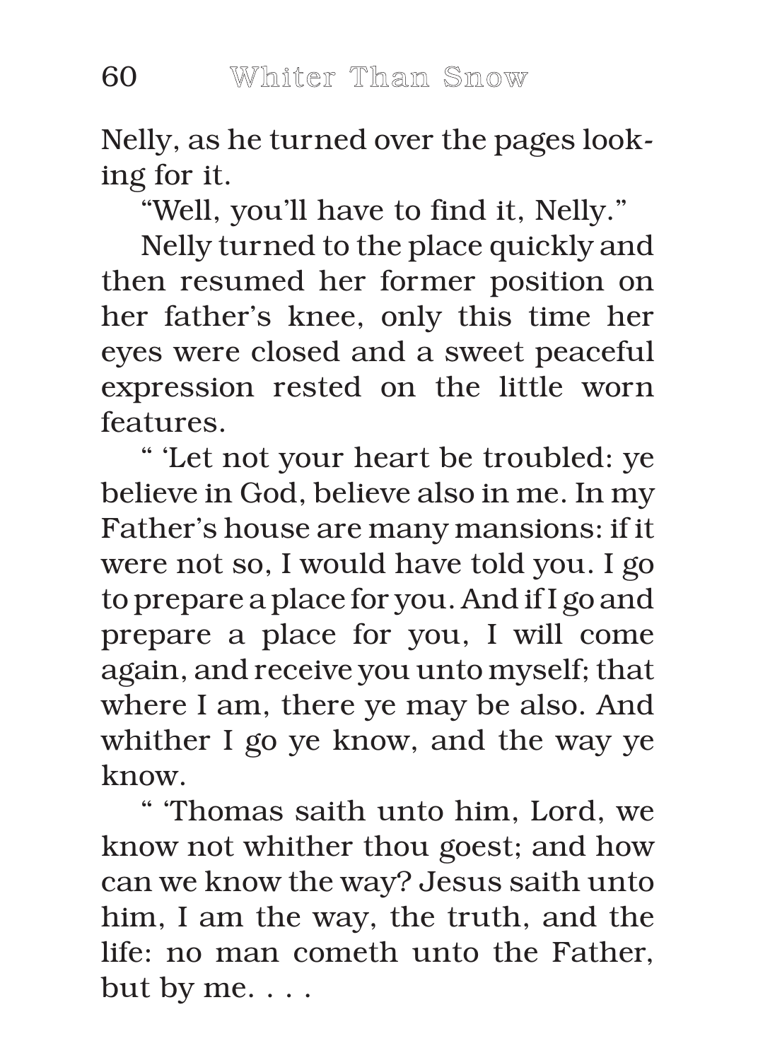Nelly, as he turned over the pages looking for it.

"Well, you'll have to find it, Nelly."

Nelly turned to the place quickly and then resumed her former position on her father's knee, only this time her eyes were closed and a sweet peaceful expression rested on the little worn features.

" 'Let not your heart be troubled: ye believe in God, believe also in me. In my Father's house are many mansions: if it were not so, I would have told you. I go to prepare a place for you. And if I go and prepare a place for you, I will come again, and receive you unto myself; that where I am, there ye may be also. And whither I go ye know, and the way ye know.

" 'Thomas saith unto him, Lord, we know not whither thou goest; and how can we know the way? Jesus saith unto him, I am the way, the truth, and the life: no man cometh unto the Father, but by me. . . .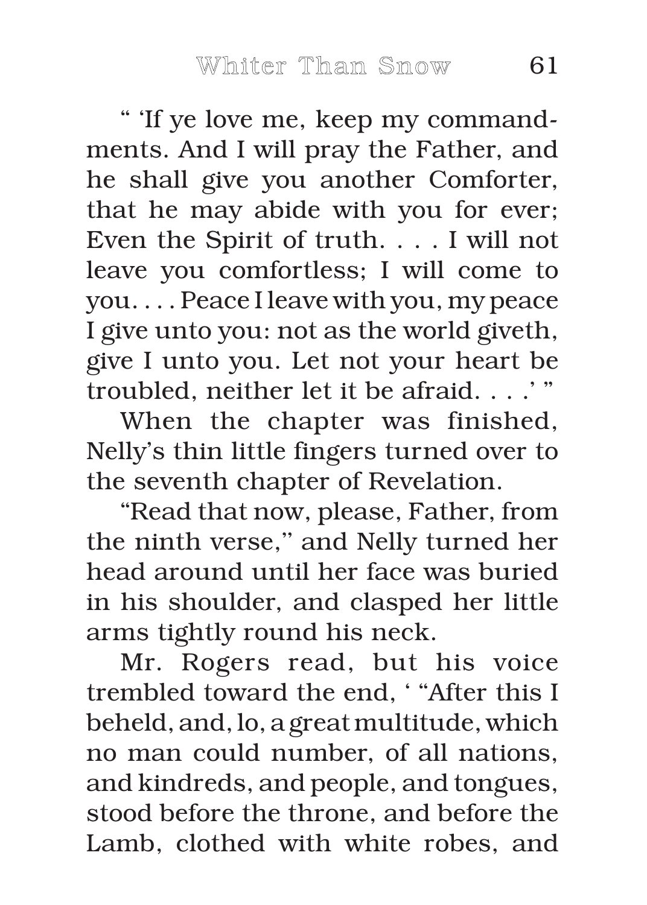" 'If ye love me, keep my commandments. And I will pray the Father, and he shall give you another Comforter, that he may abide with you for ever; Even the Spirit of truth. . . . I will not leave you comfortless; I will come to you. . . . Peace I leave with you, my peace I give unto you: not as the world giveth, give I unto you. Let not your heart be troubled, neither let it be afraid. . . .' "

When the chapter was finished, Nelly's thin little fingers turned over to the seventh chapter of Revelation.

"Read that now, please, Father, from the ninth verse," and Nelly turned her head around until her face was buried in his shoulder, and clasped her little arms tightly round his neck.

Mr. Rogers read, but his voice trembled toward the end, ' "After this I beheld, and, lo, a great multitude, which no man could number, of all nations, and kindreds, and people, and tongues, stood before the throne, and before the Lamb, clothed with white robes, and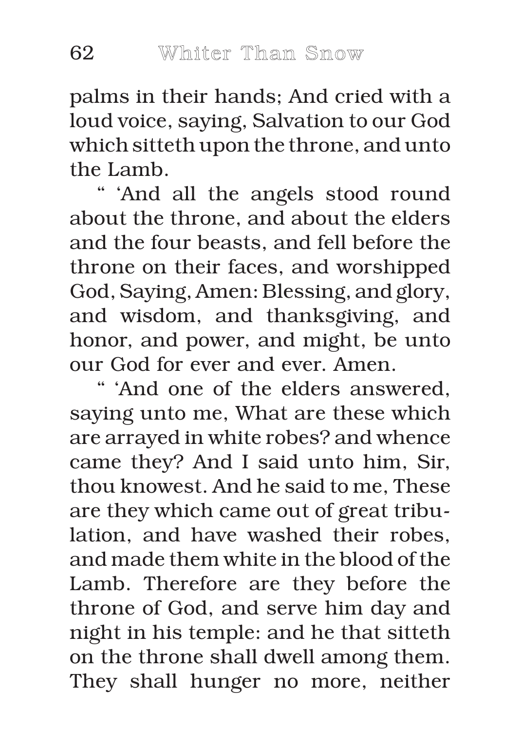palms in their hands; And cried with a loud voice, saying, Salvation to our God which sitteth upon the throne, and unto the Lamb.

" 'And all the angels stood round about the throne, and about the elders and the four beasts, and fell before the throne on their faces, and worshipped God, Saying, Amen: Blessing, and glory, and wisdom, and thanksgiving, and honor, and power, and might, be unto our God for ever and ever. Amen.

" 'And one of the elders answered, saying unto me, What are these which are arrayed in white robes? and whence came they? And I said unto him, Sir, thou knowest. And he said to me, These are they which came out of great tribulation, and have washed their robes, and made them white in the blood of the Lamb. Therefore are they before the throne of God, and serve him day and night in his temple: and he that sitteth on the throne shall dwell among them. They shall hunger no more, neither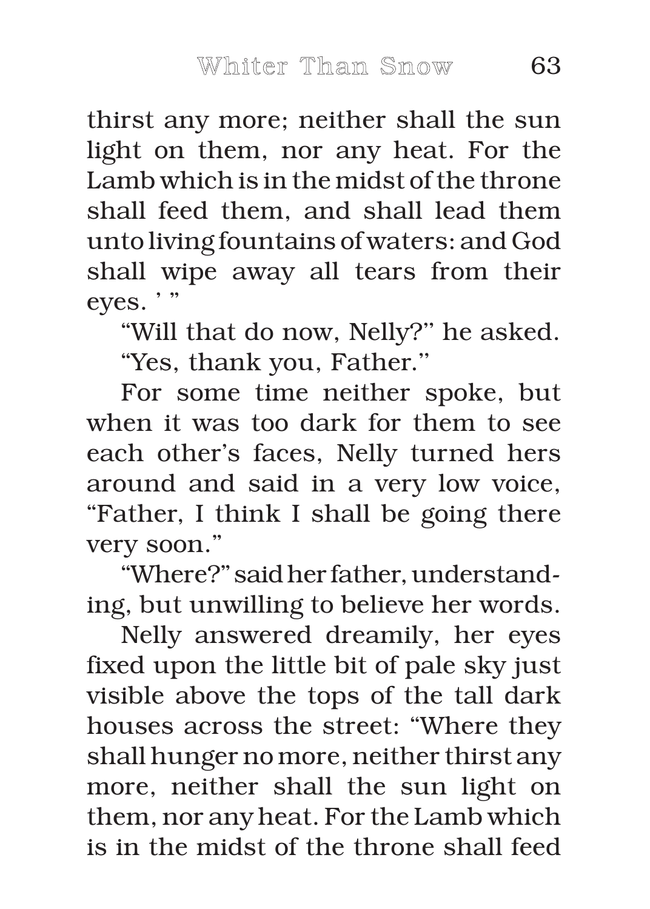thirst any more; neither shall the sun light on them, nor any heat. For the Lamb which is in the midst of the throne shall feed them, and shall lead them unto living fountains of waters: and God shall wipe away all tears from their eyes. ' "

"Will that do now, Nelly?" he asked.

"Yes, thank you, Father."

For some time neither spoke, but when it was too dark for them to see each other's faces, Nelly turned hers around and said in a very low voice, "Father, I think I shall be going there very soon."

"Where?" said her father, understanding, but unwilling to believe her words.

Nelly answered dreamily, her eyes fixed upon the little bit of pale sky just visible above the tops of the tall dark houses across the street: "Where they shall hunger no more, neither thirst any more, neither shall the sun light on them, nor any heat. For the Lamb which is in the midst of the throne shall feed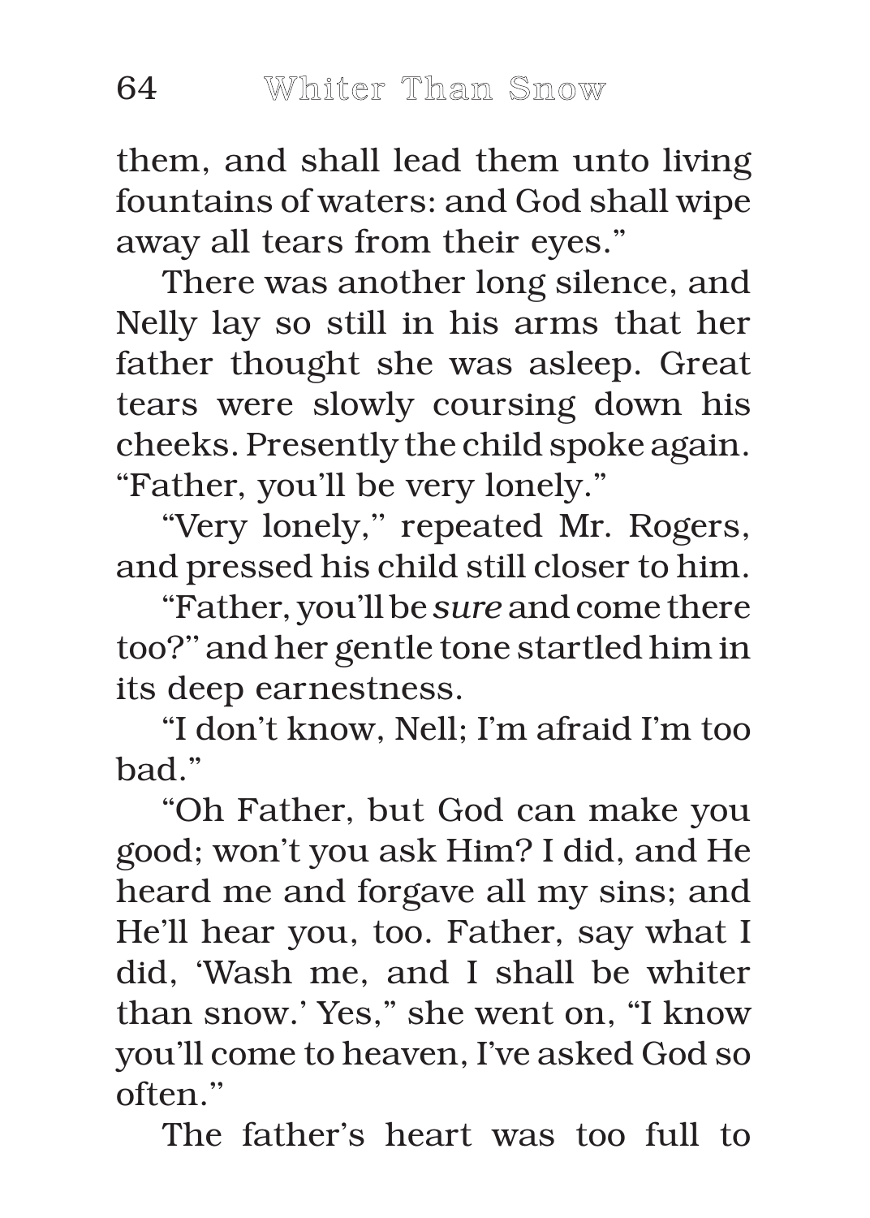them, and shall lead them unto living fountains of waters: and God shall wipe away all tears from their eyes."

There was another long silence, and Nelly lay so still in his arms that her father thought she was asleep. Great tears were slowly coursing down his cheeks. Presently the child spoke again. "Father, you'll be very lonely."

"Very lonely,'' repeated Mr. Rogers, and pressed his child still closer to him.

"Father, you'll be *sure* and come there too?'' and her gentle tone startled him in its deep earnestness.

"I don't know, Nell; I'm afraid I'm too bad."

"Oh Father, but God can make you good; won't you ask Him? I did, and He heard me and forgave all my sins; and He'll hear you, too. Father, say what I did, 'Wash me, and I shall be whiter than snow.' Yes," she went on, "I know you'll come to heaven, I've asked God so often.''

The father's heart was too full to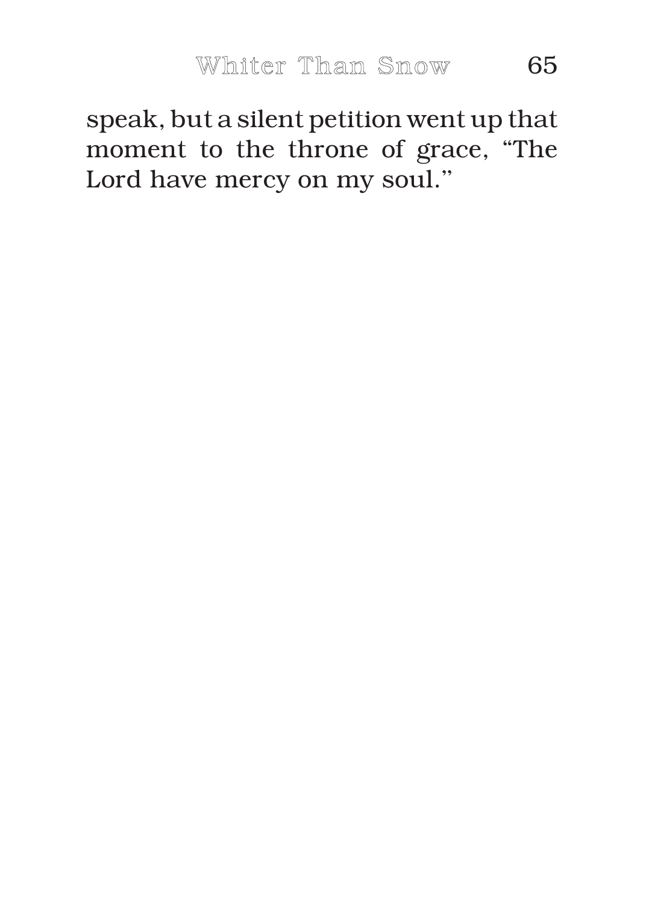speak, but a silent petition went up that moment to the throne of grace, "The Lord have mercy on my soul."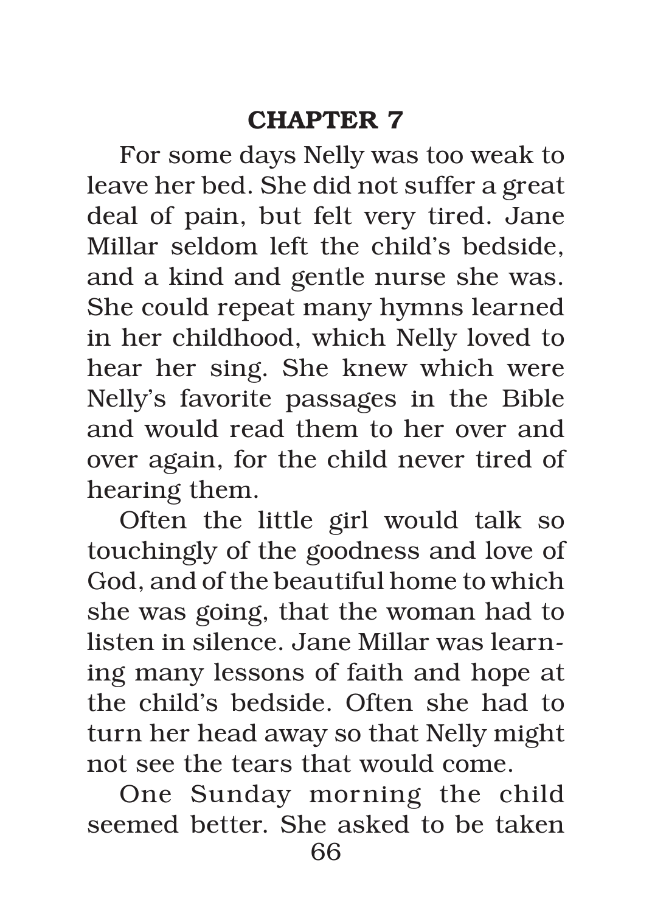## CHAPTER 7

For some days Nelly was too weak to leave her bed. She did not suffer a great deal of pain, but felt very tired. Jane Millar seldom left the child's bedside, and a kind and gentle nurse she was. She could repeat many hymns learned in her childhood, which Nelly loved to hear her sing. She knew which were Nelly's favorite passages in the Bible and would read them to her over and over again, for the child never tired of hearing them.

Often the little girl would talk so touchingly of the goodness and love of God, and of the beautiful home to which she was going, that the woman had to listen in silence. Jane Millar was learning many lessons of faith and hope at the child's bedside. Often she had to turn her head away so that Nelly might not see the tears that would come.

One Sunday morning the child seemed better. She asked to be taken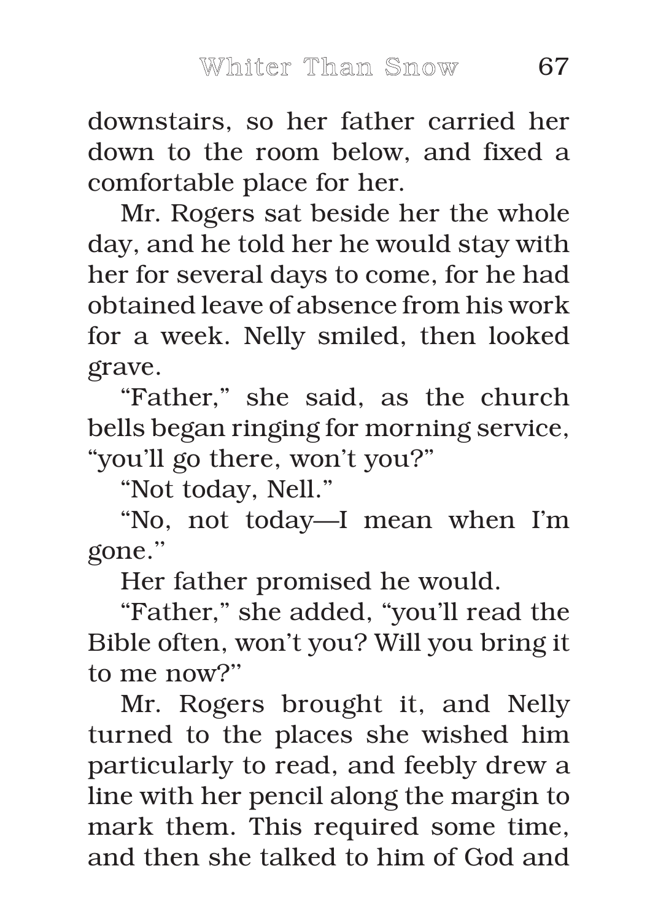downstairs, so her father carried her down to the room below, and fixed a comfortable place for her.

Mr. Rogers sat beside her the whole day, and he told her he would stay with her for several days to come, for he had obtained leave of absence from his work for a week. Nelly smiled, then looked grave.

"Father," she said, as the church bells began ringing for morning service, "you'll go there, won't you?"

"Not today, Nell."

"No, not today—I mean when I'm gone."

Her father promised he would.

"Father," she added, "you'll read the Bible often, won't you? Will you bring it to me now?"

Mr. Rogers brought it, and Nelly turned to the places she wished him particularly to read, and feebly drew a line with her pencil along the margin to mark them. This required some time, and then she talked to him of God and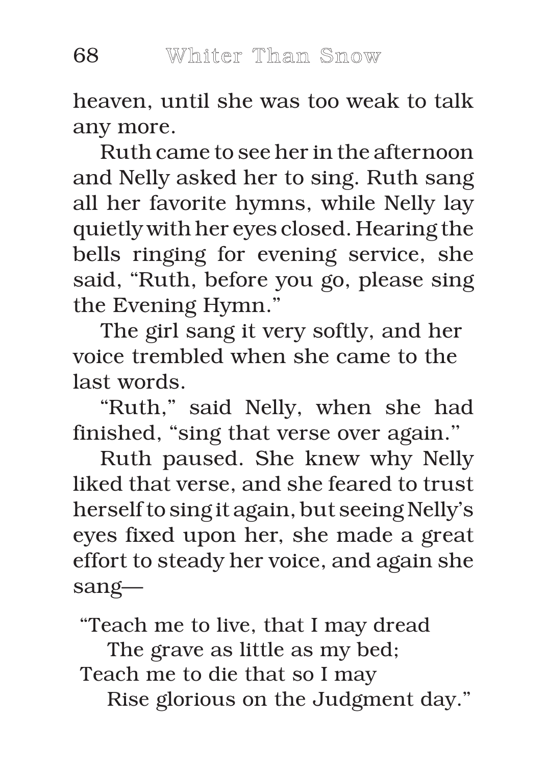heaven, until she was too weak to talk any more.

Ruth came to see her in the afternoon and Nelly asked her to sing. Ruth sang all her favorite hymns, while Nelly lay quietly with her eyes closed. Hearing the bells ringing for evening service, she said, "Ruth, before you go, please sing the Evening Hymn."

The girl sang it very softly, and her voice trembled when she came to the last words.

"Ruth," said Nelly, when she had finished, "sing that verse over again."

Ruth paused. She knew why Nelly liked that verse, and she feared to trust herself to sing it again, but seeing Nelly's eyes fixed upon her, she made a great effort to steady her voice, and again she sang—

"Teach me to live, that I may dread  
The grave as little as my bed;  
Teach me to die that so I may  
Rise glorious on the Judgment day."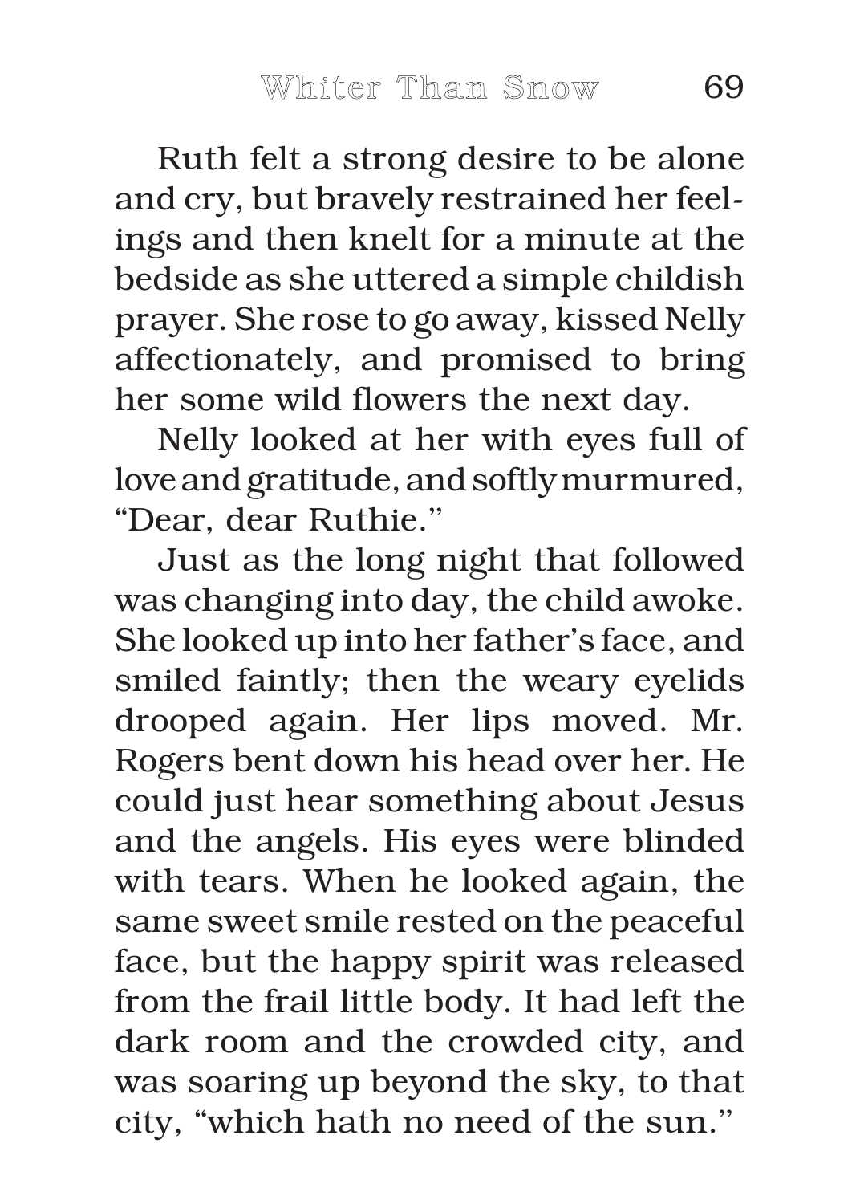Ruth felt a strong desire to be alone and cry, but bravely restrained her feelings and then knelt for a minute at the bedside as she uttered a simple childish prayer. She rose to go away, kissed Nelly affectionately, and promised to bring her some wild flowers the next day.

Nelly looked at her with eyes full of love and gratitude, and softly murmured, "Dear, dear Ruthie."

Just as the long night that followed was changing into day, the child awoke. She looked up into her father's face, and smiled faintly; then the weary eyelids drooped again. Her lips moved. Mr. Rogers bent down his head over her. He could just hear something about Jesus and the angels. His eyes were blinded with tears. When he looked again, the same sweet smile rested on the peaceful face, but the happy spirit was released from the frail little body. It had left the dark room and the crowded city, and was soaring up beyond the sky, to that city, "which hath no need of the sun."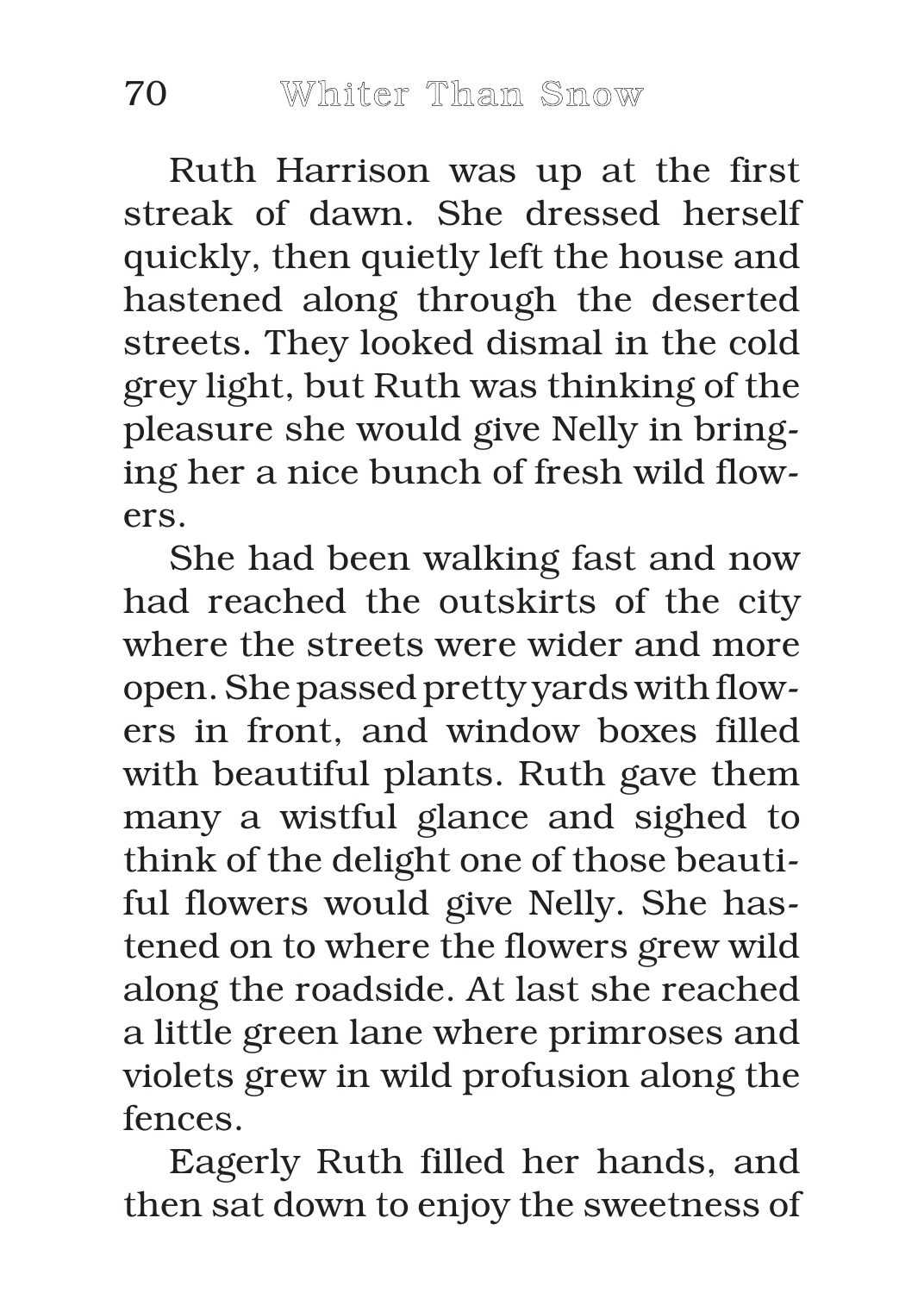Ruth Harrison was up at the first streak of dawn. She dressed herself quickly, then quietly left the house and hastened along through the deserted streets. They looked dismal in the cold grey light, but Ruth was thinking of the pleasure she would give Nelly in bringing her a nice bunch of fresh wild flowers.

She had been walking fast and now had reached the outskirts of the city where the streets were wider and more open. She passed pretty yards with flowers in front, and window boxes filled with beautiful plants. Ruth gave them many a wistful glance and sighed to think of the delight one of those beautiful flowers would give Nelly. She hastened on to where the flowers grew wild along the roadside. At last she reached a little green lane where primroses and violets grew in wild profusion along the fences.

Eagerly Ruth filled her hands, and then sat down to enjoy the sweetness of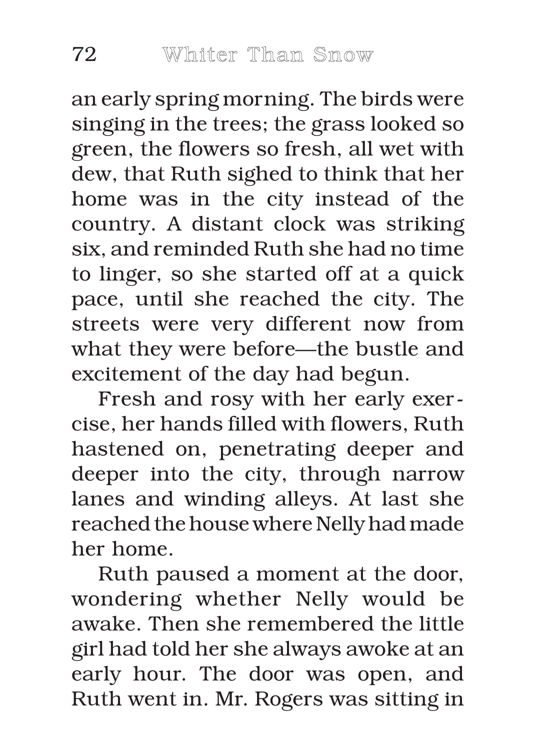an early spring morning. The birds were singing in the trees; the grass looked so green, the flowers so fresh, all wet with dew, that Ruth sighed to think that her home was in the city instead of the country. A distant clock was striking six, and reminded Ruth she had no time to linger, so she started off at a quick pace, until she reached the city. The streets were very different now from what they were before—the bustle and excitement of the day had begun.

Fresh and rosy with her early exercise, her hands filled with flowers, Ruth hastened on, penetrating deeper and deeper into the city, through narrow lanes and winding alleys. At last she reached the house where Nelly had made her home.

Ruth paused a moment at the door, wondering whether Nelly would be awake. Then she remembered the little girl had told her she always awoke at an early hour. The door was open, and Ruth went in. Mr. Rogers was sitting in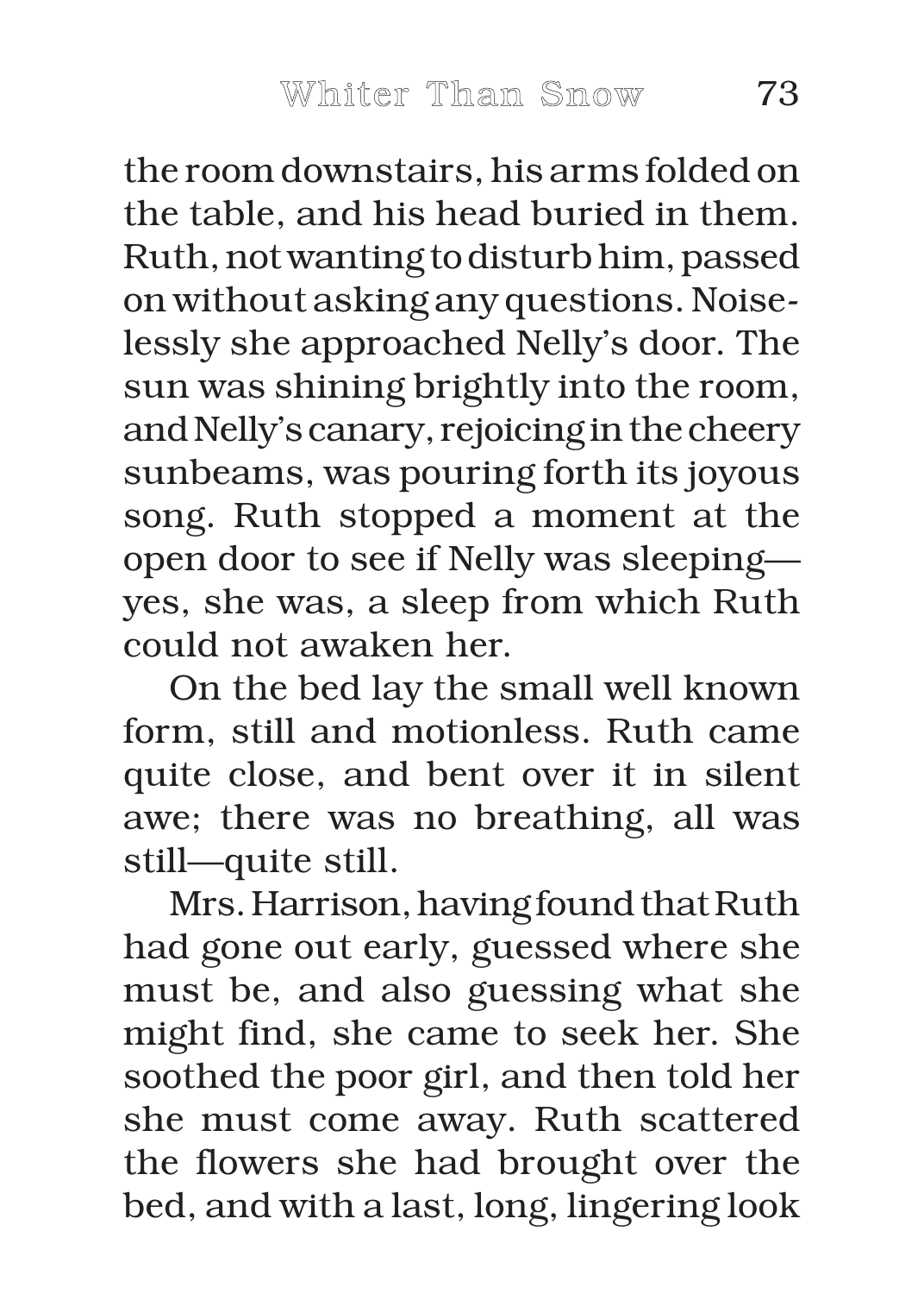the room downstairs, his arms folded on the table, and his head buried in them. Ruth, not wanting to disturb him, passed on without asking any questions. Noiselessly she approached Nelly's door. The sun was shining brightly into the room, and Nelly's canary, rejoicing in the cheery sunbeams, was pouring forth its joyous song. Ruth stopped a moment at the open door to see if Nelly was sleeping—yes, she was, a sleep from which Ruth could not awaken her.

On the bed lay the small well known form, still and motionless. Ruth came quite close, and bent over it in silent awe; there was no breathing, all was still—quite still.

Mrs. Harrison, having found that Ruth had gone out early, guessed where she must be, and also guessing what she might find, she came to seek her. She soothed the poor girl, and then told her she must come away. Ruth scattered the flowers she had brought over the bed, and with a last, long, lingering look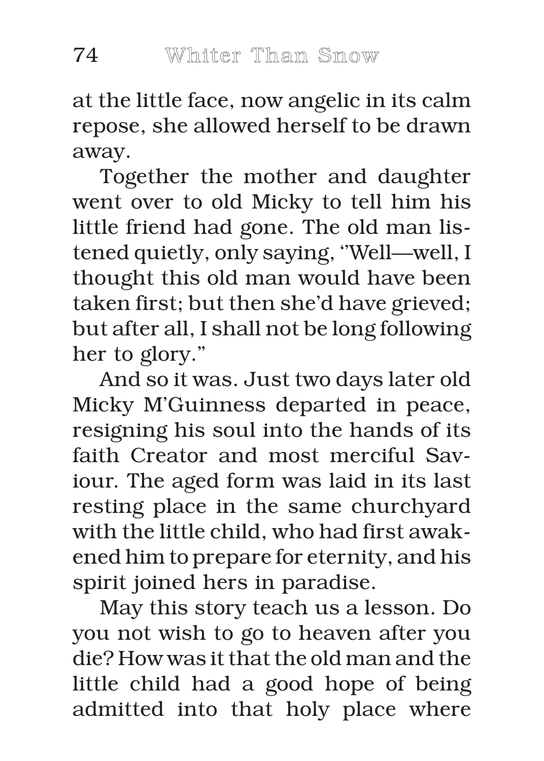at the little face, now angelic in its calm repose, she allowed herself to be drawn away.

Together the mother and daughter went over to old Micky to tell him his little friend had gone. The old man listened quietly, only saying, "Well—well, I thought this old man would have been taken first; but then she'd have grieved; but after all, I shall not be long following her to glory."

And so it was. Just two days later old Micky M'Guinness departed in peace, resigning his soul into the hands of its faith Creator and most merciful Saviour. The aged form was laid in its last resting place in the same churchyard with the little child, who had first awakened him to prepare for eternity, and his spirit joined hers in paradise.

May this story teach us a lesson. Do you not wish to go to heaven after you die? How was it that the old man and the little child had a good hope of being admitted into that holy place where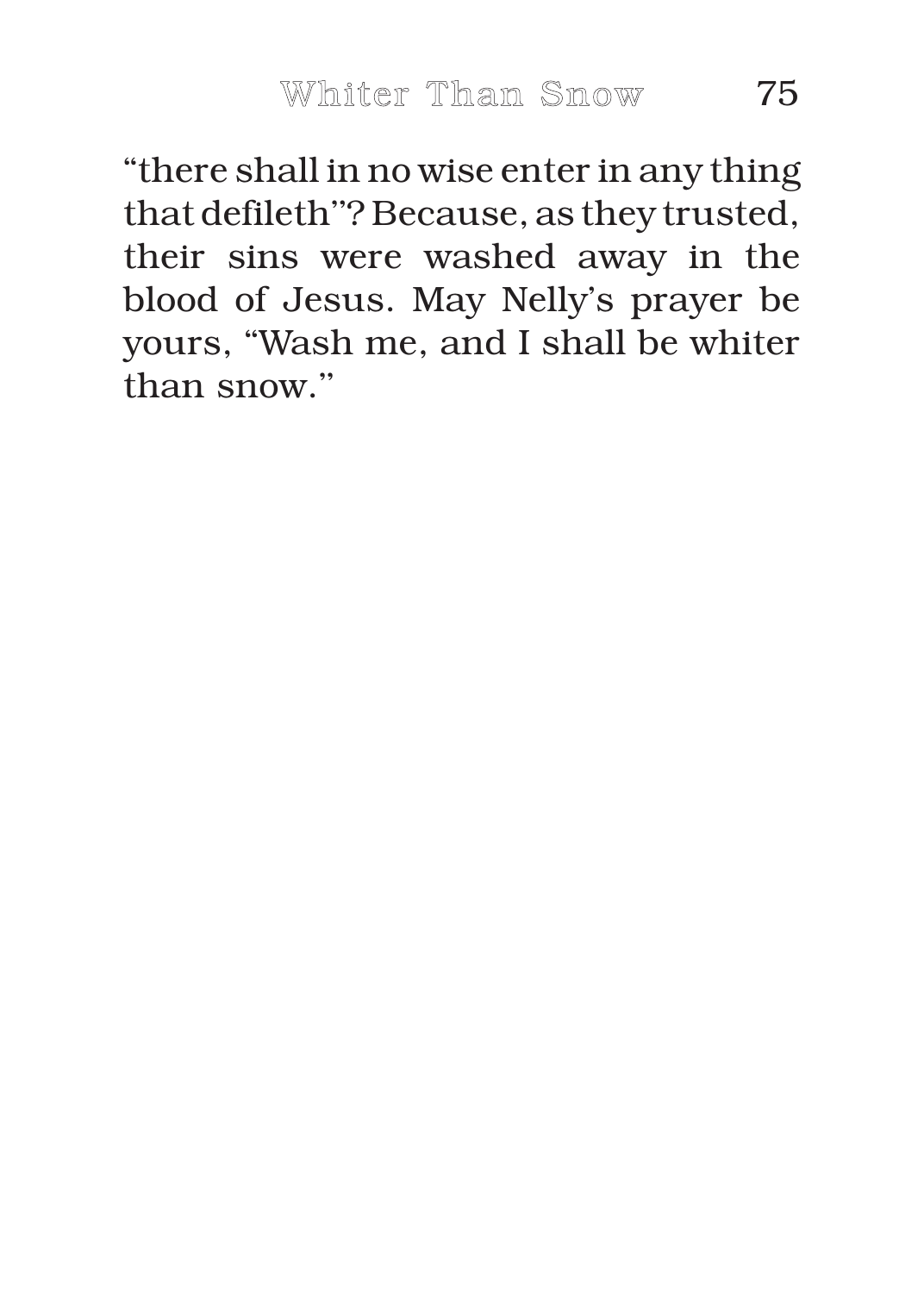"there shall in no wise enter in any thing that defileth"? Because, as they trusted, their sins were washed away in the blood of Jesus. May Nelly's prayer be yours, "Wash me, and I shall be whiter than snow."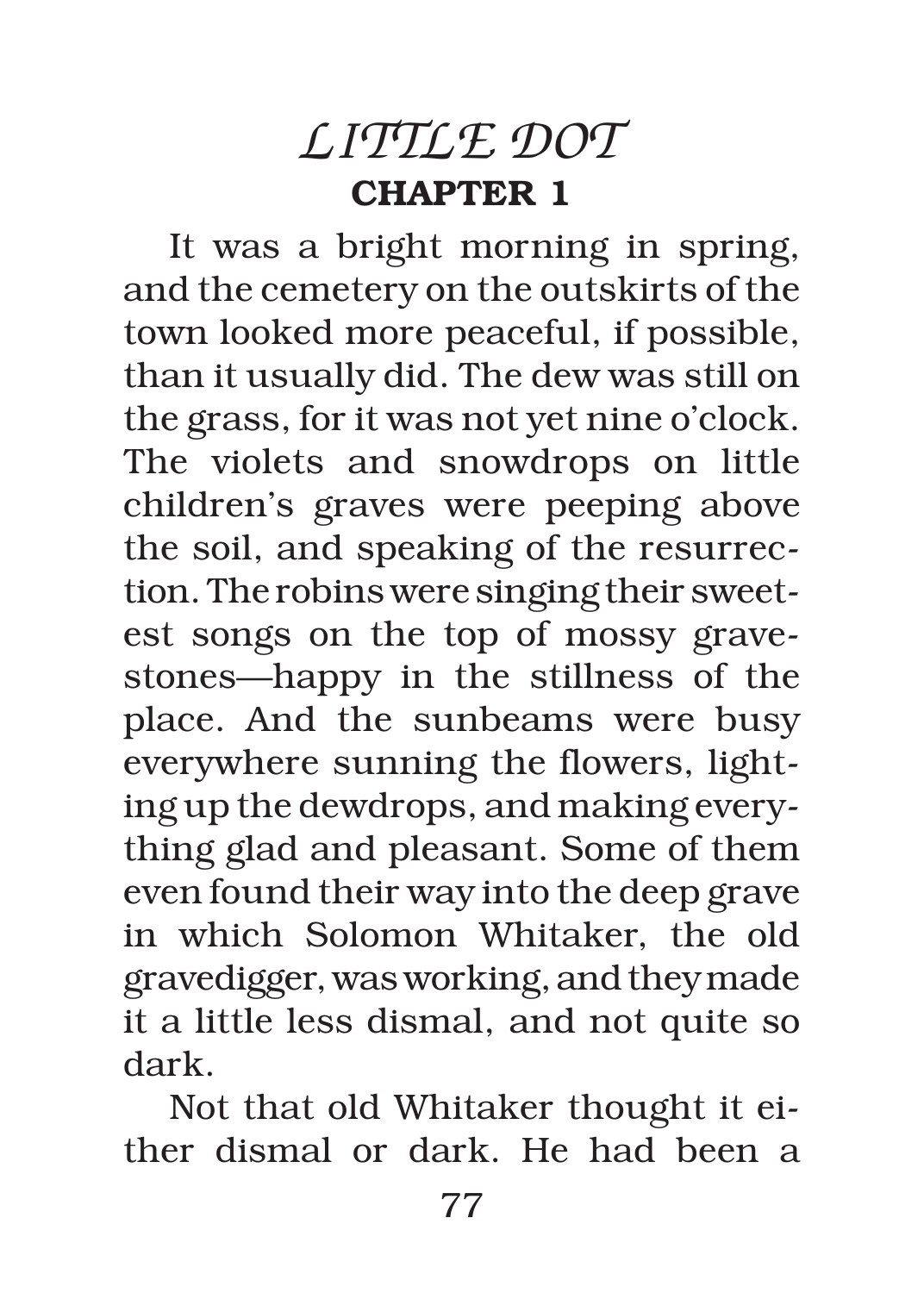# *LITTLE DOT*

## CHAPTER 1

It was a bright morning in spring, and the cemetery on the outskirts of the town looked more peaceful, if possible, than it usually did. The dew was still on the grass, for it was not yet nine o'clock. The violets and snowdrops on little children's graves were peeping above the soil, and speaking of the resurrection. The robins were singing their sweetest songs on the top of mossy gravestones—happy in the stillness of the place. And the sunbeams were busy everywhere sunning the flowers, lighting up the dewdrops, and making everything glad and pleasant. Some of them even found their way into the deep grave in which Solomon Whitaker, the old gravedigger, was working, and they made it a little less dismal, and not quite so dark.

Not that old Whitaker thought it either dismal or dark. He had been a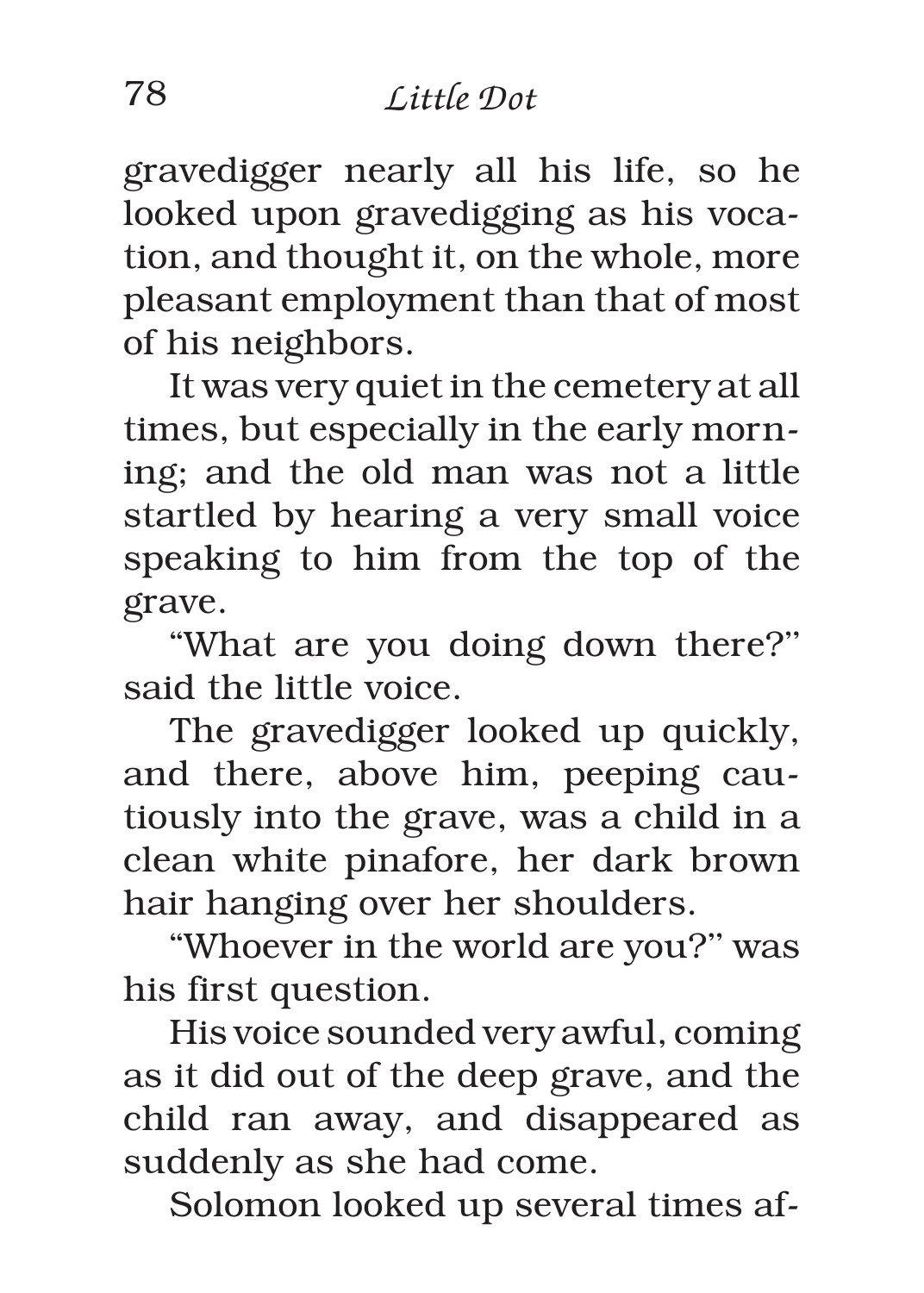gravedigger nearly all his life, so he looked upon gravedigging as his vocation, and thought it, on the whole, more pleasant employment than that of most of his neighbors.

It was very quiet in the cemetery at all times, but especially in the early morning; and the old man was not a little startled by hearing a very small voice speaking to him from the top of the grave.

"What are you doing down there?" said the little voice.

The gravedigger looked up quickly, and there, above him, peeping cautiously into the grave, was a child in a clean white pinafore, her dark brown hair hanging over her shoulders.

"Whoever in the world are you?" was his first question.

His voice sounded very awful, coming as it did out of the deep grave, and the child ran away, and disappeared as suddenly as she had come.

Solomon looked up several times af-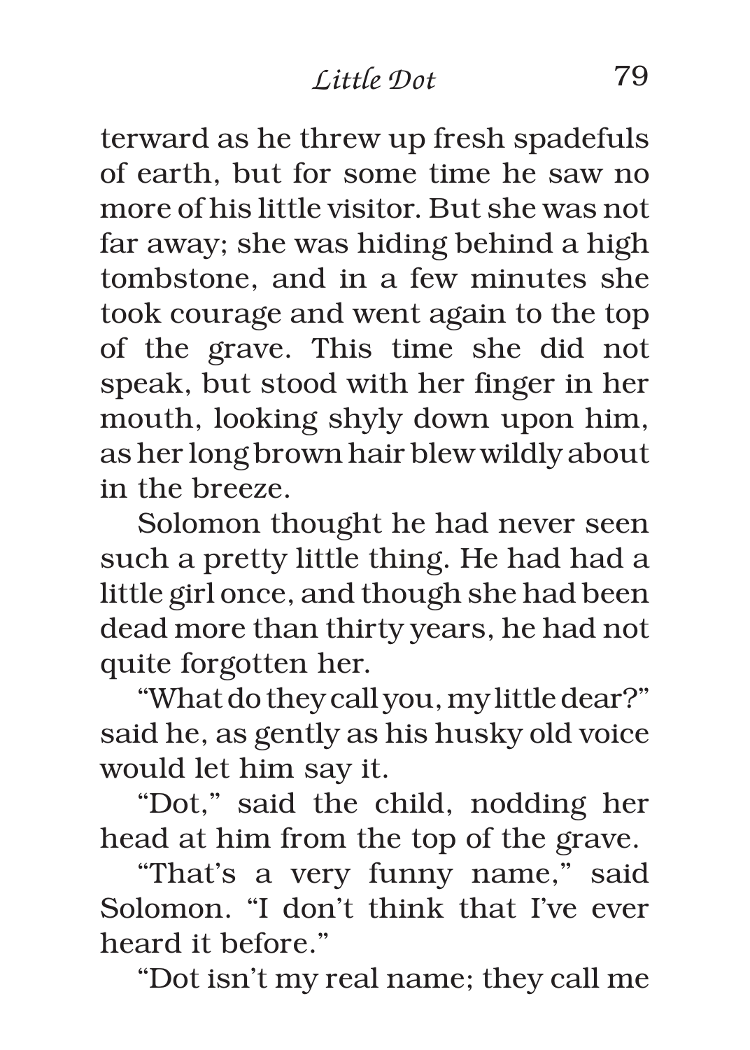terward as he threw up fresh spadefuls of earth, but for some time he saw no more of his little visitor. But she was not far away; she was hiding behind a high tombstone, and in a few minutes she took courage and went again to the top of the grave. This time she did not speak, but stood with her finger in her mouth, looking shyly down upon him, as her long brown hair blew wildly about in the breeze.

Solomon thought he had never seen such a pretty little thing. He had had a little girl once, and though she had been dead more than thirty years, he had not quite forgotten her.

"What do they call you, my little dear?" said he, as gently as his husky old voice would let him say it.

"Dot," said the child, nodding her head at him from the top of the grave.

"That's a very funny name," said Solomon. "I don't think that I've ever heard it before."

"Dot isn't my real name; they call me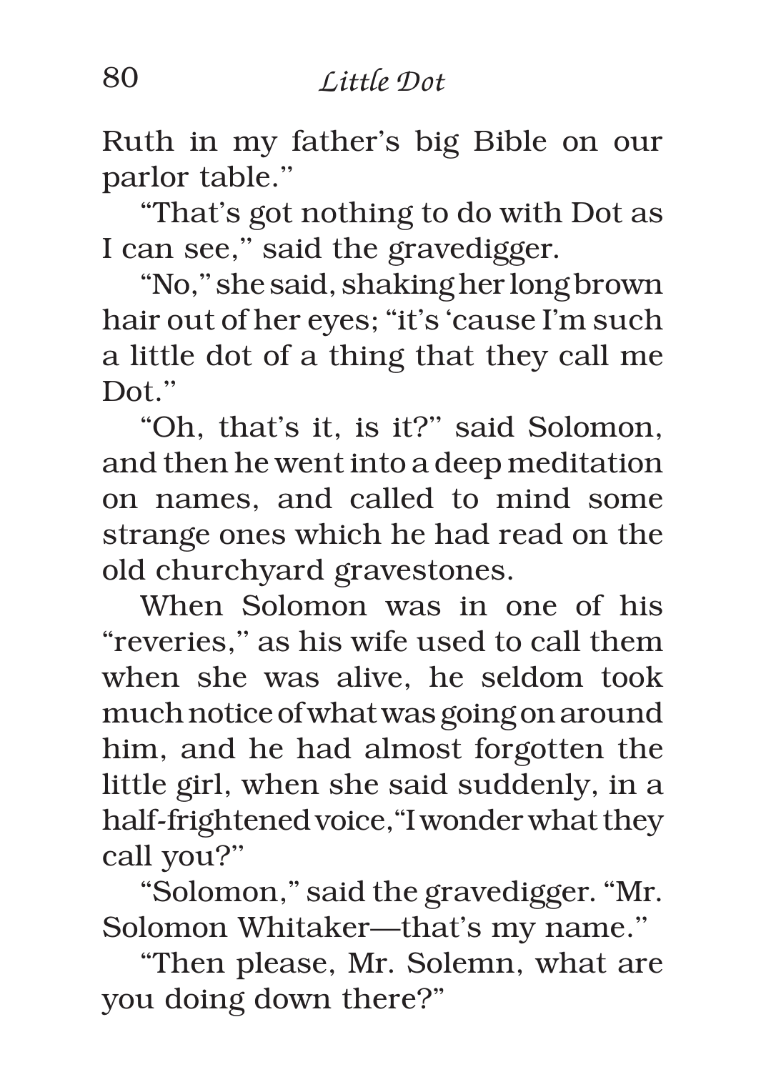Ruth in my father's big Bible on our parlor table."

"That's got nothing to do with Dot as I can see," said the gravedigger.

"No," she said, shaking her long brown hair out of her eyes; "it's 'cause I'm such a little dot of a thing that they call me Dot."

"Oh, that's it, is it?" said Solomon, and then he went into a deep meditation on names, and called to mind some strange ones which he had read on the old churchyard gravestones.

When Solomon was in one of his "reveries," as his wife used to call them when she was alive, he seldom took much notice of what was going on around him, and he had almost forgotten the little girl, when she said suddenly, in a half-frightened voice,"I wonder what they call you?"

"Solomon," said the gravedigger. "Mr. Solomon Whitaker—that's my name."

"Then please, Mr. Solemn, what are you doing down there?"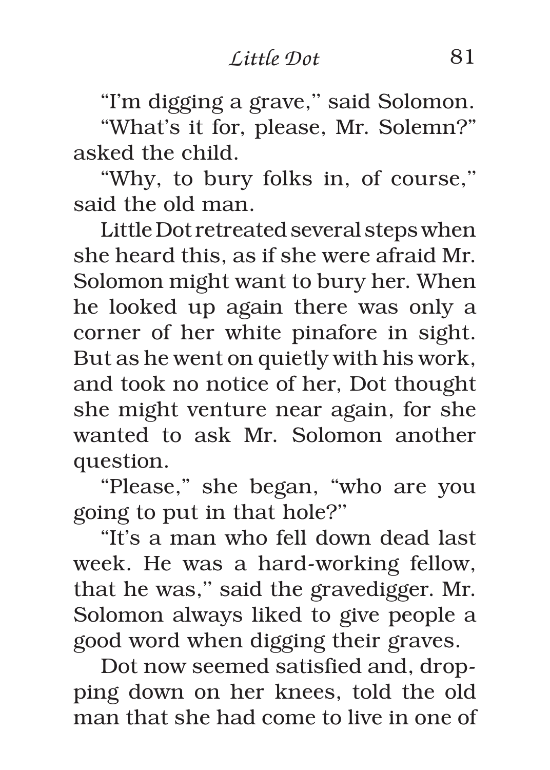"I'm digging a grave," said Solomon.

"What's it for, please, Mr. Solemn?" asked the child.

"Why, to bury folks in, of course," said the old man.

Little Dot retreated several steps when she heard this, as if she were afraid Mr. Solomon might want to bury her. When he looked up again there was only a corner of her white pinafore in sight. But as he went on quietly with his work, and took no notice of her, Dot thought she might venture near again, for she wanted to ask Mr. Solomon another question.

"Please," she began, "who are you going to put in that hole?"

"It's a man who fell down dead last week. He was a hard-working fellow, that he was," said the gravedigger. Mr. Solomon always liked to give people a good word when digging their graves.

Dot now seemed satisfied and, dropping down on her knees, told the old man that she had come to live in one of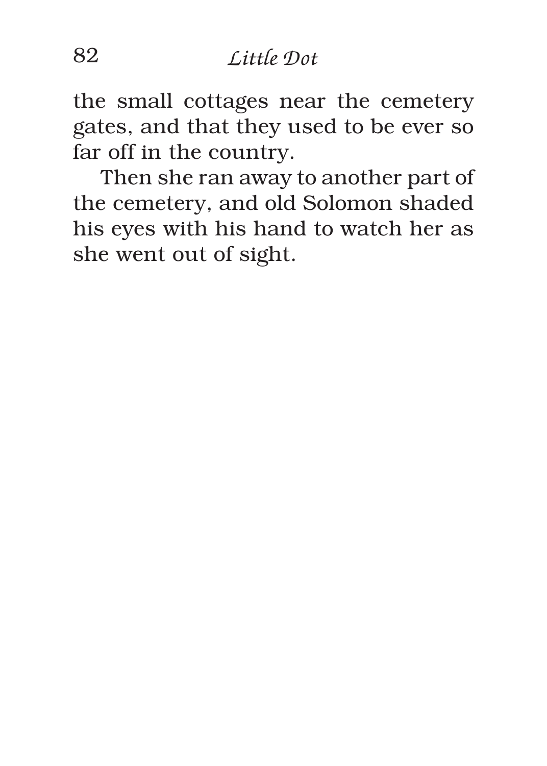the small cottages near the cemetery gates, and that they used to be ever so far off in the country.

Then she ran away to another part of the cemetery, and old Solomon shaded his eyes with his hand to watch her as she went out of sight.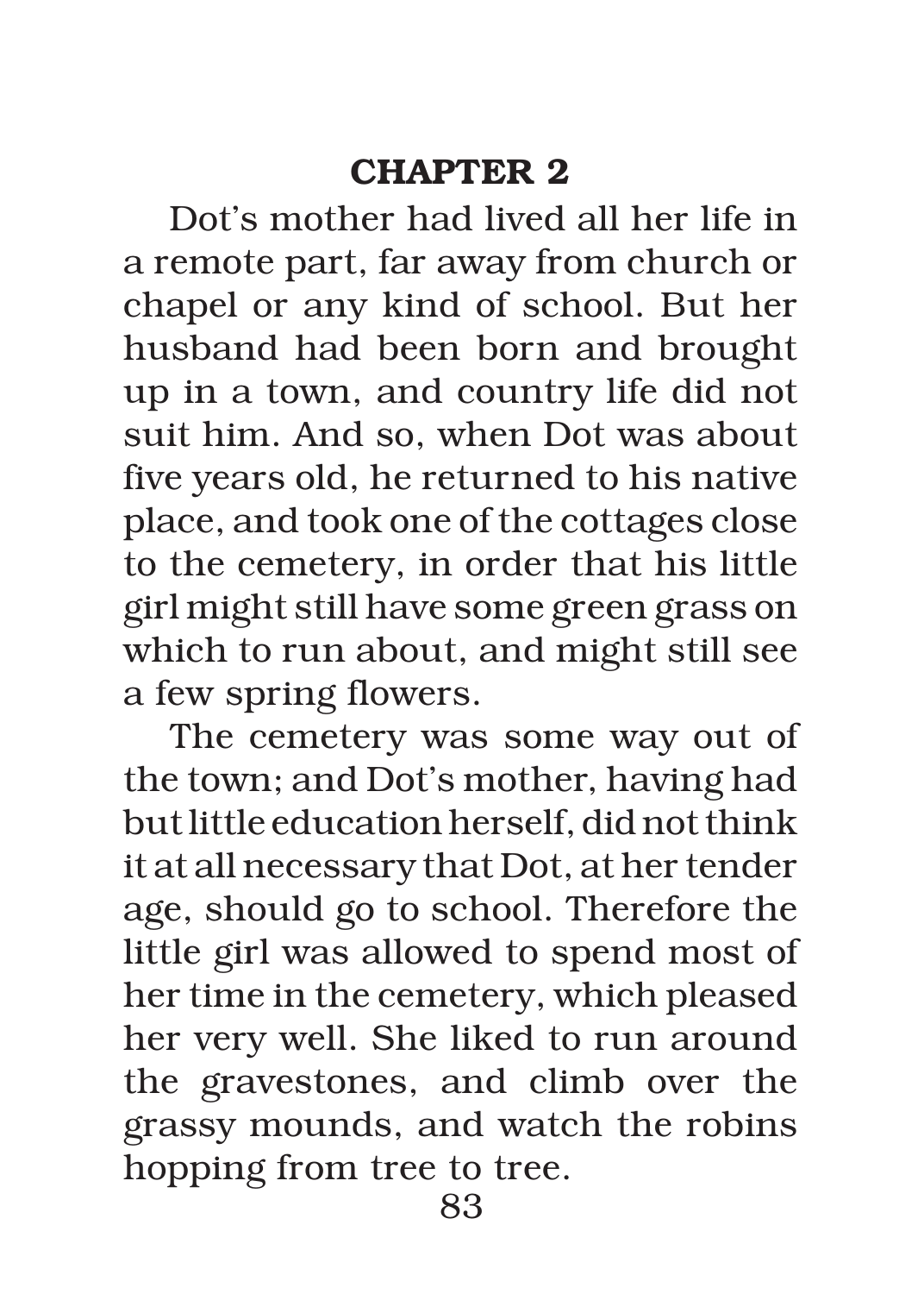## CHAPTER 2

Dot's mother had lived all her life in a remote part, far away from church or chapel or any kind of school. But her husband had been born and brought up in a town, and country life did not suit him. And so, when Dot was about five years old, he returned to his native place, and took one of the cottages close to the cemetery, in order that his little girl might still have some green grass on which to run about, and might still see a few spring flowers.

The cemetery was some way out of the town; and Dot's mother, having had but little education herself, did not think it at all necessary that Dot, at her tender age, should go to school. Therefore the little girl was allowed to spend most of her time in the cemetery, which pleased her very well. She liked to run around the gravestones, and climb over the grassy mounds, and watch the robins hopping from tree to tree.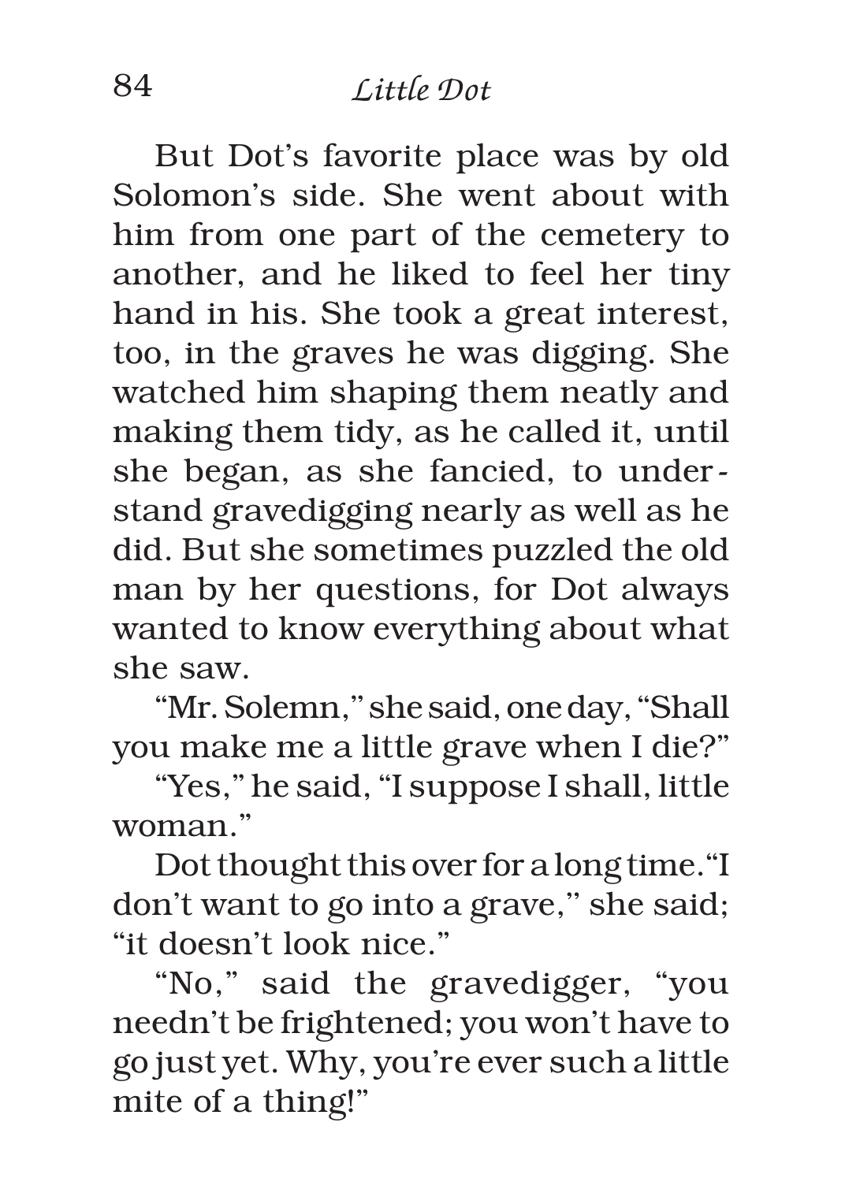But Dot's favorite place was by old Solomon's side. She went about with him from one part of the cemetery to another, and he liked to feel her tiny hand in his. She took a great interest, too, in the graves he was digging. She watched him shaping them neatly and making them tidy, as he called it, until she began, as she fancied, to understand gravedigging nearly as well as he did. But she sometimes puzzled the old man by her questions, for Dot always wanted to know everything about what she saw.

"Mr. Solemn," she said, one day, "Shall you make me a little grave when I die?"

"Yes," he said, "I suppose I shall, little woman."

Dot thought this over for a long time. "I don't want to go into a grave," she said; "it doesn't look nice."

"No," said the gravedigger, "you needn't be frightened; you won't have to go just yet. Why, you're ever such a little mite of a thing!"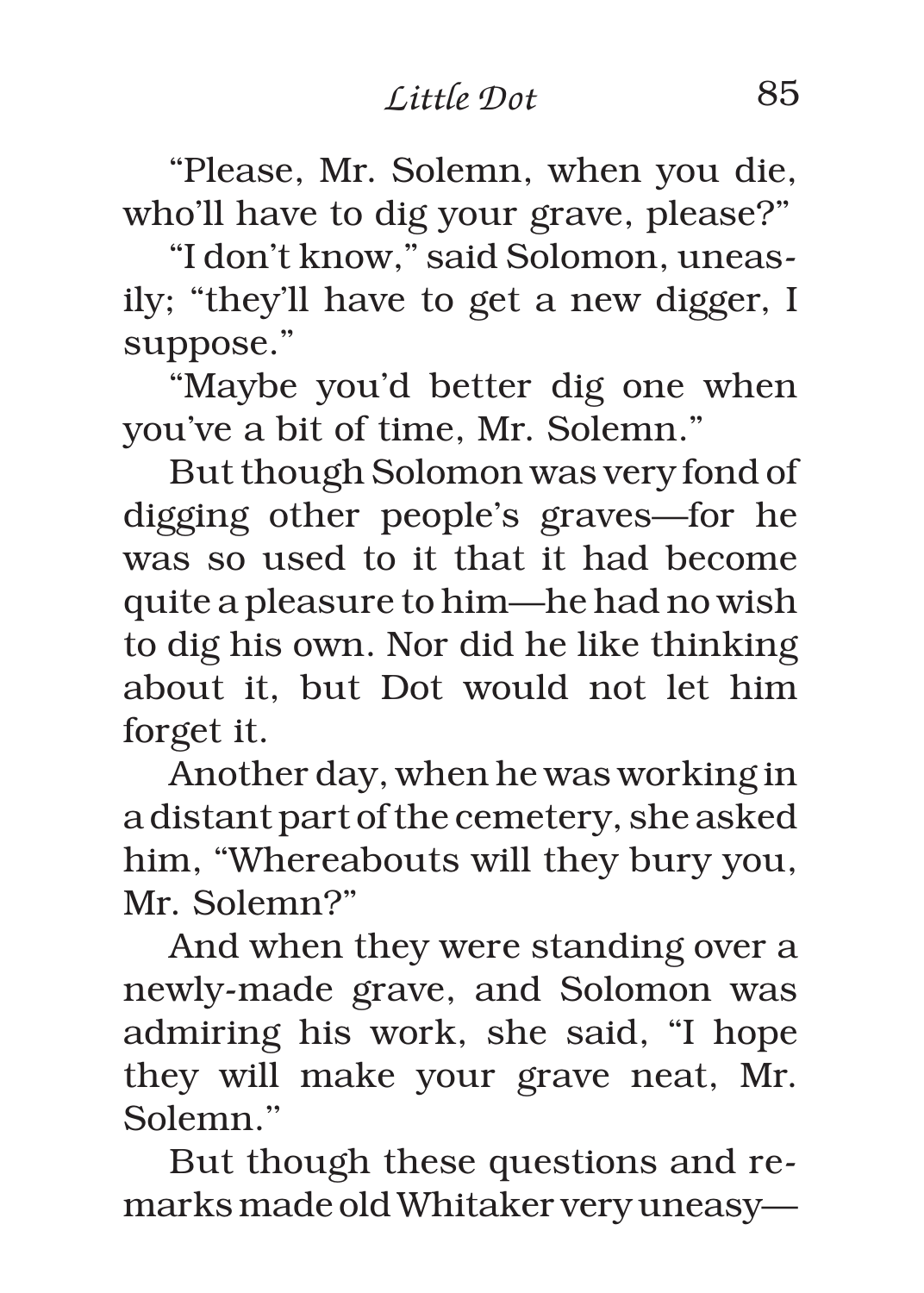"Please, Mr. Solemn, when you die, who'll have to dig your grave, please?"

"I don't know," said Solomon, uneasily; "they'll have to get a new digger, I suppose."

"Maybe you'd better dig one when you've a bit of time, Mr. Solemn."

But though Solomon was very fond of digging other people's graves—for he was so used to it that it had become quite a pleasure to him—he had no wish to dig his own. Nor did he like thinking about it, but Dot would not let him forget it.

Another day, when he was working in a distant part of the cemetery, she asked him, "Whereabouts will they bury you, Mr. Solemn?"

And when they were standing over a newly-made grave, and Solomon was admiring his work, she said, "I hope they will make your grave neat, Mr. Solemn."

But though these questions and remarks made old Whitaker very uneasy—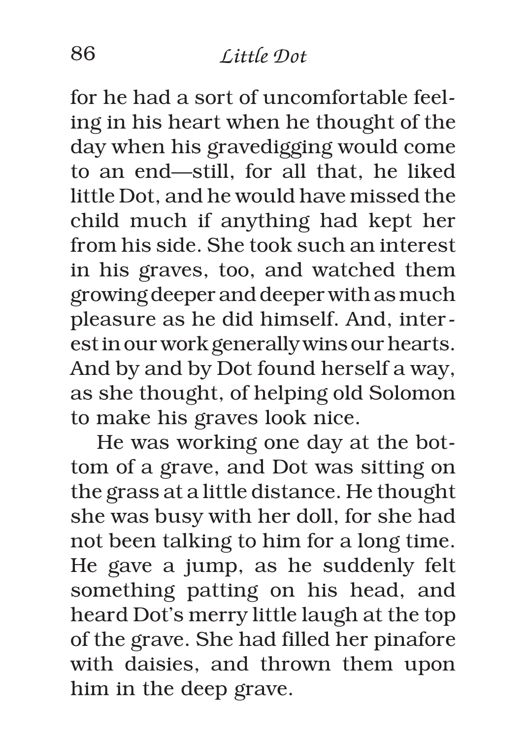for he had a sort of uncomfortable feeling in his heart when he thought of the day when his gravedigging would come to an end—still, for all that, he liked little Dot, and he would have missed the child much if anything had kept her from his side. She took such an interest in his graves, too, and watched them growing deeper and deeper with as much pleasure as he did himself. And, interest in our work generally wins our hearts. And by and by Dot found herself a way, as she thought, of helping old Solomon to make his graves look nice.

He was working one day at the bottom of a grave, and Dot was sitting on the grass at a little distance. He thought she was busy with her doll, for she had not been talking to him for a long time. He gave a jump, as he suddenly felt something patting on his head, and heard Dot's merry little laugh at the top of the grave. She had filled her pinafore with daisies, and thrown them upon him in the deep grave.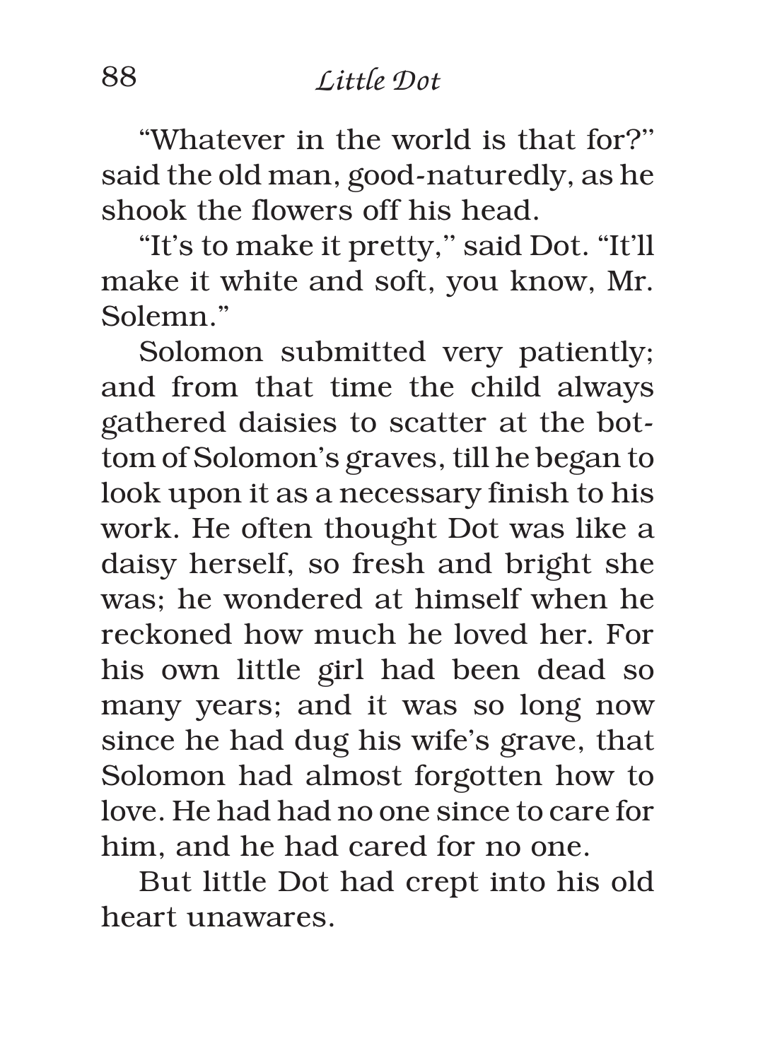"Whatever in the world is that for?'' said the old man, good-naturedly, as he shook the flowers off his head.

"It's to make it pretty,'' said Dot. "It'll make it white and soft, you know, Mr. Solemn."

Solomon submitted very patiently; and from that time the child always gathered daisies to scatter at the bottom of Solomon's graves, till he began to look upon it as a necessary finish to his work. He often thought Dot was like a daisy herself, so fresh and bright she was; he wondered at himself when he reckoned how much he loved her. For his own little girl had been dead so many years; and it was so long now since he had dug his wife's grave, that Solomon had almost forgotten how to love. He had had no one since to care for him, and he had cared for no one.

But little Dot had crept into his old heart unawares.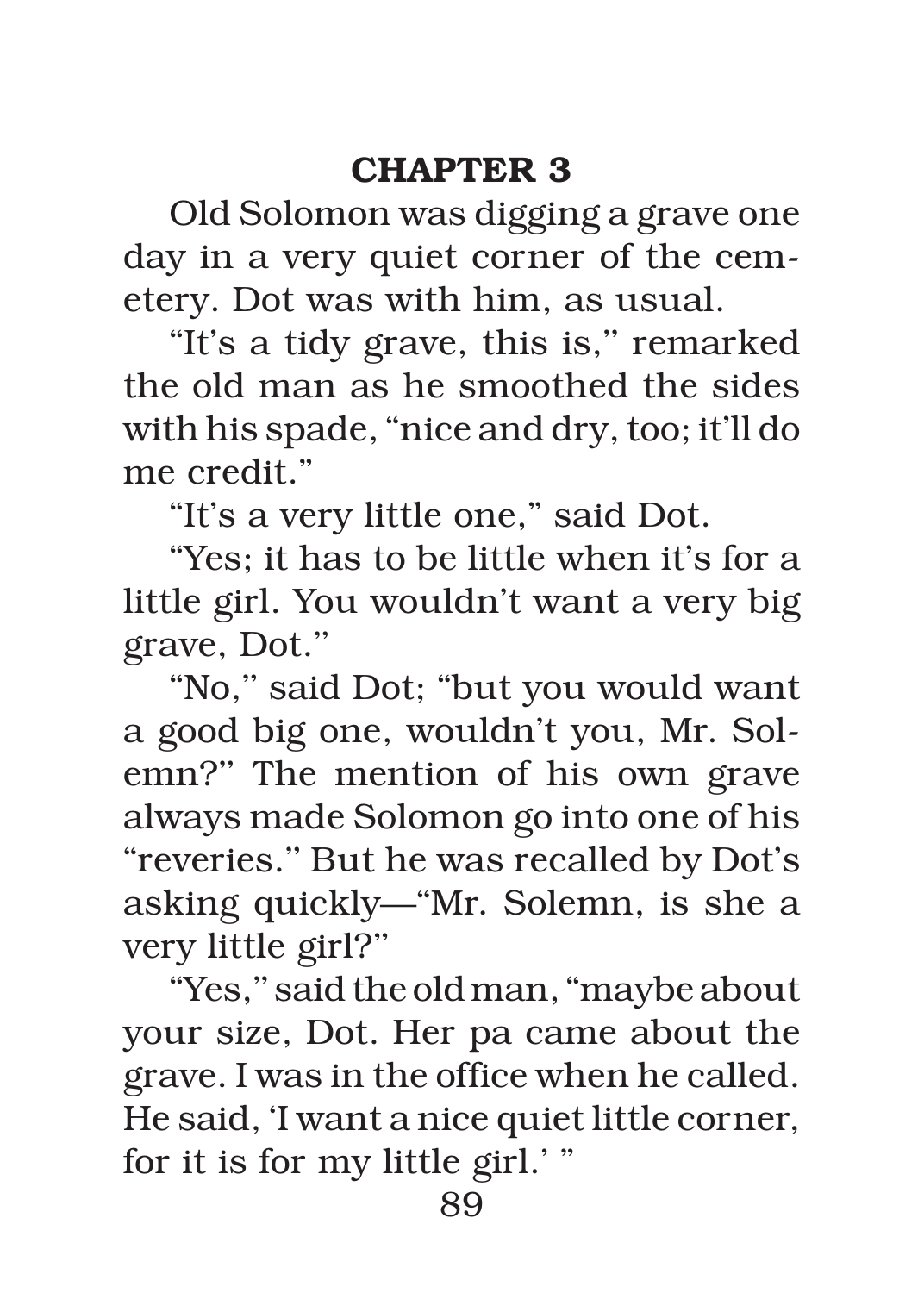## CHAPTER 3

Old Solomon was digging a grave one day in a very quiet corner of the cemetery. Dot was with him, as usual.

"It's a tidy grave, this is," remarked the old man as he smoothed the sides with his spade, "nice and dry, too; it'll do me credit."

"It's a very little one," said Dot.

"Yes; it has to be little when it's for a little girl. You wouldn't want a very big grave, Dot."

"No," said Dot; "but you would want a good big one, wouldn't you, Mr. Solemn?" The mention of his own grave always made Solomon go into one of his "reveries." But he was recalled by Dot's asking quickly—"Mr. Solemn, is she a very little girl?"

"Yes," said the old man, "maybe about your size, Dot. Her pa came about the grave. I was in the office when he called. He said, 'I want a nice quiet little corner, for it is for my little girl.' "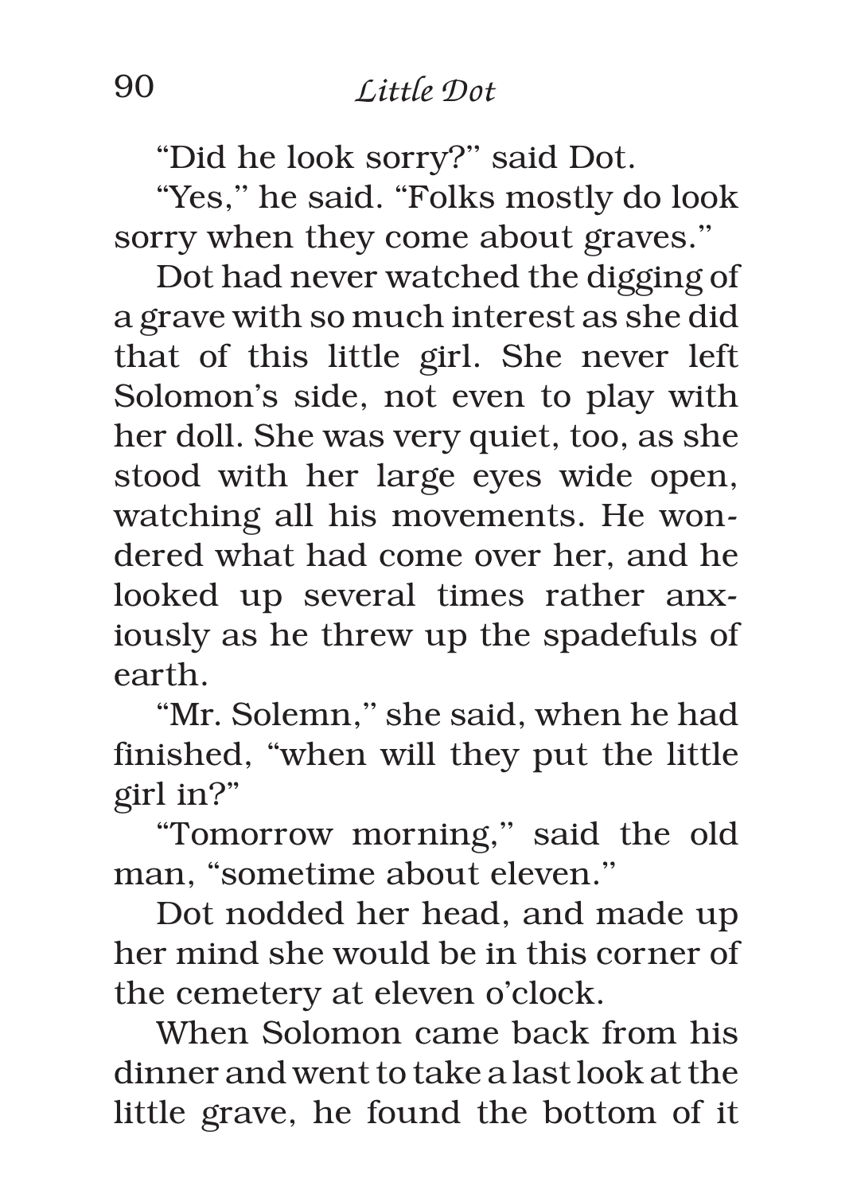"Did he look sorry?" said Dot.

"Yes," he said. "Folks mostly do look sorry when they come about graves."

Dot had never watched the digging of a grave with so much interest as she did that of this little girl. She never left Solomon's side, not even to play with her doll. She was very quiet, too, as she stood with her large eyes wide open, watching all his movements. He wondered what had come over her, and he looked up several times rather anxiously as he threw up the spadefuls of earth.

"Mr. Solemn," she said, when he had finished, "when will they put the little girl in?"

"Tomorrow morning," said the old man, "sometime about eleven."

Dot nodded her head, and made up her mind she would be in this corner of the cemetery at eleven o'clock.

When Solomon came back from his dinner and went to take a last look at the little grave, he found the bottom of it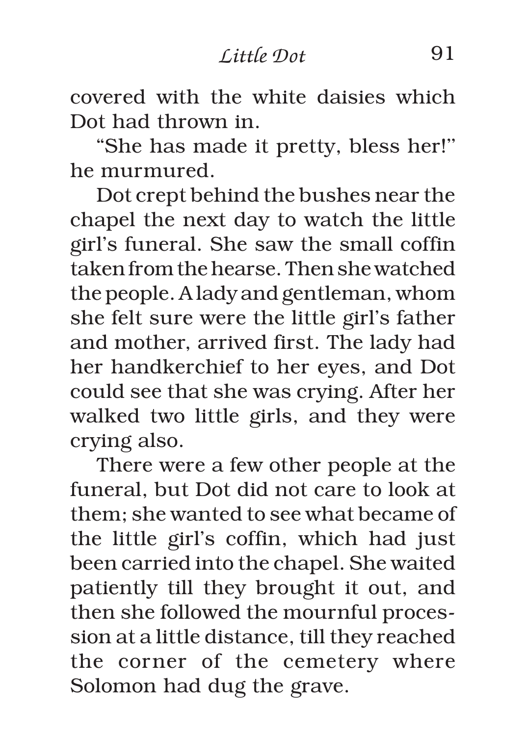covered with the white daisies which Dot had thrown in.

"She has made it pretty, bless her!" he murmured.

Dot crept behind the bushes near the chapel the next day to watch the little girl's funeral. She saw the small coffin taken from the hearse. Then she watched the people. A lady and gentleman, whom she felt sure were the little girl's father and mother, arrived first. The lady had her handkerchief to her eyes, and Dot could see that she was crying. After her walked two little girls, and they were crying also.

There were a few other people at the funeral, but Dot did not care to look at them; she wanted to see what became of the little girl's coffin, which had just been carried into the chapel. She waited patiently till they brought it out, and then she followed the mournful procession at a little distance, till they reached the corner of the cemetery where Solomon had dug the grave.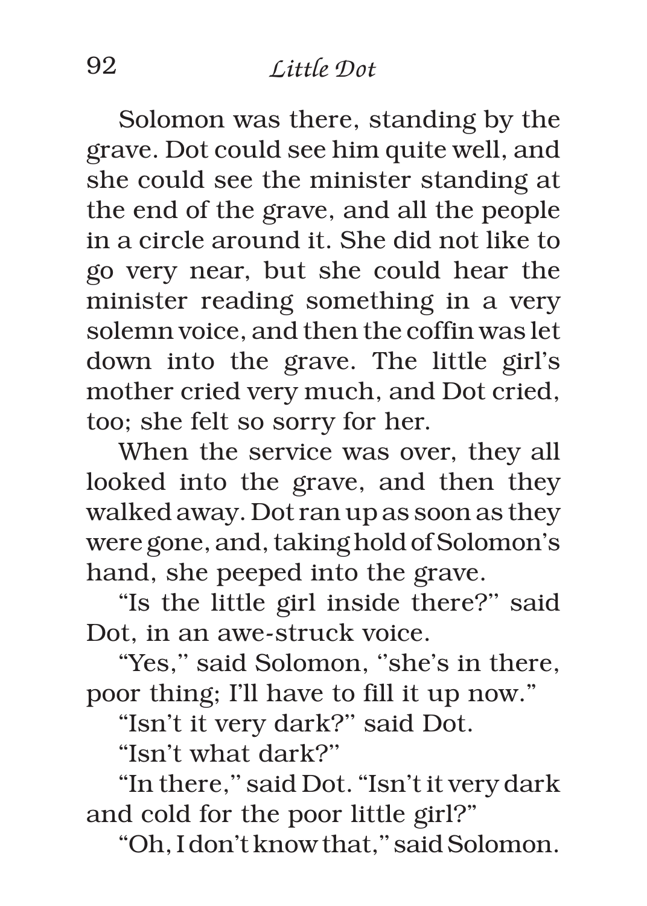Solomon was there, standing by the grave. Dot could see him quite well, and she could see the minister standing at the end of the grave, and all the people in a circle around it. She did not like to go very near, but she could hear the minister reading something in a very solemn voice, and then the coffin was let down into the grave. The little girl's mother cried very much, and Dot cried, too; she felt so sorry for her.

When the service was over, they all looked into the grave, and then they walked away. Dot ran up as soon as they were gone, and, taking hold of Solomon's hand, she peeped into the grave.

"Is the little girl inside there?" said Dot, in an awe-struck voice.

"Yes," said Solomon, "she's in there, poor thing; I'll have to fill it up now."

"Isn't it very dark?" said Dot.

"Isn't what dark?"

"In there," said Dot. "Isn't it very dark and cold for the poor little girl?"

"Oh, I don't know that," said Solomon.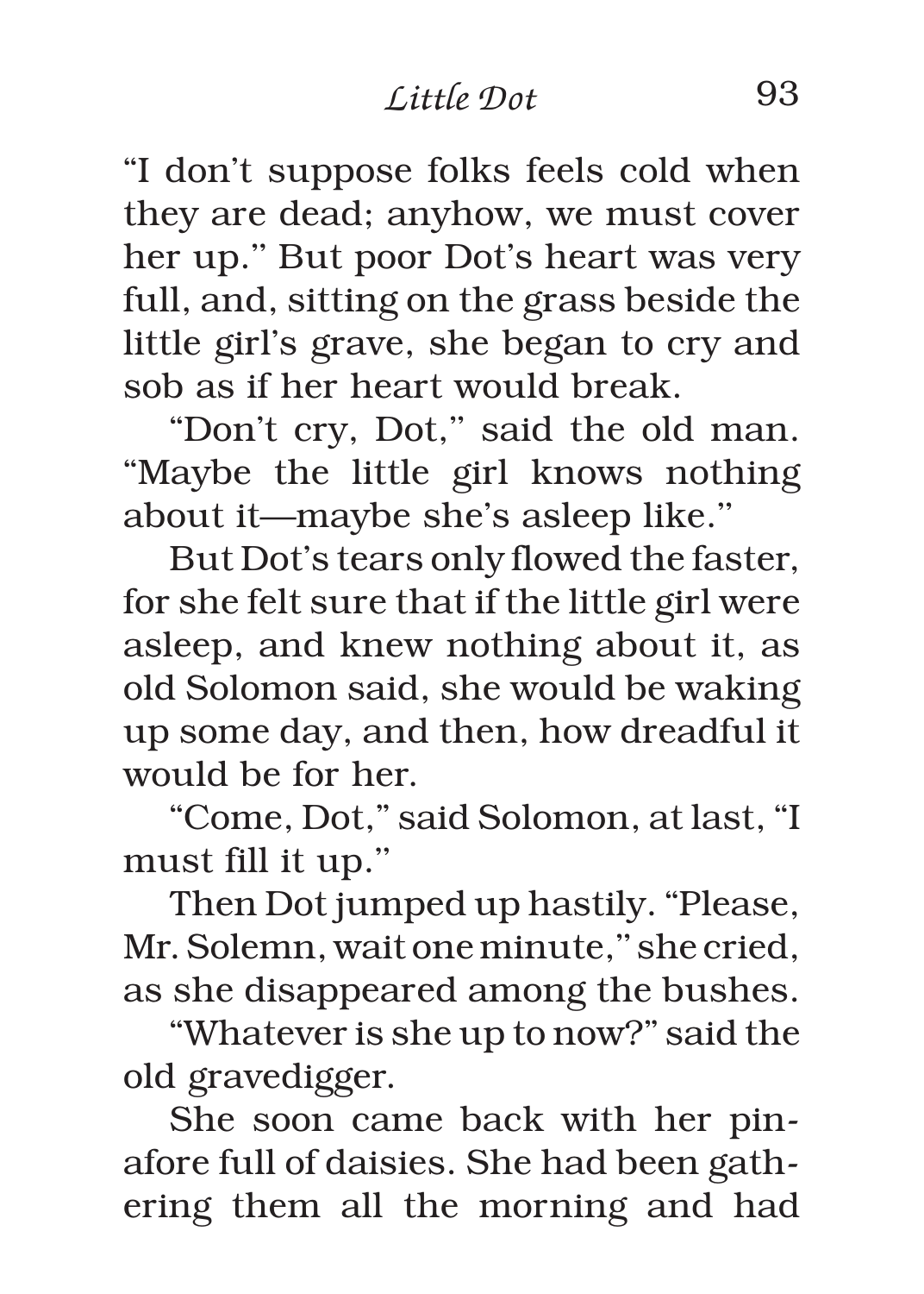"I don't suppose folks feels cold when they are dead; anyhow, we must cover her up." But poor Dot's heart was very full, and, sitting on the grass beside the little girl's grave, she began to cry and sob as if her heart would break.

"Don't cry, Dot," said the old man. "Maybe the little girl knows nothing about it—maybe she's asleep like."

But Dot's tears only flowed the faster, for she felt sure that if the little girl were asleep, and knew nothing about it, as old Solomon said, she would be waking up some day, and then, how dreadful it would be for her.

"Come, Dot," said Solomon, at last, "I must fill it up."

Then Dot jumped up hastily. "Please, Mr. Solemn, wait one minute," she cried, as she disappeared among the bushes.

"Whatever is she up to now?" said the old gravedigger.

She soon came back with her pinafore full of daisies. She had been gathering them all the morning and had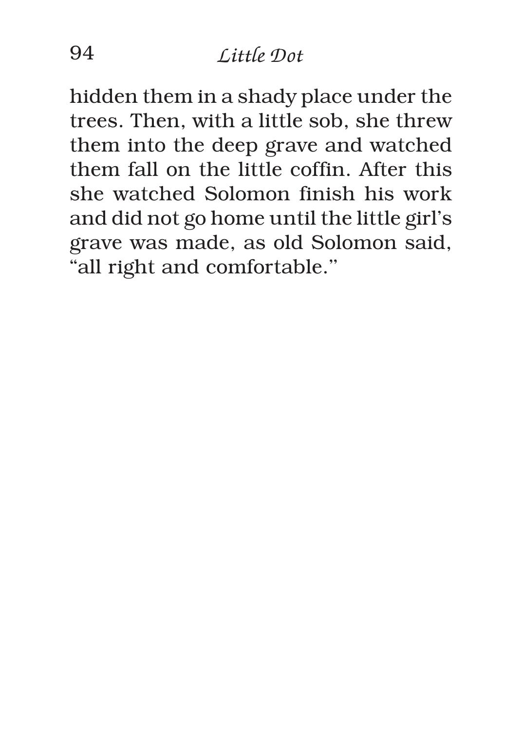hidden them in a shady place under the trees. Then, with a little sob, she threw them into the deep grave and watched them fall on the little coffin. After this she watched Solomon finish his work and did not go home until the little girl's grave was made, as old Solomon said, "all right and comfortable."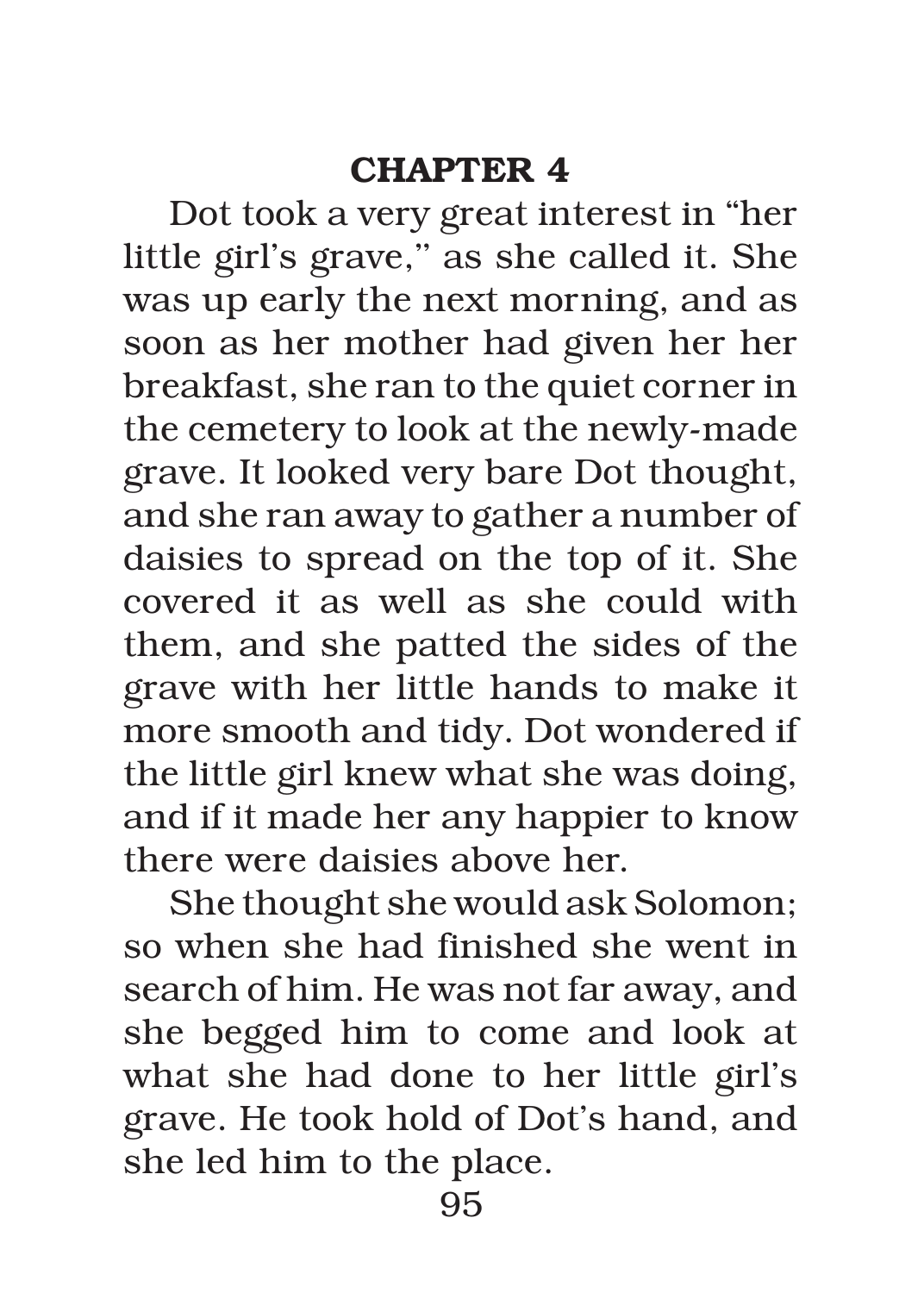## CHAPTER 4

Dot took a very great interest in "her little girl's grave,'' as she called it. She was up early the next morning, and as soon as her mother had given her her breakfast, she ran to the quiet corner in the cemetery to look at the newly-made grave. It looked very bare Dot thought, and she ran away to gather a number of daisies to spread on the top of it. She covered it as well as she could with them, and she patted the sides of the grave with her little hands to make it more smooth and tidy. Dot wondered if the little girl knew what she was doing, and if it made her any happier to know there were daisies above her.

She thought she would ask Solomon; so when she had finished she went in search of him. He was not far away, and she begged him to come and look at what she had done to her little girl's grave. He took hold of Dot's hand, and she led him to the place.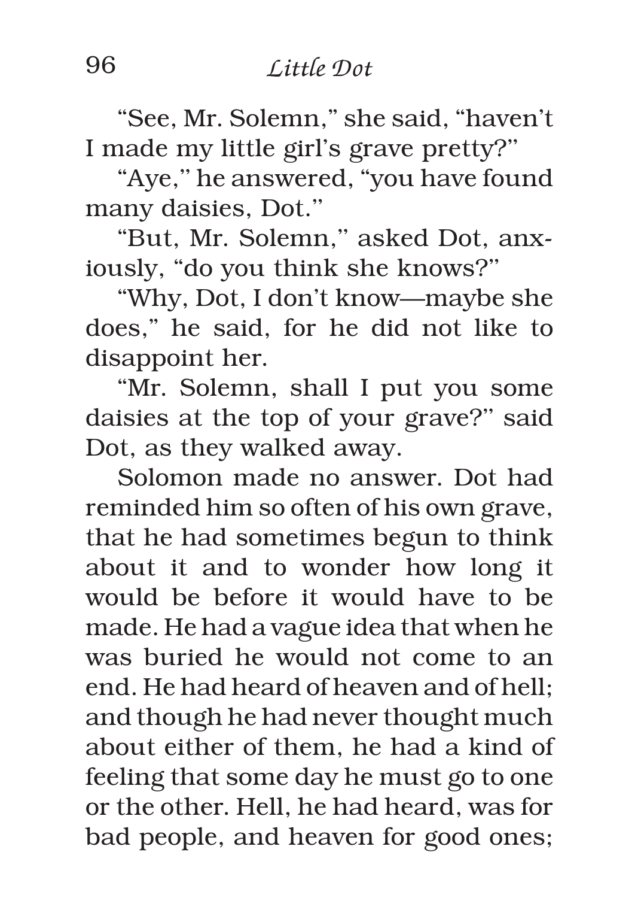"See, Mr. Solemn," she said, "haven't I made my little girl's grave pretty?"

"Aye," he answered, "you have found many daisies, Dot."

"But, Mr. Solemn," asked Dot, anxiously, "do you think she knows?"

"Why, Dot, I don't know—maybe she does," he said, for he did not like to disappoint her.

"Mr. Solemn, shall I put you some daisies at the top of your grave?" said Dot, as they walked away.

Solomon made no answer. Dot had reminded him so often of his own grave, that he had sometimes begun to think about it and to wonder how long it would be before it would have to be made. He had a vague idea that when he was buried he would not come to an end. He had heard of heaven and of hell; and though he had never thought much about either of them, he had a kind of feeling that some day he must go to one or the other. Hell, he had heard, was for bad people, and heaven for good ones;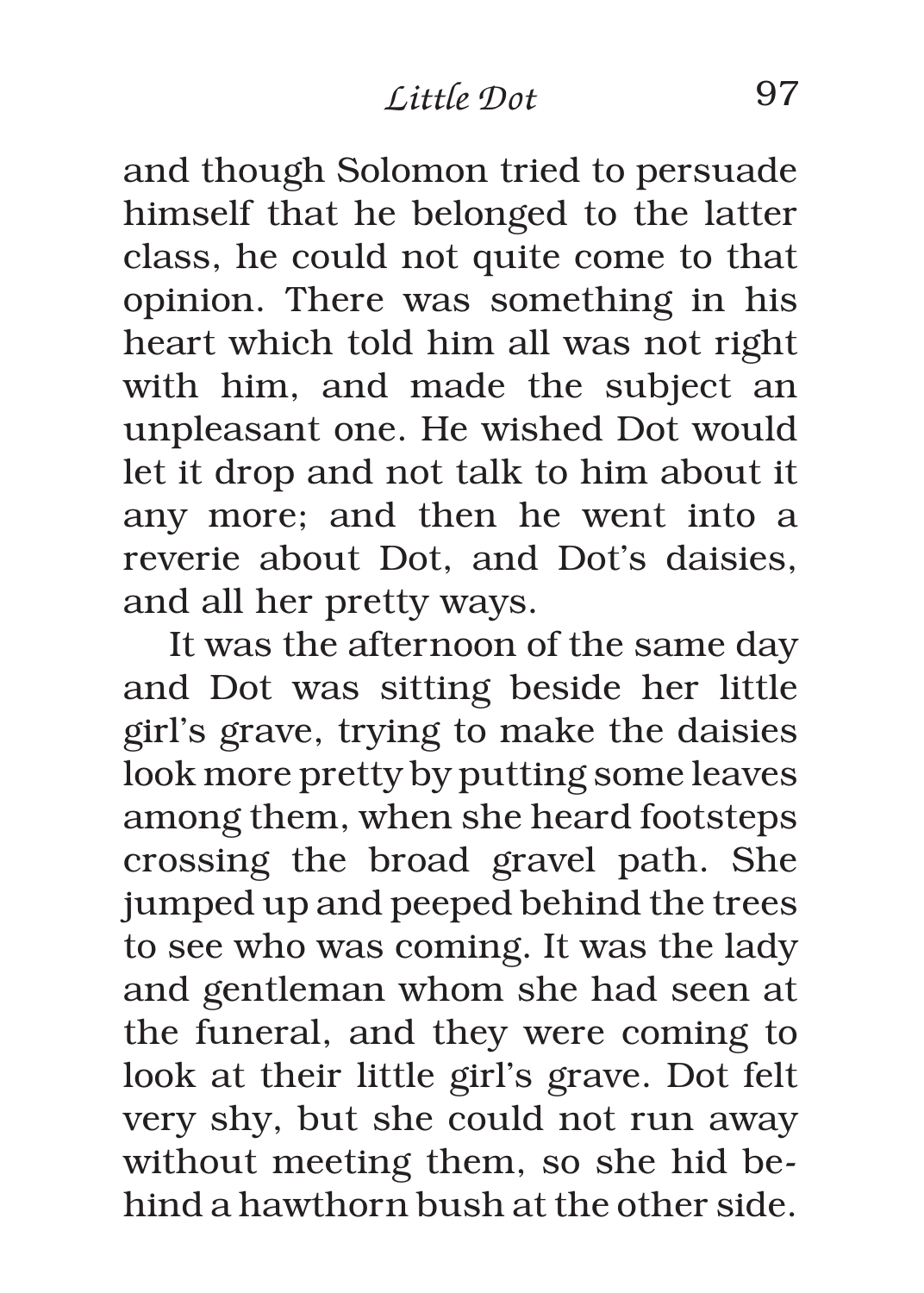and though Solomon tried to persuade himself that he belonged to the latter class, he could not quite come to that opinion. There was something in his heart which told him all was not right with him, and made the subject an unpleasant one. He wished Dot would let it drop and not talk to him about it any more; and then he went into a reverie about Dot, and Dot's daisies, and all her pretty ways.

It was the afternoon of the same day and Dot was sitting beside her little girl's grave, trying to make the daisies look more pretty by putting some leaves among them, when she heard footsteps crossing the broad gravel path. She jumped up and peeped behind the trees to see who was coming. It was the lady and gentleman whom she had seen at the funeral, and they were coming to look at their little girl's grave. Dot felt very shy, but she could not run away without meeting them, so she hid behind a hawthorn bush at the other side.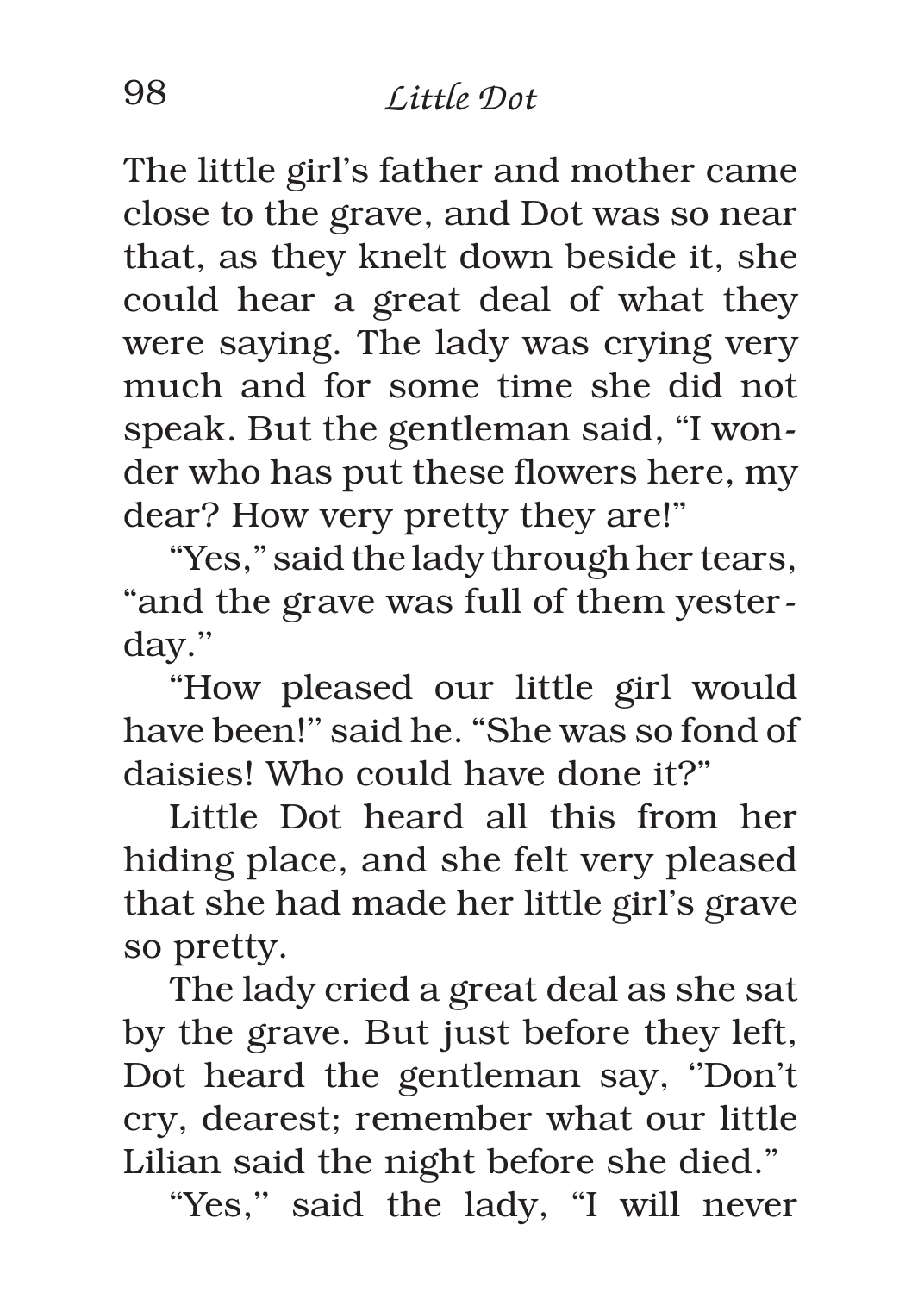The little girl's father and mother came close to the grave, and Dot was so near that, as they knelt down beside it, she could hear a great deal of what they were saying. The lady was crying very much and for some time she did not speak. But the gentleman said, "I wonder who has put these flowers here, my dear? How very pretty they are!"

"Yes," said the lady through her tears, "and the grave was full of them yesterday."

"How pleased our little girl would have been!" said he. "She was so fond of daisies! Who could have done it?"

Little Dot heard all this from her hiding place, and she felt very pleased that she had made her little girl's grave so pretty.

The lady cried a great deal as she sat by the grave. But just before they left, Dot heard the gentleman say, "Don't cry, dearest; remember what our little Lilian said the night before she died."

"Yes," said the lady, "I will never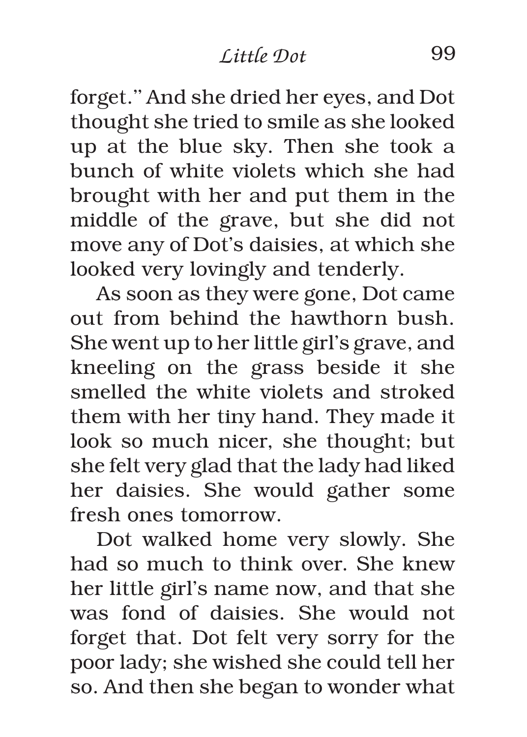forget." And she dried her eyes, and Dot thought she tried to smile as she looked up at the blue sky. Then she took a bunch of white violets which she had brought with her and put them in the middle of the grave, but she did not move any of Dot's daisies, at which she looked very lovingly and tenderly.

As soon as they were gone, Dot came out from behind the hawthorn bush. She went up to her little girl's grave, and kneeling on the grass beside it she smelled the white violets and stroked them with her tiny hand. They made it look so much nicer, she thought; but she felt very glad that the lady had liked her daisies. She would gather some fresh ones tomorrow.

Dot walked home very slowly. She had so much to think over. She knew her little girl's name now, and that she was fond of daisies. She would not forget that. Dot felt very sorry for the poor lady; she wished she could tell her so. And then she began to wonder what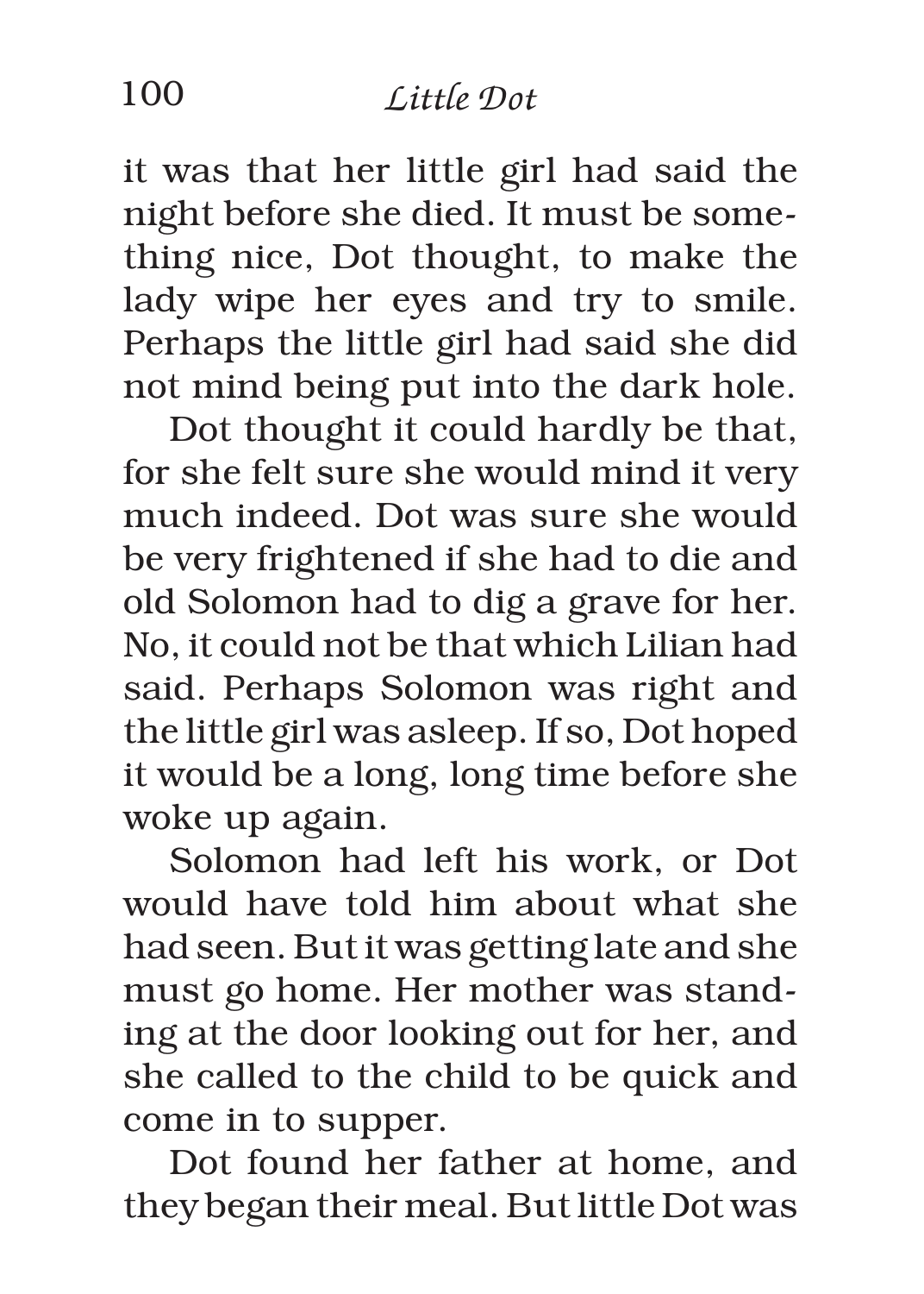it was that her little girl had said the night before she died. It must be something nice, Dot thought, to make the lady wipe her eyes and try to smile. Perhaps the little girl had said she did not mind being put into the dark hole.

Dot thought it could hardly be that, for she felt sure she would mind it very much indeed. Dot was sure she would be very frightened if she had to die and old Solomon had to dig a grave for her. No, it could not be that which Lilian had said. Perhaps Solomon was right and the little girl was asleep. If so, Dot hoped it would be a long, long time before she woke up again.

Solomon had left his work, or Dot would have told him about what she had seen. But it was getting late and she must go home. Her mother was standing at the door looking out for her, and she called to the child to be quick and come in to supper.

Dot found her father at home, and they began their meal. But little Dot was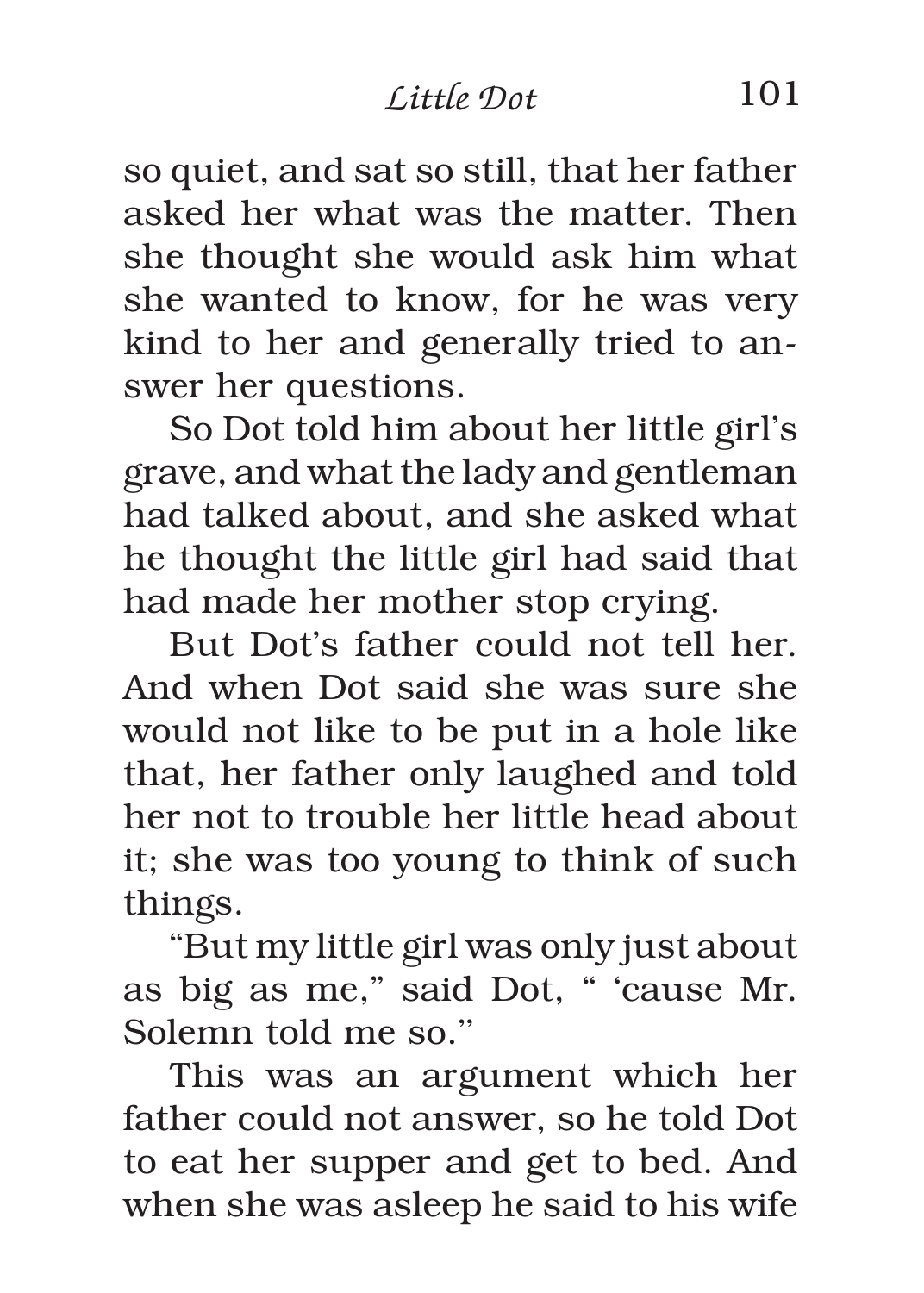so quiet, and sat so still, that her father asked her what was the matter. Then she thought she would ask him what she wanted to know, for he was very kind to her and generally tried to answer her questions.

So Dot told him about her little girl's grave, and what the lady and gentleman had talked about, and she asked what he thought the little girl had said that had made her mother stop crying.

But Dot's father could not tell her. And when Dot said she was sure she would not like to be put in a hole like that, her father only laughed and told her not to trouble her little head about it; she was too young to think of such things.

"But my little girl was only just about as big as me," said Dot, " 'cause Mr. Solemn told me so."

This was an argument which her father could not answer, so he told Dot to eat her supper and get to bed. And when she was asleep he said to his wife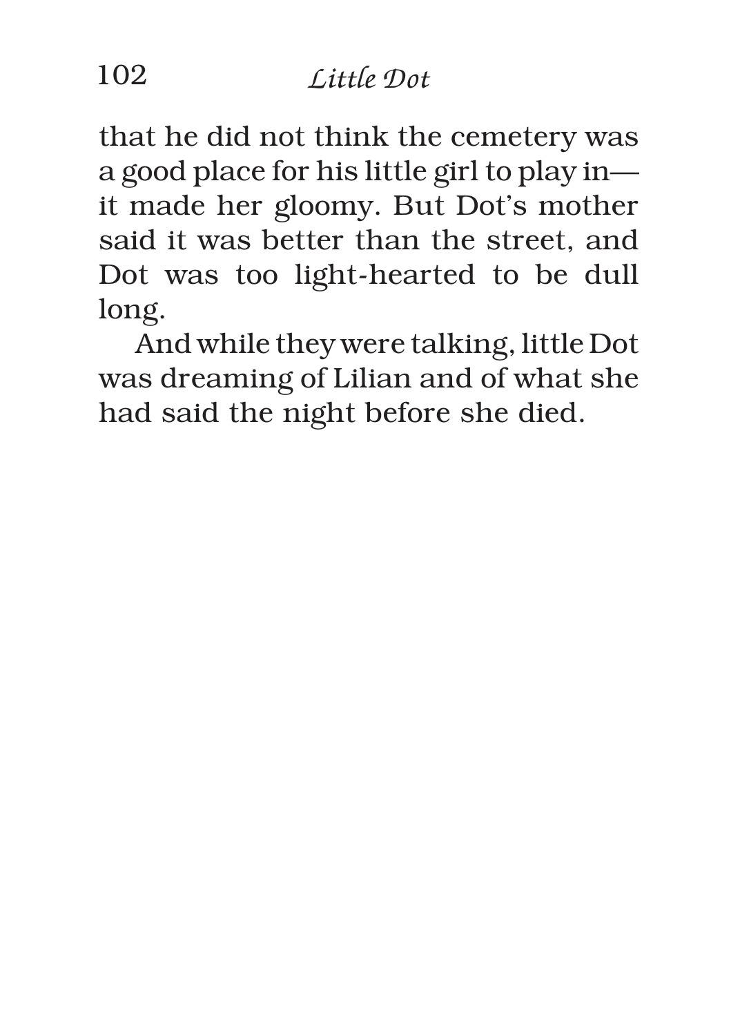that he did not think the cemetery was a good place for his little girl to play in—it made her gloomy. But Dot's mother said it was better than the street, and Dot was too light-hearted to be dull long.

And while they were talking, little Dot was dreaming of Lilian and of what she had said the night before she died.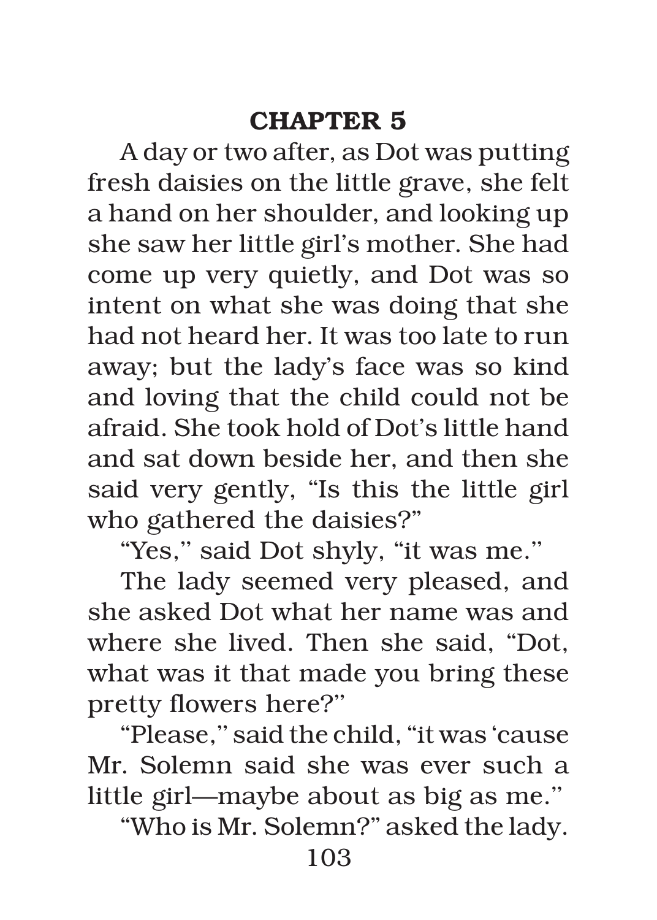# CHAPTER 5

A day or two after, as Dot was putting fresh daisies on the little grave, she felt a hand on her shoulder, and looking up she saw her little girl's mother. She had come up very quietly, and Dot was so intent on what she was doing that she had not heard her. It was too late to run away; but the lady's face was so kind and loving that the child could not be afraid. She took hold of Dot's little hand and sat down beside her, and then she said very gently, "Is this the little girl who gathered the daisies?"

"Yes,'' said Dot shyly, "it was me.''

The lady seemed very pleased, and she asked Dot what her name was and where she lived. Then she said, "Dot, what was it that made you bring these pretty flowers here?''

"Please,'' said the child, "it was 'cause Mr. Solemn said she was ever such a little girl—maybe about as big as me.''

"Who is Mr. Solemn?" asked the lady.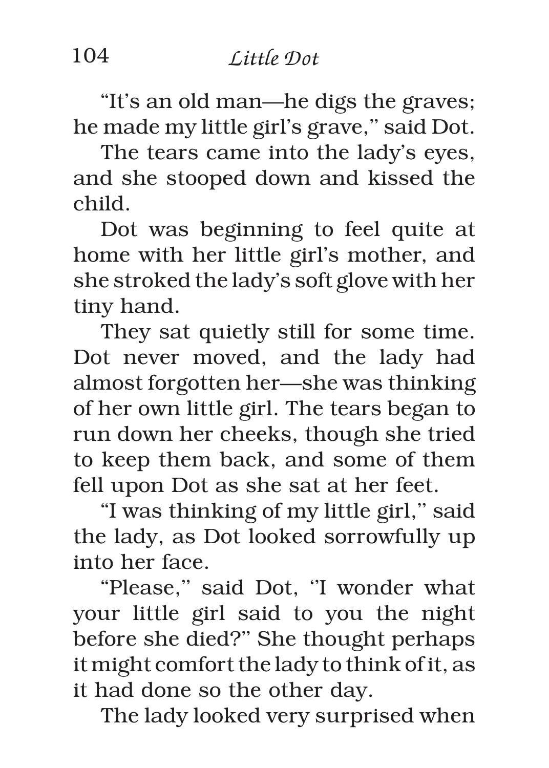"It's an old man—he digs the graves; he made my little girl's grave," said Dot.

The tears came into the lady's eyes, and she stooped down and kissed the child.

Dot was beginning to feel quite at home with her little girl's mother, and she stroked the lady's soft glove with her tiny hand.

They sat quietly still for some time. Dot never moved, and the lady had almost forgotten her—she was thinking of her own little girl. The tears began to run down her cheeks, though she tried to keep them back, and some of them fell upon Dot as she sat at her feet.

"I was thinking of my little girl," said the lady, as Dot looked sorrowfully up into her face.

"Please," said Dot, "I wonder what your little girl said to you the night before she died?" She thought perhaps it might comfort the lady to think of it, as it had done so the other day.

The lady looked very surprised when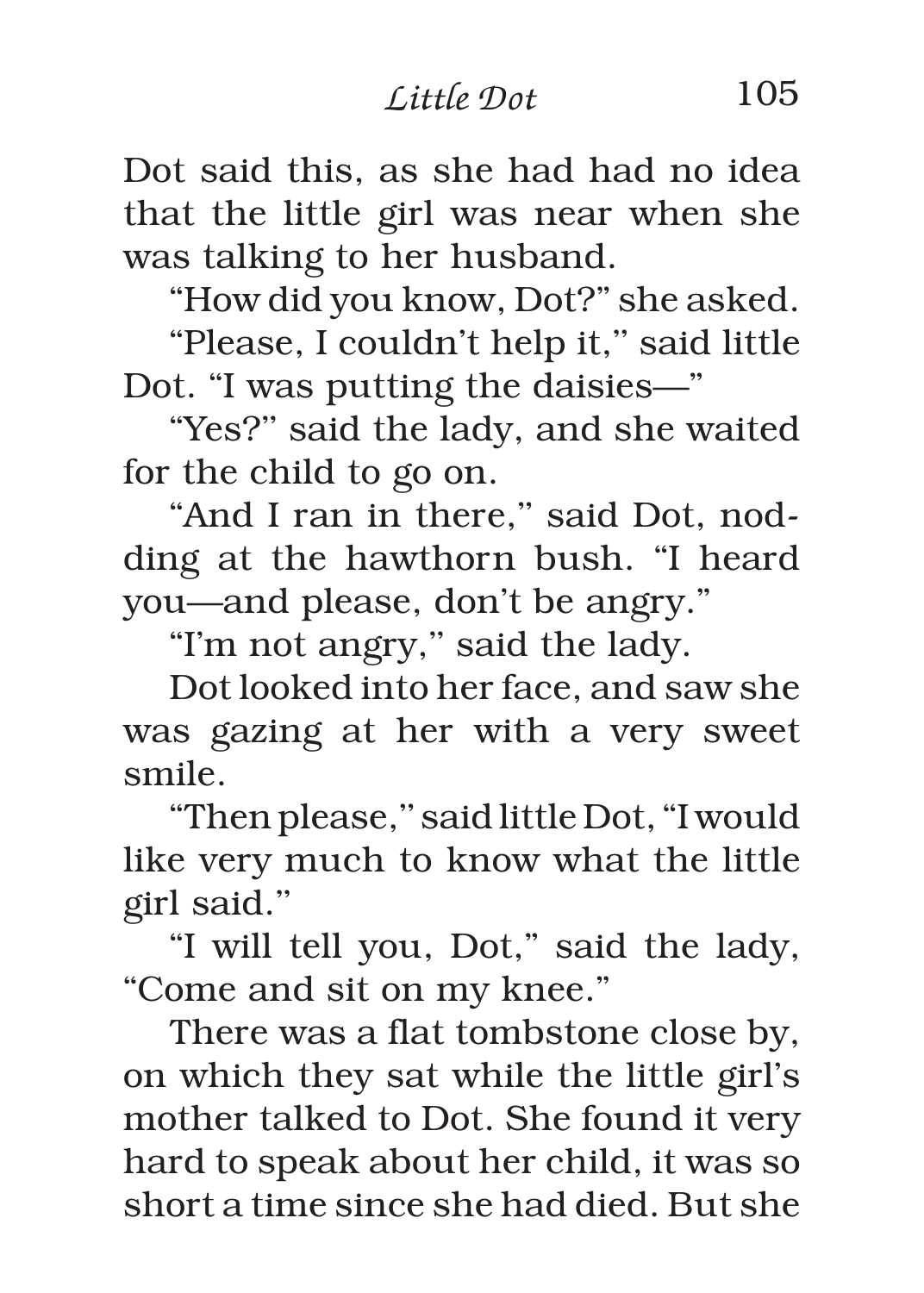Dot said this, as she had had no idea that the little girl was near when she was talking to her husband.

"How did you know, Dot?" she asked.

"Please, I couldn't help it," said little Dot. "I was putting the daisies—"

"Yes?" said the lady, and she waited for the child to go on.

"And I ran in there," said Dot, nodding at the hawthorn bush. "I heard you—and please, don't be angry."

"I'm not angry," said the lady.

Dot looked into her face, and saw she was gazing at her with a very sweet smile.

"Then please," said little Dot, "I would like very much to know what the little girl said."

"I will tell you, Dot," said the lady, "Come and sit on my knee."

There was a flat tombstone close by, on which they sat while the little girl's mother talked to Dot. She found it very hard to speak about her child, it was so short a time since she had died. But she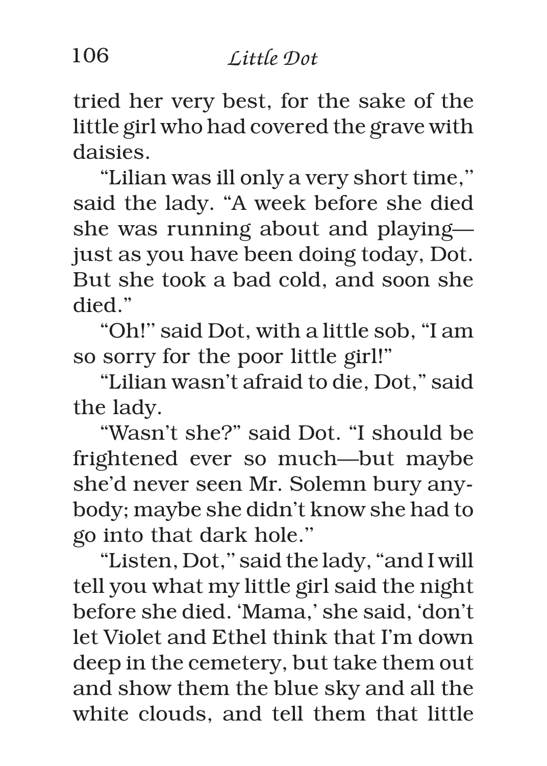tried her very best, for the sake of the little girl who had covered the grave with daisies.

"Lilian was ill only a very short time," said the lady. "A week before she died she was running about and playing—just as you have been doing today, Dot. But she took a bad cold, and soon she died."

"Oh!" said Dot, with a little sob, "I am so sorry for the poor little girl!"

"Lilian wasn't afraid to die, Dot," said the lady.

"Wasn't she?" said Dot. "I should be frightened ever so much—but maybe she'd never seen Mr. Solemn bury anybody; maybe she didn't know she had to go into that dark hole."

"Listen, Dot," said the lady, "and I will tell you what my little girl said the night before she died. 'Mama,' she said, 'don't let Violet and Ethel think that I'm down deep in the cemetery, but take them out and show them the blue sky and all the white clouds, and tell them that little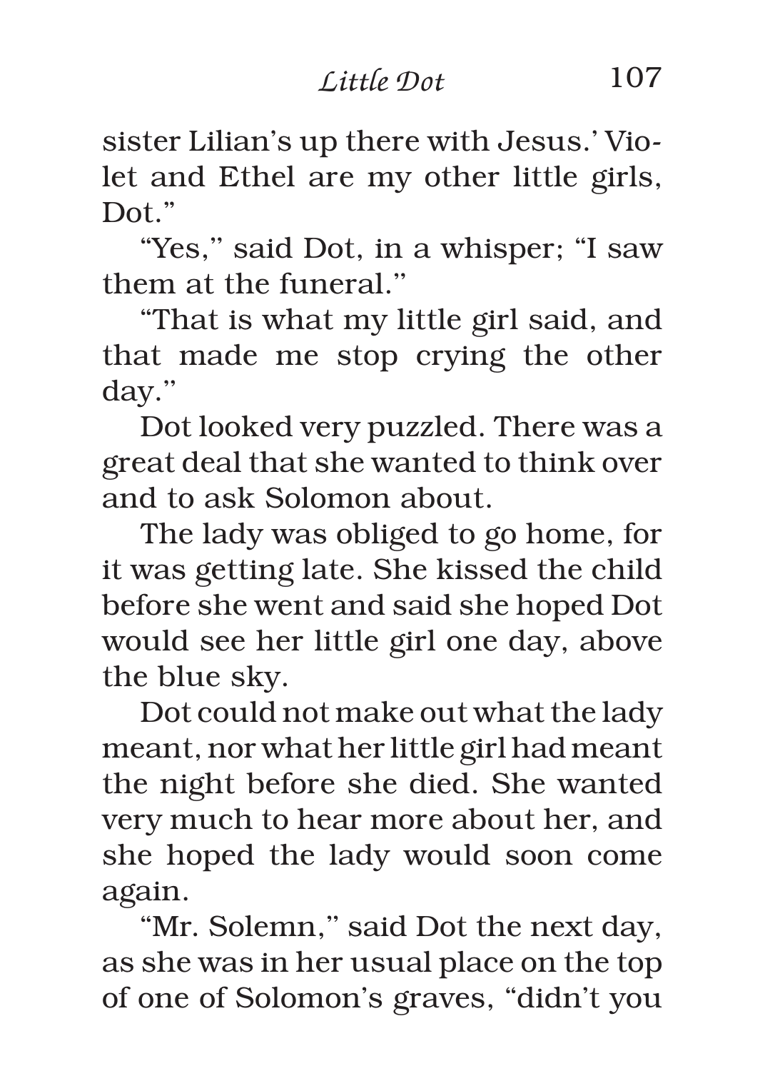sister Lilian's up there with Jesus.' Violet and Ethel are my other little girls, Dot."

"Yes," said Dot, in a whisper; "I saw them at the funeral."

"That is what my little girl said, and that made me stop crying the other day."

Dot looked very puzzled. There was a great deal that she wanted to think over and to ask Solomon about.

The lady was obliged to go home, for it was getting late. She kissed the child before she went and said she hoped Dot would see her little girl one day, above the blue sky.

Dot could not make out what the lady meant, nor what her little girl had meant the night before she died. She wanted very much to hear more about her, and she hoped the lady would soon come again.

"Mr. Solemn," said Dot the next day, as she was in her usual place on the top of one of Solomon's graves, "didn't you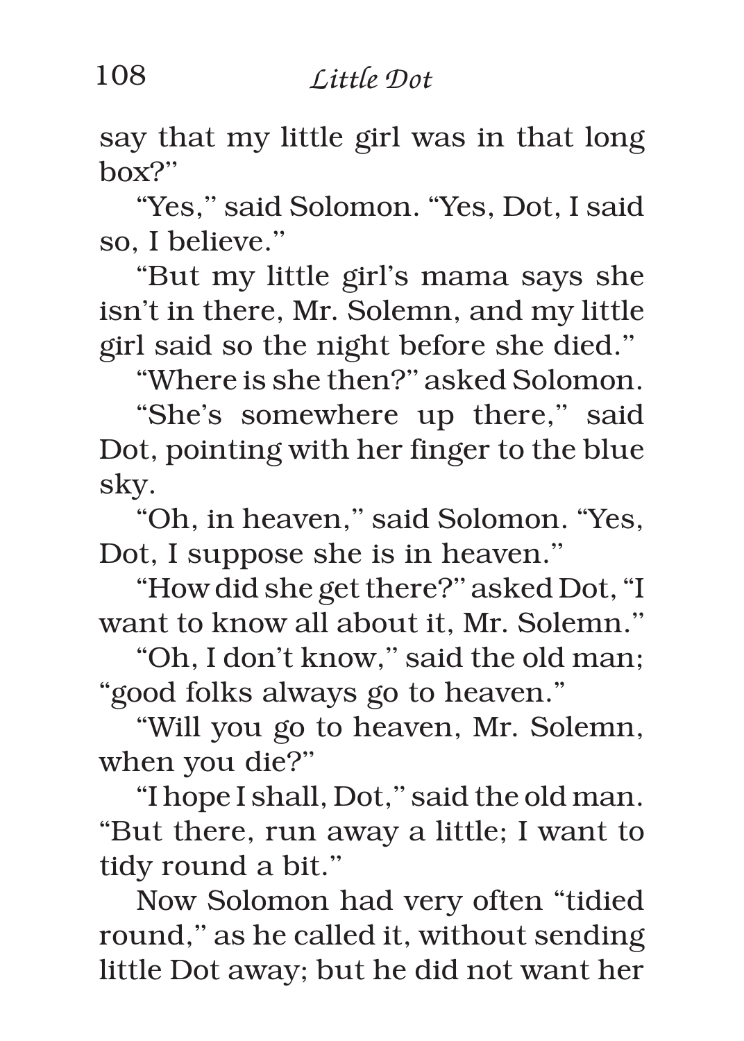say that my little girl was in that long box?"

"Yes," said Solomon. "Yes, Dot, I said so, I believe."

"But my little girl's mama says she isn't in there, Mr. Solemn, and my little girl said so the night before she died."

"Where is she then?" asked Solomon.

"She's somewhere up there," said Dot, pointing with her finger to the blue sky.

"Oh, in heaven," said Solomon. "Yes, Dot, I suppose she is in heaven."

"How did she get there?" asked Dot, "I want to know all about it, Mr. Solemn."

"Oh, I don't know," said the old man; "good folks always go to heaven."

"Will you go to heaven, Mr. Solemn, when you die?"

"I hope I shall, Dot," said the old man. "But there, run away a little; I want to tidy round a bit."

Now Solomon had very often "tidied round," as he called it, without sending little Dot away; but he did not want her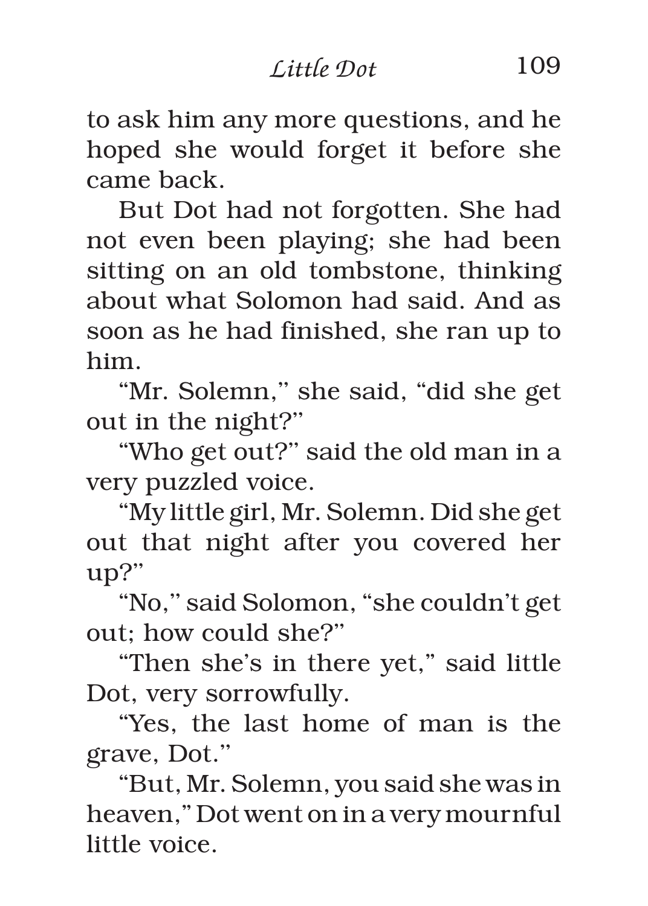to ask him any more questions, and he hoped she would forget it before she came back.

But Dot had not forgotten. She had not even been playing; she had been sitting on an old tombstone, thinking about what Solomon had said. And as soon as he had finished, she ran up to him.

"Mr. Solemn," she said, "did she get out in the night?"

"Who get out?" said the old man in a very puzzled voice.

"My little girl, Mr. Solemn. Did she get out that night after you covered her up?"

"No," said Solomon, "she couldn't get out; how could she?"

"Then she's in there yet," said little Dot, very sorrowfully.

"Yes, the last home of man is the grave, Dot."

"But, Mr. Solemn, you said she was in heaven," Dot went on in a very mournful little voice.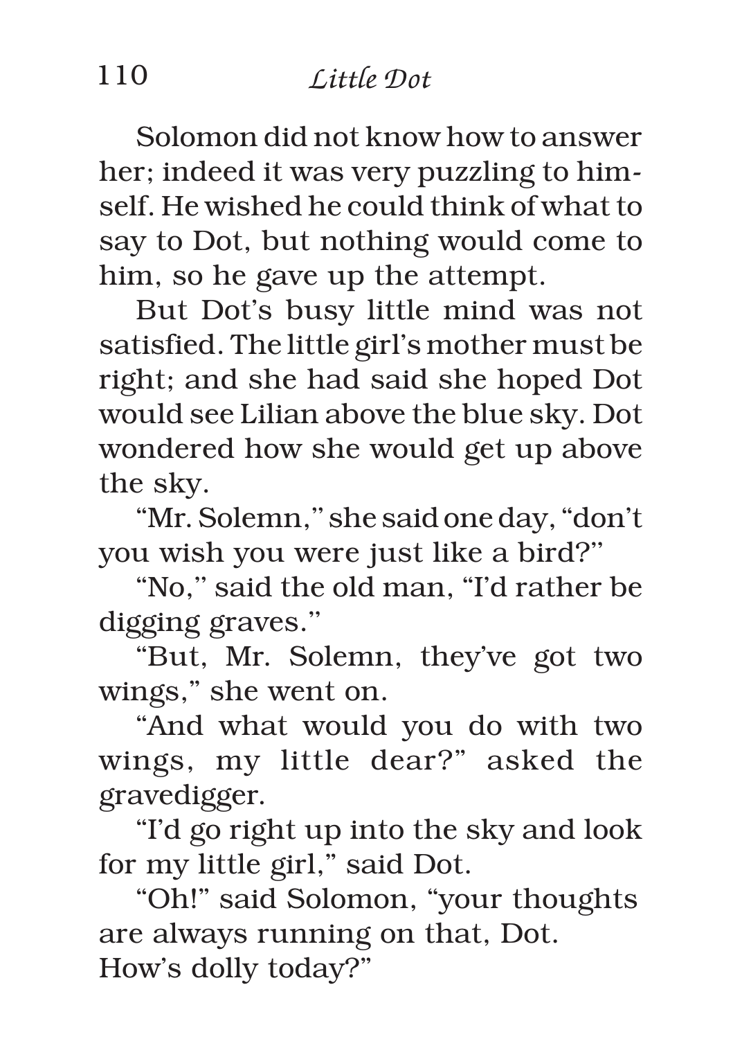Solomon did not know how to answer her; indeed it was very puzzling to himself. He wished he could think of what to say to Dot, but nothing would come to him, so he gave up the attempt.

But Dot's busy little mind was not satisfied. The little girl's mother must be right; and she had said she hoped Dot would see Lilian above the blue sky. Dot wondered how she would get up above the sky.

"Mr. Solemn," she said one day, "don't you wish you were just like a bird?"

"No," said the old man, "I'd rather be digging graves."

"But, Mr. Solemn, they've got two wings," she went on.

"And what would you do with two wings, my little dear?" asked the gravedigger.

"I'd go right up into the sky and look for my little girl," said Dot.

"Oh!" said Solomon, "your thoughts are always running on that, Dot. How's dolly today?"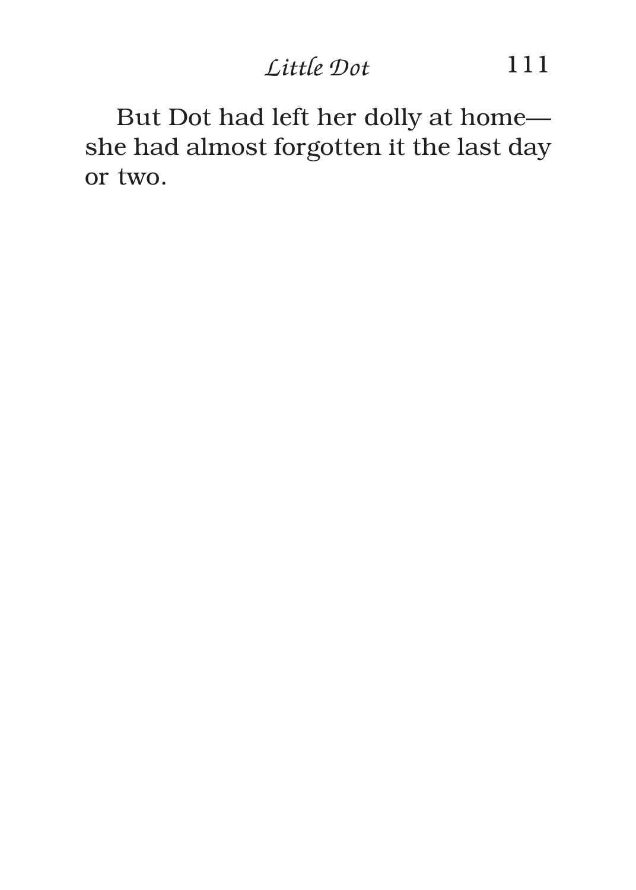But Dot had left her dolly at home—she had almost forgotten it the last day or two.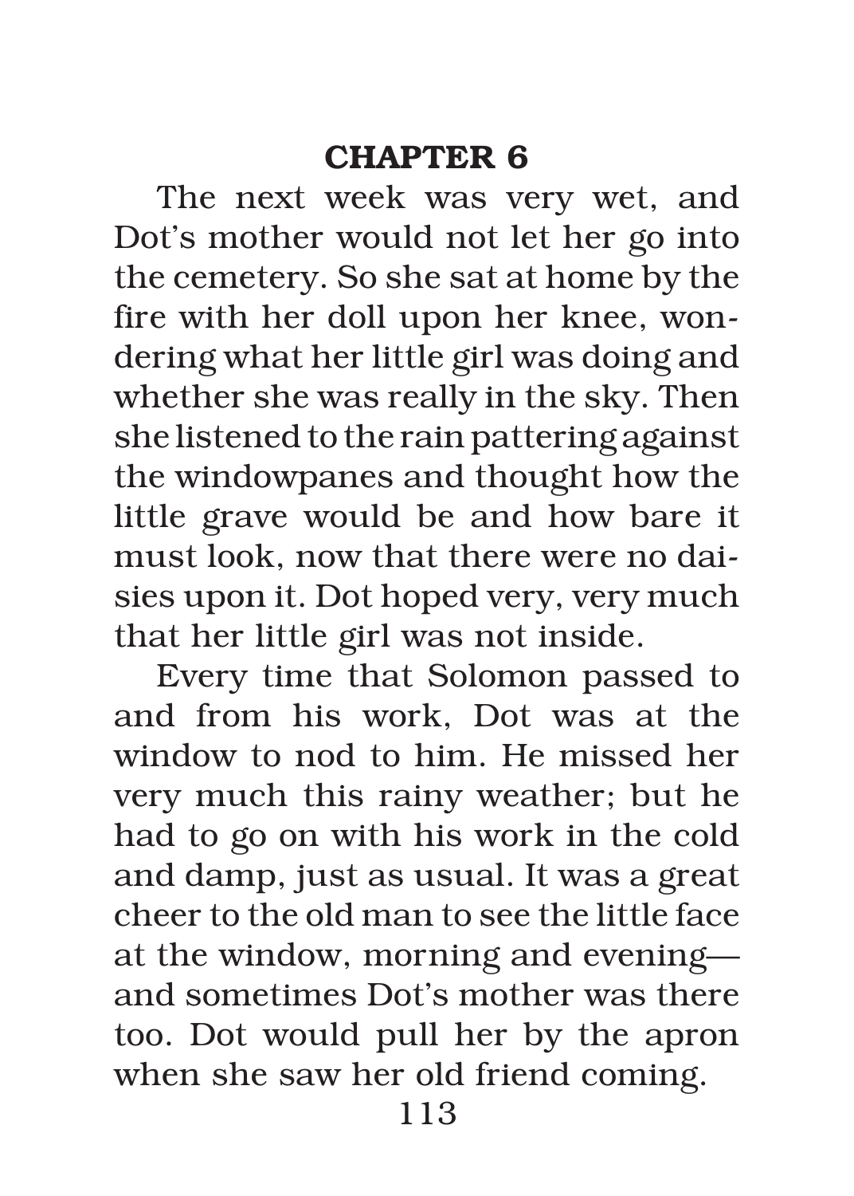## CHAPTER 6

The next week was very wet, and Dot's mother would not let her go into the cemetery. So she sat at home by the fire with her doll upon her knee, wondering what her little girl was doing and whether she was really in the sky. Then she listened to the rain pattering against the windowpanes and thought how the little grave would be and how bare it must look, now that there were no daisies upon it. Dot hoped very, very much that her little girl was not inside.

Every time that Solomon passed to and from his work, Dot was at the window to nod to him. He missed her very much this rainy weather; but he had to go on with his work in the cold and damp, just as usual. It was a great cheer to the old man to see the little face at the window, morning and evening—and sometimes Dot's mother was there too. Dot would pull her by the apron when she saw her old friend coming.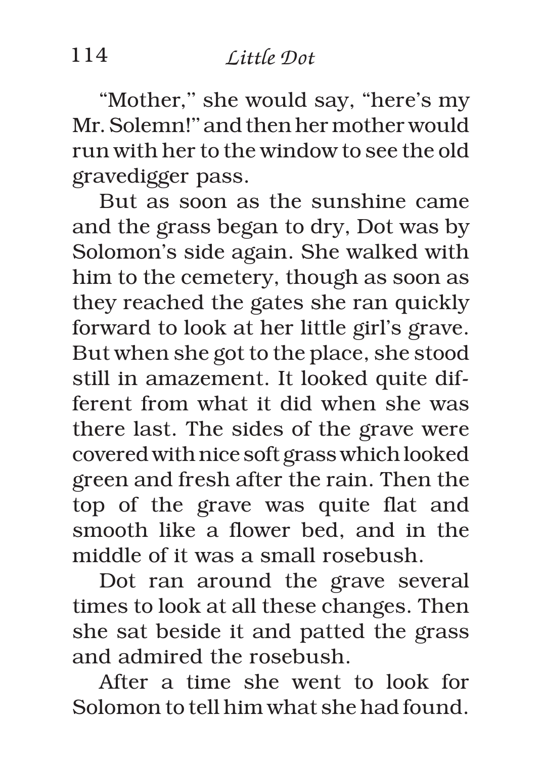"Mother," she would say, "here's my Mr. Solemn!" and then her mother would run with her to the window to see the old gravedigger pass.

But as soon as the sunshine came and the grass began to dry, Dot was by Solomon's side again. She walked with him to the cemetery, though as soon as they reached the gates she ran quickly forward to look at her little girl's grave. But when she got to the place, she stood still in amazement. It looked quite different from what it did when she was there last. The sides of the grave were covered with nice soft grass which looked green and fresh after the rain. Then the top of the grave was quite flat and smooth like a flower bed, and in the middle of it was a small rosebush.

Dot ran around the grave several times to look at all these changes. Then she sat beside it and patted the grass and admired the rosebush.

After a time she went to look for Solomon to tell him what she had found.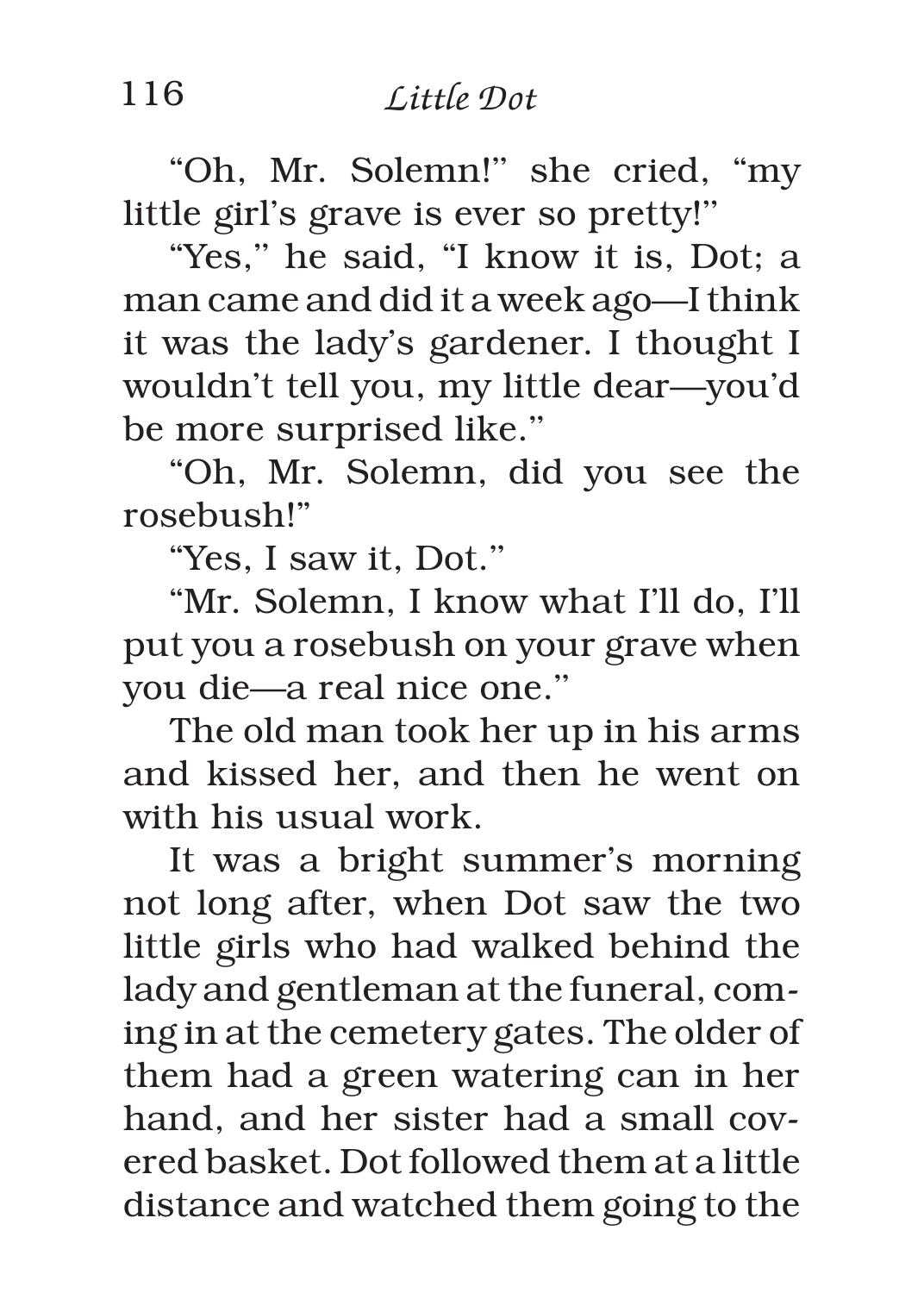"Oh, Mr. Solemn!" she cried, "my little girl's grave is ever so pretty!"

"Yes," he said, "I know it is, Dot; a man came and did it a week ago—I think it was the lady's gardener. I thought I wouldn't tell you, my little dear—you'd be more surprised like."

"Oh, Mr. Solemn, did you see the rosebush!"

"Yes, I saw it, Dot."

"Mr. Solemn, I know what I'll do, I'll put you a rosebush on your grave when you die—a real nice one."

The old man took her up in his arms and kissed her, and then he went on with his usual work.

It was a bright summer's morning not long after, when Dot saw the two little girls who had walked behind the lady and gentleman at the funeral, coming in at the cemetery gates. The older of them had a green watering can in her hand, and her sister had a small covered basket. Dot followed them at a little distance and watched them going to the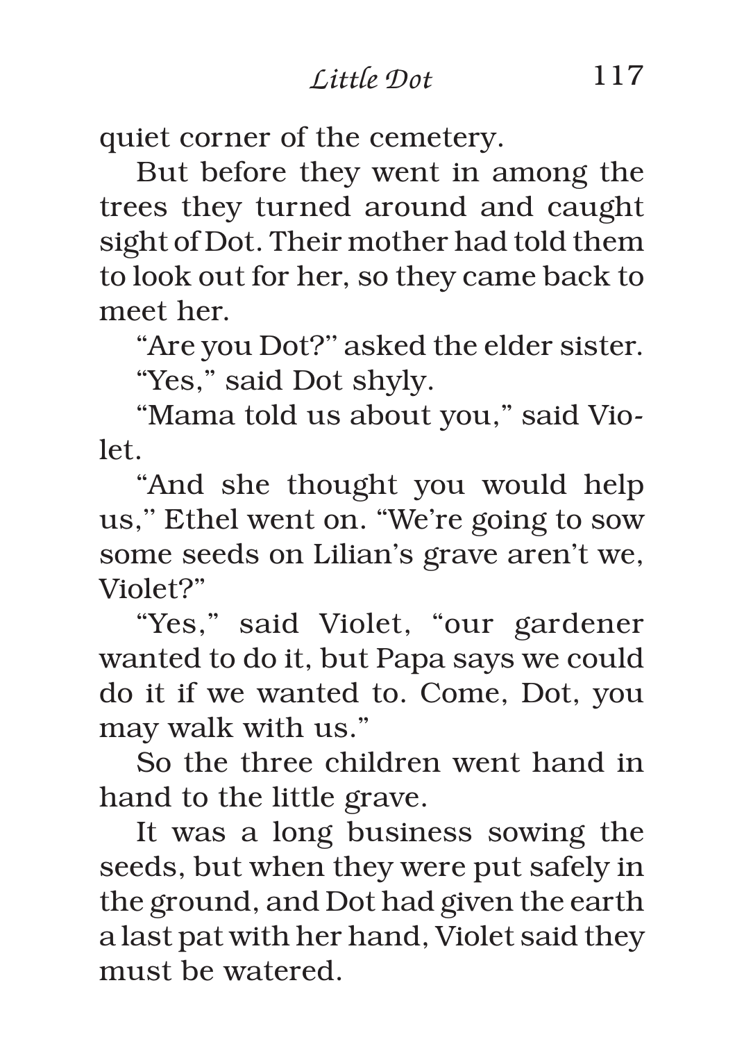quiet corner of the cemetery.

But before they went in among the trees they turned around and caught sight of Dot. Their mother had told them to look out for her, so they came back to meet her.

"Are you Dot?'' asked the elder sister.

"Yes," said Dot shyly.

"Mama told us about you," said Violet.

"And she thought you would help us,'' Ethel went on. "We're going to sow some seeds on Lilian's grave aren't we, Violet?"

"Yes," said Violet, "our gardener wanted to do it, but Papa says we could do it if we wanted to. Come, Dot, you may walk with us."

So the three children went hand in hand to the little grave.

It was a long business sowing the seeds, but when they were put safely in the ground, and Dot had given the earth a last pat with her hand, Violet said they must be watered.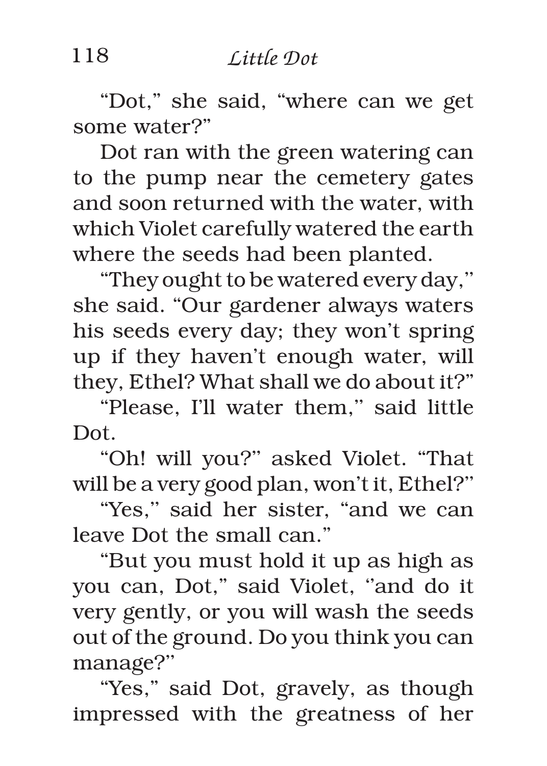"Dot," she said, "where can we get some water?"

Dot ran with the green watering can to the pump near the cemetery gates and soon returned with the water, with which Violet carefully watered the earth where the seeds had been planted.

"They ought to be watered every day," she said. "Our gardener always waters his seeds every day; they won't spring up if they haven't enough water, will they, Ethel? What shall we do about it?"

"Please, I'll water them," said little Dot.

"Oh! will you?" asked Violet. "That will be a very good plan, won't it, Ethel?"

"Yes," said her sister, "and we can leave Dot the small can."

"But you must hold it up as high as you can, Dot," said Violet, "and do it very gently, or you will wash the seeds out of the ground. Do you think you can manage?"

"Yes," said Dot, gravely, as though impressed with the greatness of her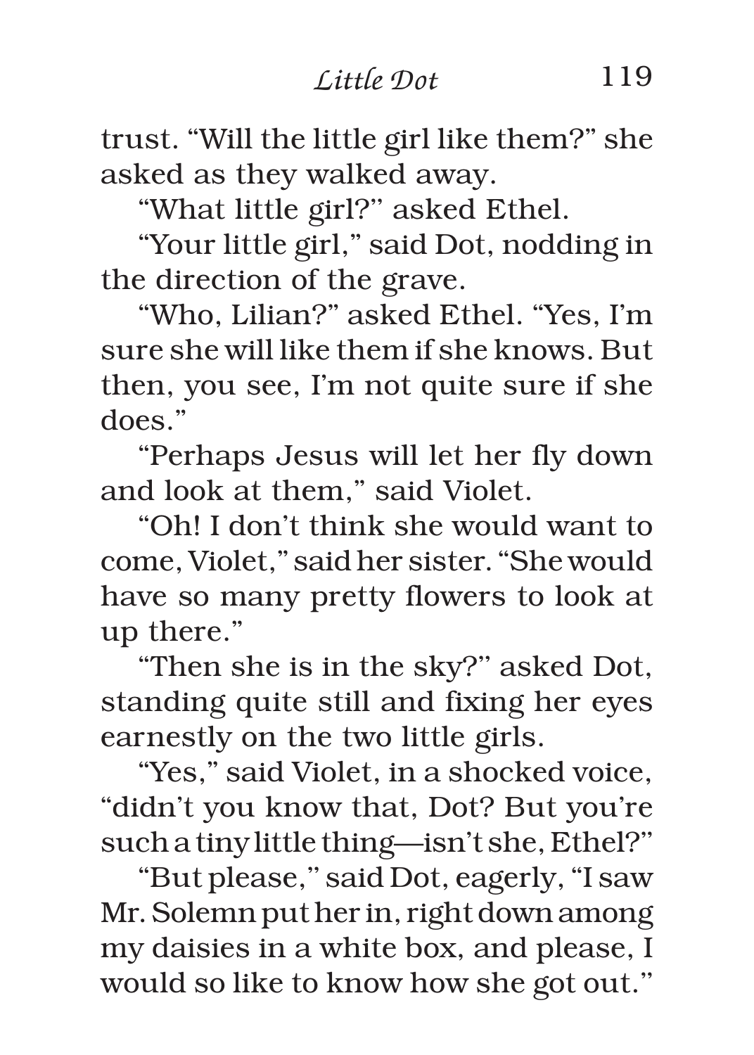trust. "Will the little girl like them?" she asked as they walked away.

"What little girl?" asked Ethel.

"Your little girl," said Dot, nodding in the direction of the grave.

"Who, Lilian?" asked Ethel. "Yes, I'm sure she will like them if she knows. But then, you see, I'm not quite sure if she does."

"Perhaps Jesus will let her fly down and look at them," said Violet.

"Oh! I don't think she would want to come, Violet," said her sister. "She would have so many pretty flowers to look at up there."

"Then she is in the sky?" asked Dot, standing quite still and fixing her eyes earnestly on the two little girls.

"Yes," said Violet, in a shocked voice, "didn't you know that, Dot? But you're such a tiny little thing—isn't she, Ethel?"

"But please," said Dot, eagerly, "I saw Mr. Solemn put her in, right down among my daisies in a white box, and please, I would so like to know how she got out."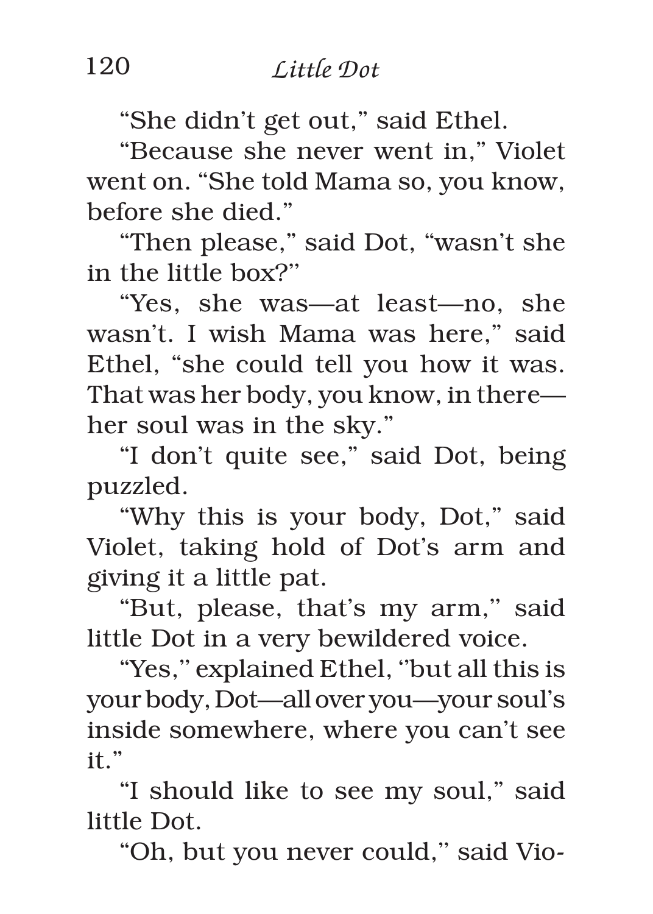"She didn't get out," said Ethel.

"Because she never went in," Violet went on. "She told Mama so, you know, before she died."

"Then please," said Dot, "wasn't she in the little box?"

"Yes, she was—at least—no, she wasn't. I wish Mama was here," said Ethel, "she could tell you how it was. That was her body, you know, in there—her soul was in the sky."

"I don't quite see," said Dot, being puzzled.

"Why this is your body, Dot," said Violet, taking hold of Dot's arm and giving it a little pat.

"But, please, that's my arm," said little Dot in a very bewildered voice.

"Yes," explained Ethel, "but all this is your body, Dot—all over you—your soul's inside somewhere, where you can't see it."

"I should like to see my soul," said little Dot.

"Oh, but you never could," said Vio-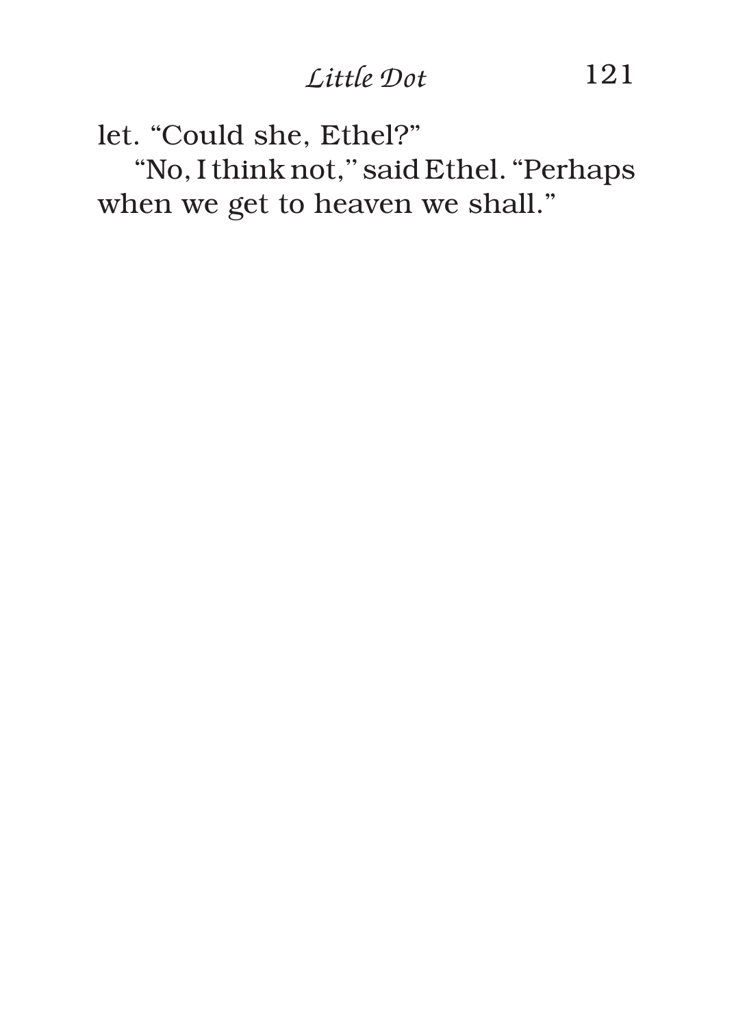let. "Could she, Ethel?"

"No, I think not," said Ethel. "Perhaps when we get to heaven we shall."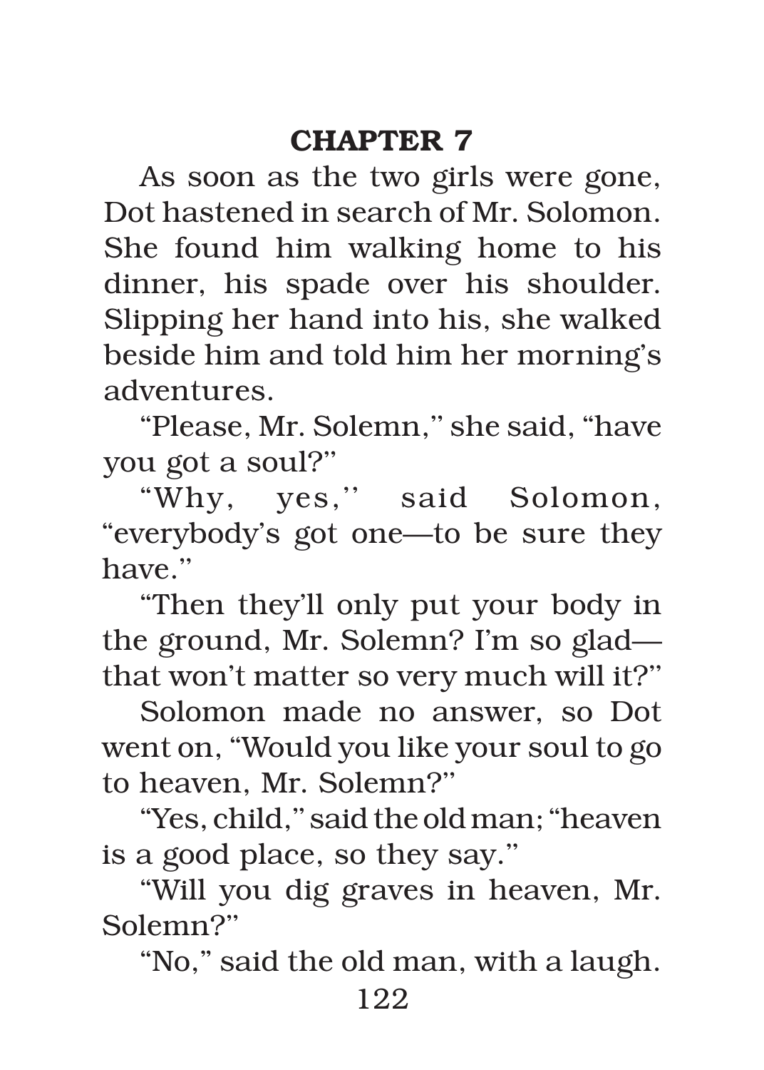## CHAPTER 7

As soon as the two girls were gone, Dot hastened in search of Mr. Solomon. She found him walking home to his dinner, his spade over his shoulder. Slipping her hand into his, she walked beside him and told him her morning's adventures.

"Please, Mr. Solemn," she said, "have you got a soul?"

"Why, yes," said Solomon, "everybody's got one—to be sure they have."

"Then they'll only put your body in the ground, Mr. Solemn? I'm so glad—that won't matter so very much will it?"

Solomon made no answer, so Dot went on, "Would you like your soul to go to heaven, Mr. Solemn?"

"Yes, child," said the old man; "heaven is a good place, so they say."

"Will you dig graves in heaven, Mr. Solemn?"

"No," said the old man, with a laugh.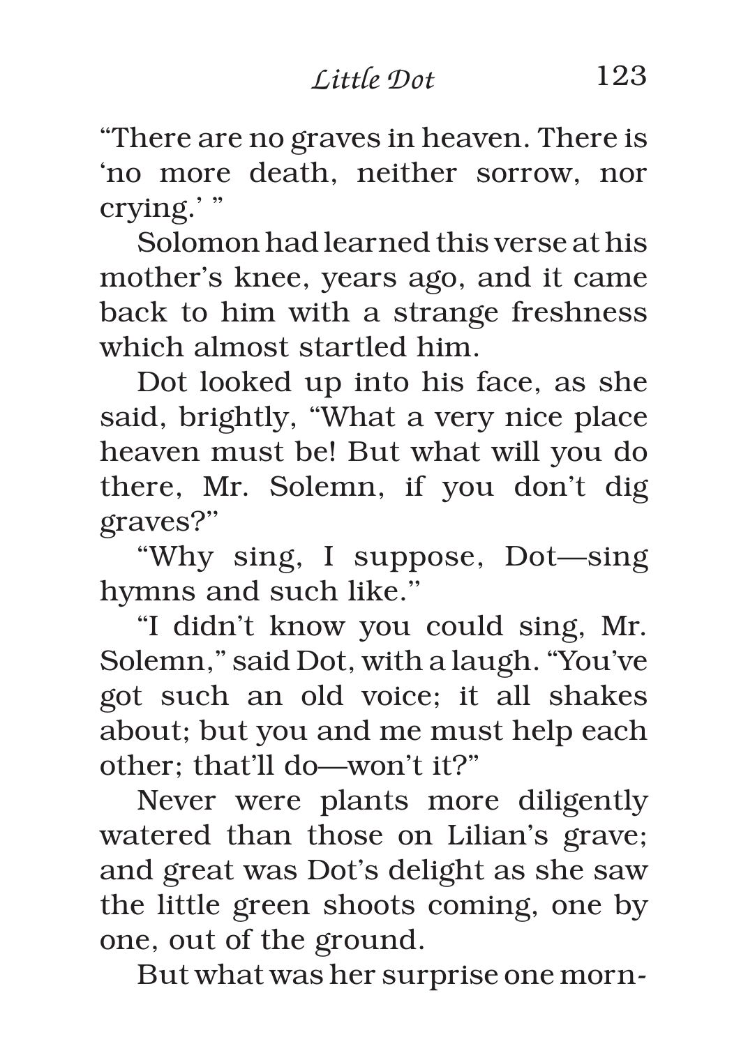"There are no graves in heaven. There is 'no more death, neither sorrow, nor crying.' "

Solomon had learned this verse at his mother's knee, years ago, and it came back to him with a strange freshness which almost startled him.

Dot looked up into his face, as she said, brightly, "What a very nice place heaven must be! But what will you do there, Mr. Solemn, if you don't dig graves?"

"Why sing, I suppose, Dot—sing hymns and such like."

"I didn't know you could sing, Mr. Solemn," said Dot, with a laugh. "You've got such an old voice; it all shakes about; but you and me must help each other; that'll do—won't it?"

Never were plants more diligently watered than those on Lilian's grave; and great was Dot's delight as she saw the little green shoots coming, one by one, out of the ground.

But what was her surprise one morn-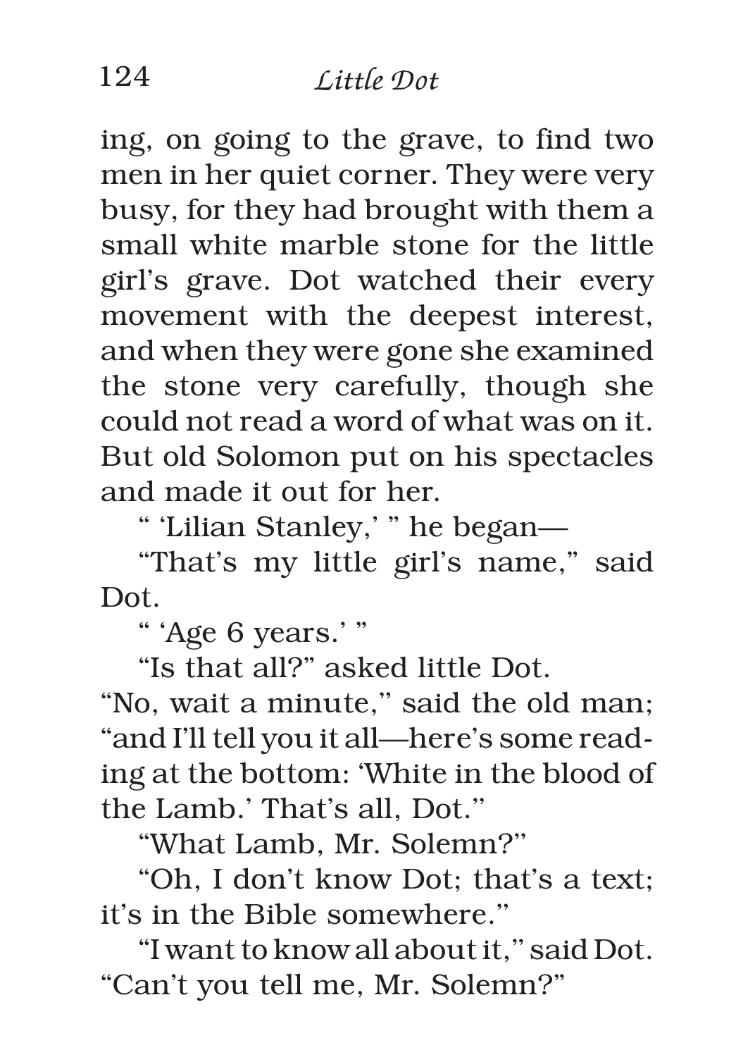ing, on going to the grave, to find two men in her quiet corner. They were very busy, for they had brought with them a small white marble stone for the little girl's grave. Dot watched their every movement with the deepest interest, and when they were gone she examined the stone very carefully, though she could not read a word of what was on it. But old Solomon put on his spectacles and made it out for her.

" 'Lilian Stanley,' " he began—

"That's my little girl's name," said Dot.

" 'Age 6 years.' "

"Is that all?" asked little Dot.

"No, wait a minute," said the old man; "and I'll tell you it all—here's some reading at the bottom: 'White in the blood of the Lamb.' That's all, Dot."

"What Lamb, Mr. Solemn?"

"Oh, I don't know Dot; that's a text; it's in the Bible somewhere."

"I want to know all about it," said Dot. "Can't you tell me, Mr. Solemn?"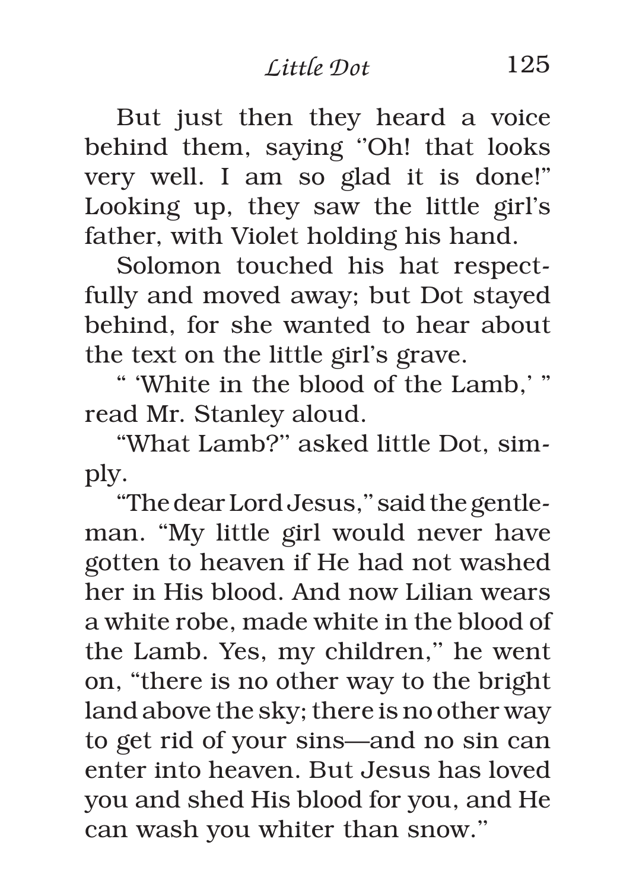But just then they heard a voice behind them, saying "Oh! that looks very well. I am so glad it is done!" Looking up, they saw the little girl's father, with Violet holding his hand.

Solomon touched his hat respectfully and moved away; but Dot stayed behind, for she wanted to hear about the text on the little girl's grave.

" 'White in the blood of the Lamb,' " read Mr. Stanley aloud.

"What Lamb?" asked little Dot, simply.

"The dear Lord Jesus," said the gentleman. "My little girl would never have gotten to heaven if He had not washed her in His blood. And now Lilian wears a white robe, made white in the blood of the Lamb. Yes, my children," he went on, "there is no other way to the bright land above the sky; there is no other way to get rid of your sins—and no sin can enter into heaven. But Jesus has loved you and shed His blood for you, and He can wash you whiter than snow."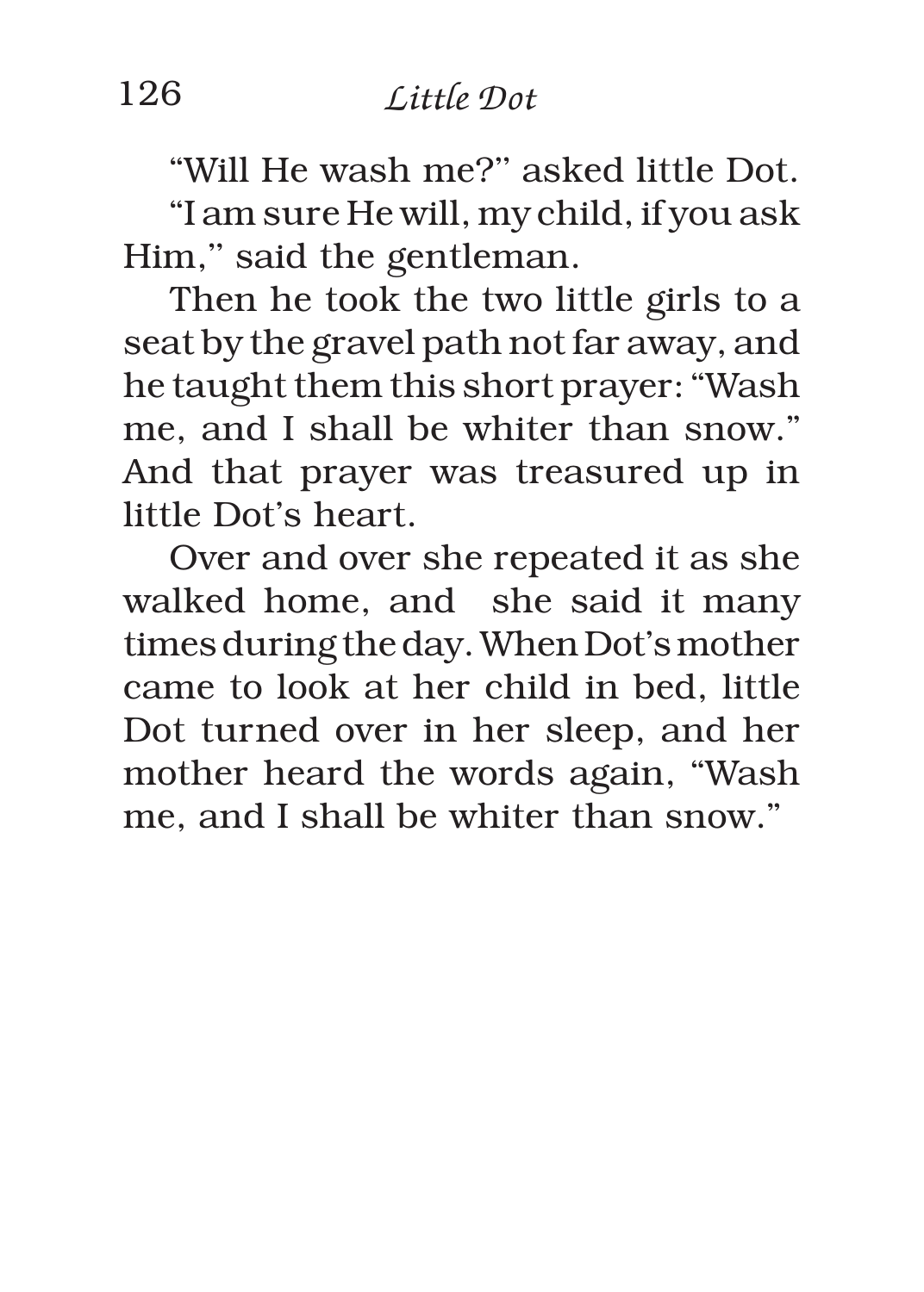"Will He wash me?" asked little Dot.

"I am sure He will, my child, if you ask Him," said the gentleman.

Then he took the two little girls to a seat by the gravel path not far away, and he taught them this short prayer: "Wash me, and I shall be whiter than snow." And that prayer was treasured up in little Dot's heart.

Over and over she repeated it as she walked home, and she said it many times during the day. When Dot's mother came to look at her child in bed, little Dot turned over in her sleep, and her mother heard the words again, "Wash me, and I shall be whiter than snow."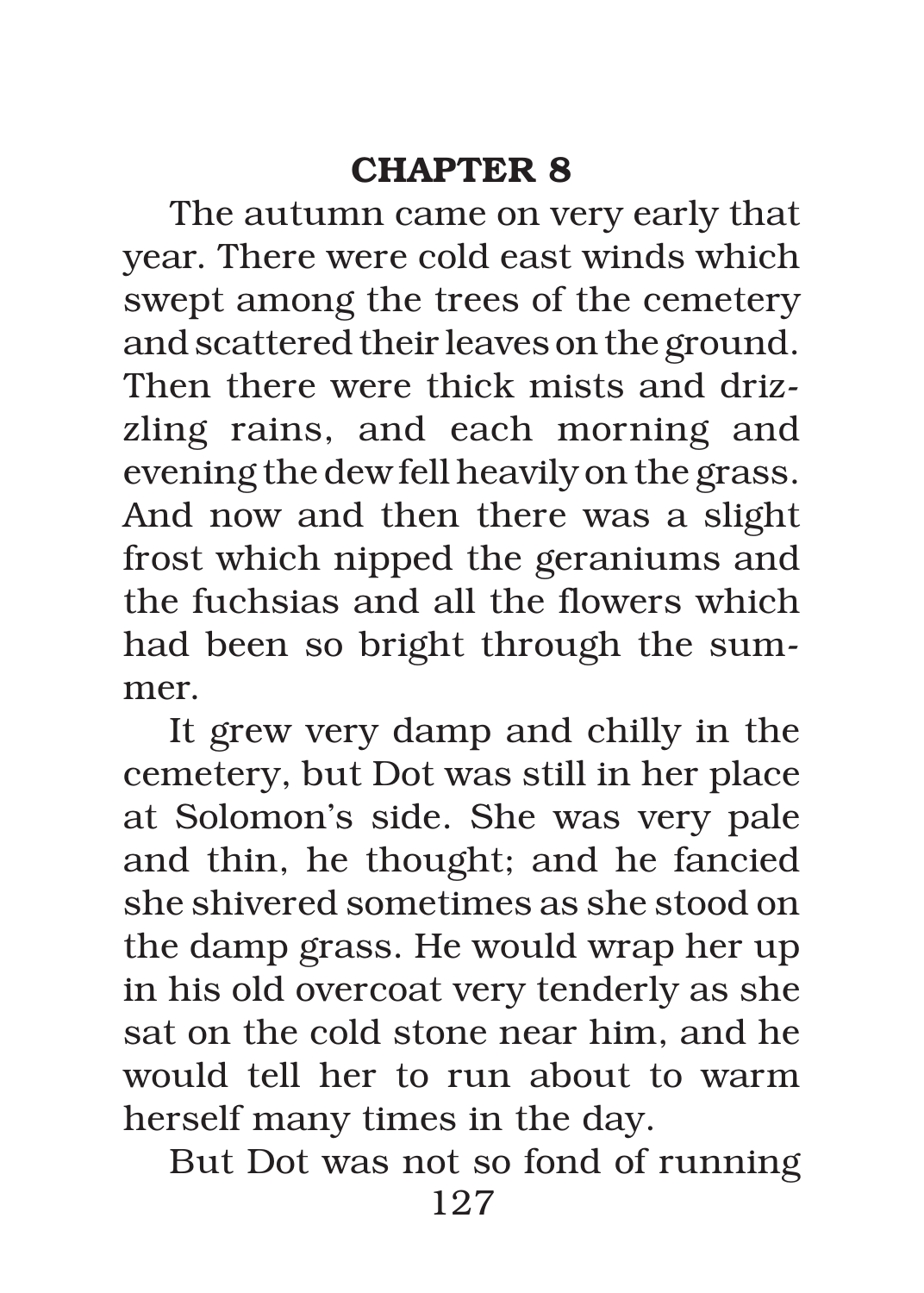## CHAPTER 8

The autumn came on very early that year. There were cold east winds which swept among the trees of the cemetery and scattered their leaves on the ground. Then there were thick mists and drizzling rains, and each morning and evening the dew fell heavily on the grass. And now and then there was a slight frost which nipped the geraniums and the fuchsias and all the flowers which had been so bright through the summer.

It grew very damp and chilly in the cemetery, but Dot was still in her place at Solomon's side. She was very pale and thin, he thought; and he fancied she shivered sometimes as she stood on the damp grass. He would wrap her up in his old overcoat very tenderly as she sat on the cold stone near him, and he would tell her to run about to warm herself many times in the day.

But Dot was not so fond of running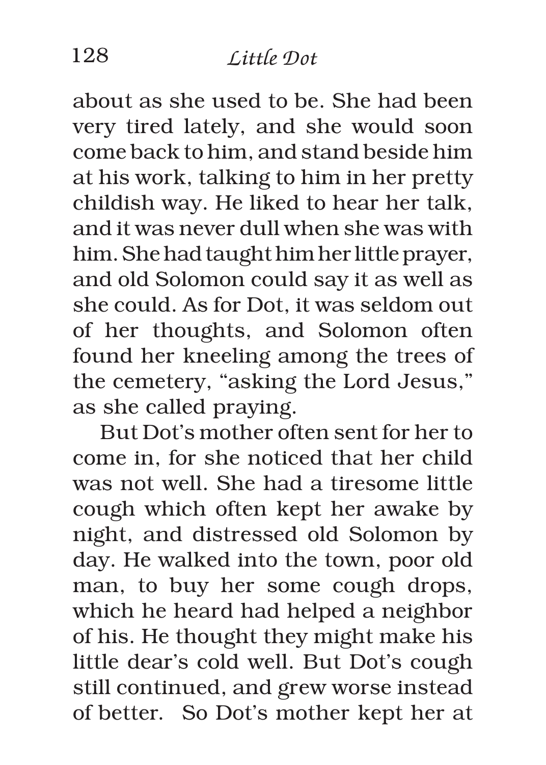about as she used to be. She had been very tired lately, and she would soon come back to him, and stand beside him at his work, talking to him in her pretty childish way. He liked to hear her talk, and it was never dull when she was with him. She had taught him her little prayer, and old Solomon could say it as well as she could. As for Dot, it was seldom out of her thoughts, and Solomon often found her kneeling among the trees of the cemetery, "asking the Lord Jesus," as she called praying.

But Dot's mother often sent for her to come in, for she noticed that her child was not well. She had a tiresome little cough which often kept her awake by night, and distressed old Solomon by day. He walked into the town, poor old man, to buy her some cough drops, which he heard had helped a neighbor of his. He thought they might make his little dear's cold well. But Dot's cough still continued, and grew worse instead of better. So Dot's mother kept her at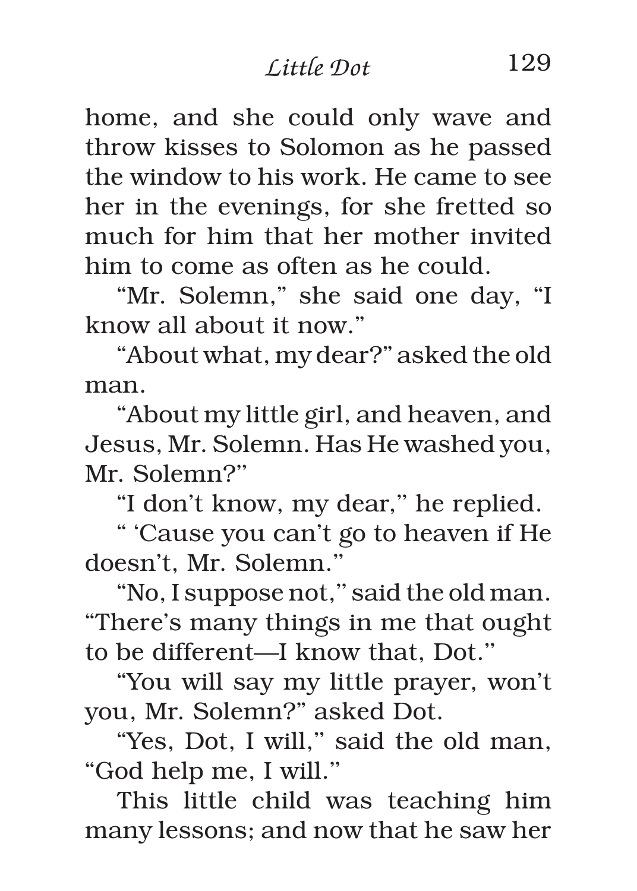home, and she could only wave and throw kisses to Solomon as he passed the window to his work. He came to see her in the evenings, for she fretted so much for him that her mother invited him to come as often as he could.

"Mr. Solemn," she said one day, "I know all about it now."

"About what, my dear?" asked the old man.

"About my little girl, and heaven, and Jesus, Mr. Solemn. Has He washed you, Mr. Solemn?"

"I don't know, my dear," he replied.

" 'Cause you can't go to heaven if He doesn't, Mr. Solemn."

"No, I suppose not," said the old man. "There's many things in me that ought to be different—I know that, Dot."

"You will say my little prayer, won't you, Mr. Solemn?" asked Dot.

"Yes, Dot, I will," said the old man, "God help me, I will."

This little child was teaching him many lessons; and now that he saw her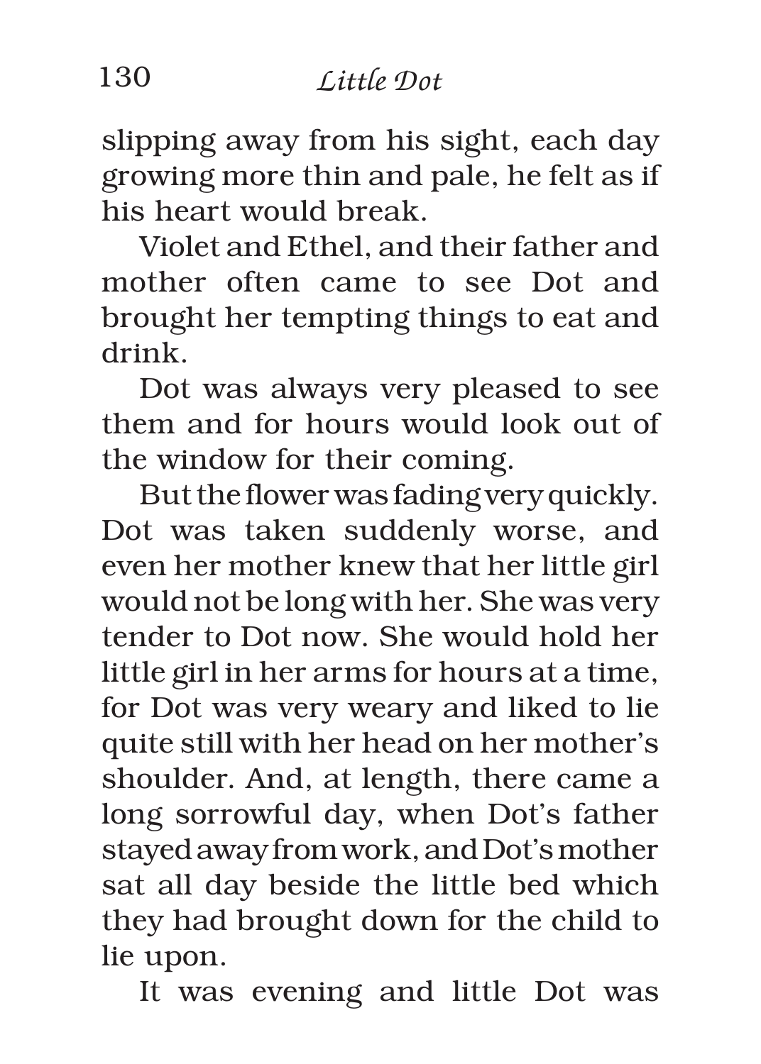slipping away from his sight, each day growing more thin and pale, he felt as if his heart would break.

Violet and Ethel, and their father and mother often came to see Dot and brought her tempting things to eat and drink.

Dot was always very pleased to see them and for hours would look out of the window for their coming.

But the flower was fading very quickly. Dot was taken suddenly worse, and even her mother knew that her little girl would not be long with her. She was very tender to Dot now. She would hold her little girl in her arms for hours at a time, for Dot was very weary and liked to lie quite still with her head on her mother's shoulder. And, at length, there came a long sorrowful day, when Dot's father stayed away from work, and Dot's mother sat all day beside the little bed which they had brought down for the child to lie upon.

It was evening and little Dot was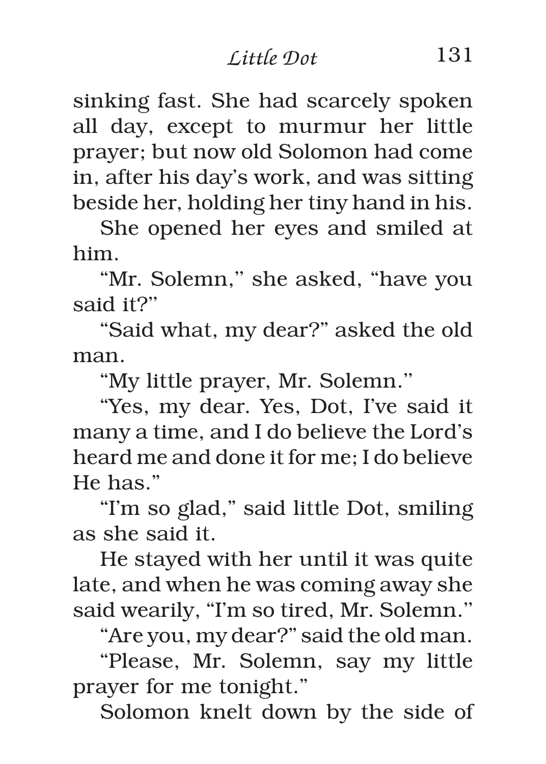sinking fast. She had scarcely spoken all day, except to murmur her little prayer; but now old Solomon had come in, after his day's work, and was sitting beside her, holding her tiny hand in his.

She opened her eyes and smiled at him.

"Mr. Solemn," she asked, "have you said it?"

"Said what, my dear?" asked the old man.

"My little prayer, Mr. Solemn."

"Yes, my dear. Yes, Dot, I've said it many a time, and I do believe the Lord's heard me and done it for me; I do believe He has."

"I'm so glad," said little Dot, smiling as she said it.

He stayed with her until it was quite late, and when he was coming away she said wearily, "I'm so tired, Mr. Solemn."

"Are you, my dear?" said the old man.

"Please, Mr. Solemn, say my little prayer for me tonight."

Solomon knelt down by the side of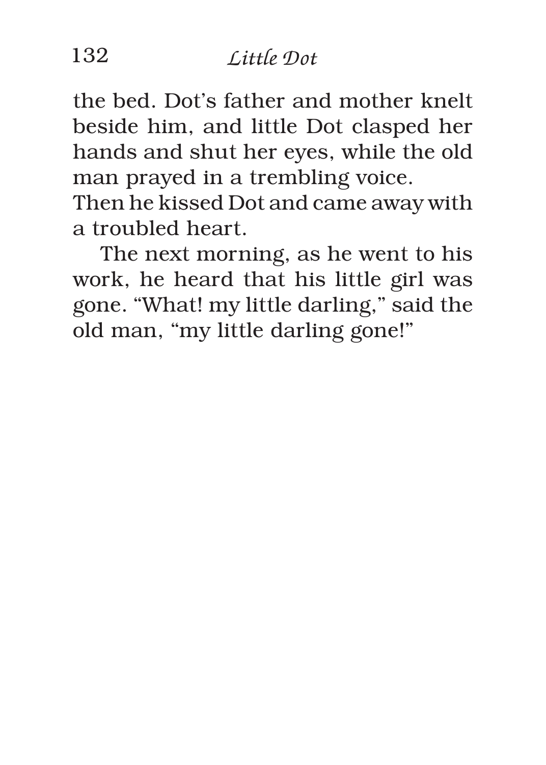the bed. Dot's father and mother knelt beside him, and little Dot clasped her hands and shut her eyes, while the old man prayed in a trembling voice. Then he kissed Dot and came away with a troubled heart.

The next morning, as he went to his work, he heard that his little girl was gone. "What! my little darling," said the old man, "my little darling gone!"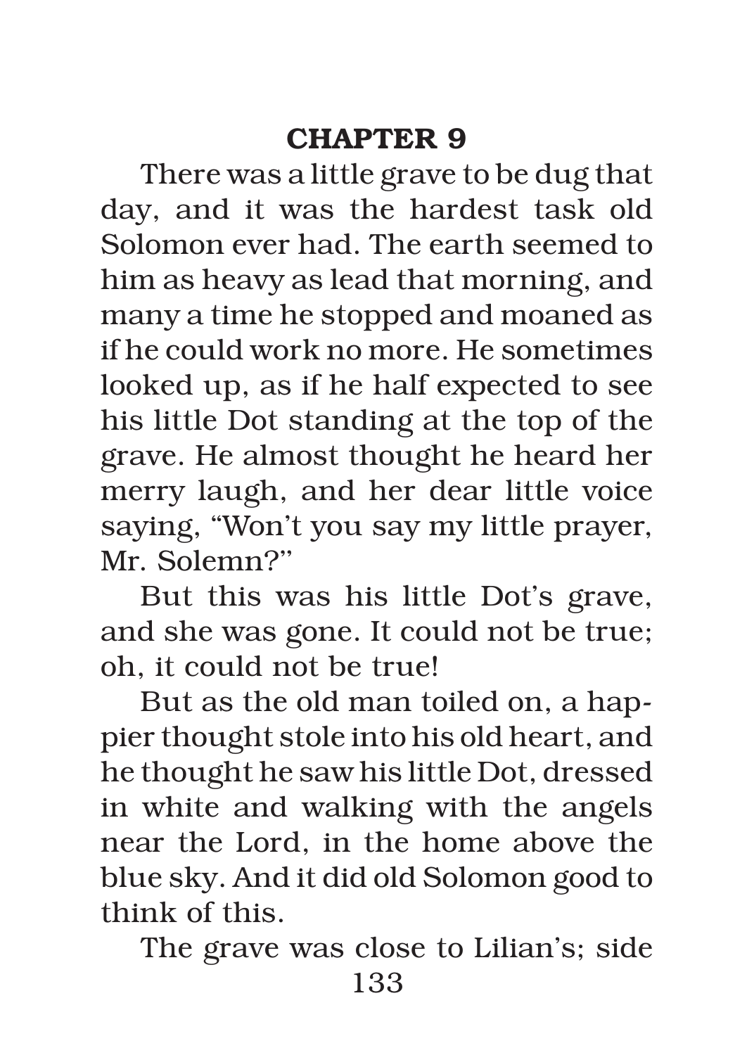## CHAPTER 9

There was a little grave to be dug that day, and it was the hardest task old Solomon ever had. The earth seemed to him as heavy as lead that morning, and many a time he stopped and moaned as if he could work no more. He sometimes looked up, as if he half expected to see his little Dot standing at the top of the grave. He almost thought he heard her merry laugh, and her dear little voice saying, "Won't you say my little prayer, Mr. Solemn?"

But this was his little Dot's grave, and she was gone. It could not be true; oh, it could not be true!

But as the old man toiled on, a happier thought stole into his old heart, and he thought he saw his little Dot, dressed in white and walking with the angels near the Lord, in the home above the blue sky. And it did old Solomon good to think of this.

The grave was close to Lilian's; side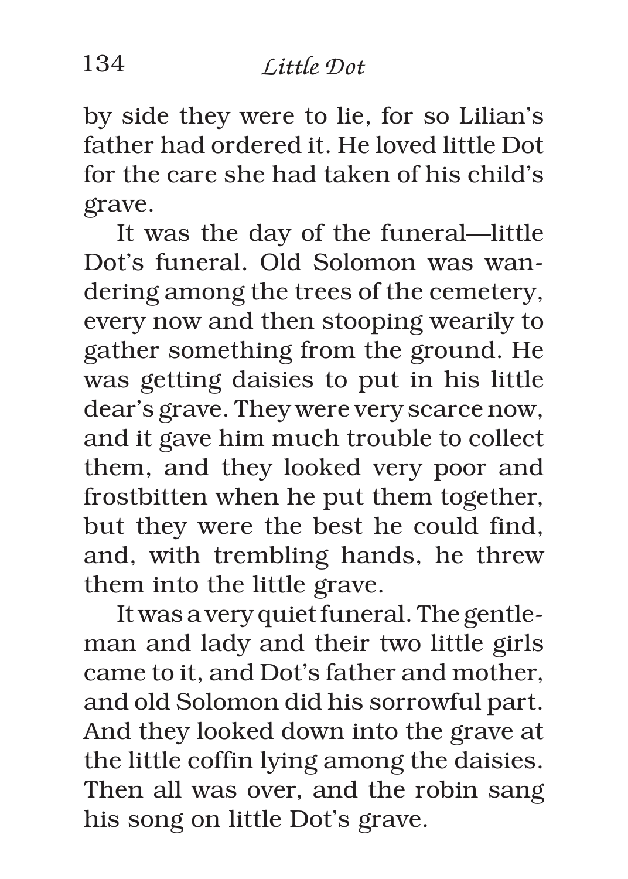by side they were to lie, for so Lilian's father had ordered it. He loved little Dot for the care she had taken of his child's grave.

It was the day of the funeral—little Dot's funeral. Old Solomon was wandering among the trees of the cemetery, every now and then stooping wearily to gather something from the ground. He was getting daisies to put in his little dear's grave. They were very scarce now, and it gave him much trouble to collect them, and they looked very poor and frostbitten when he put them together, but they were the best he could find, and, with trembling hands, he threw them into the little grave.

It was a very quiet funeral. The gentleman and lady and their two little girls came to it, and Dot's father and mother, and old Solomon did his sorrowful part. And they looked down into the grave at the little coffin lying among the daisies. Then all was over, and the robin sang his song on little Dot's grave.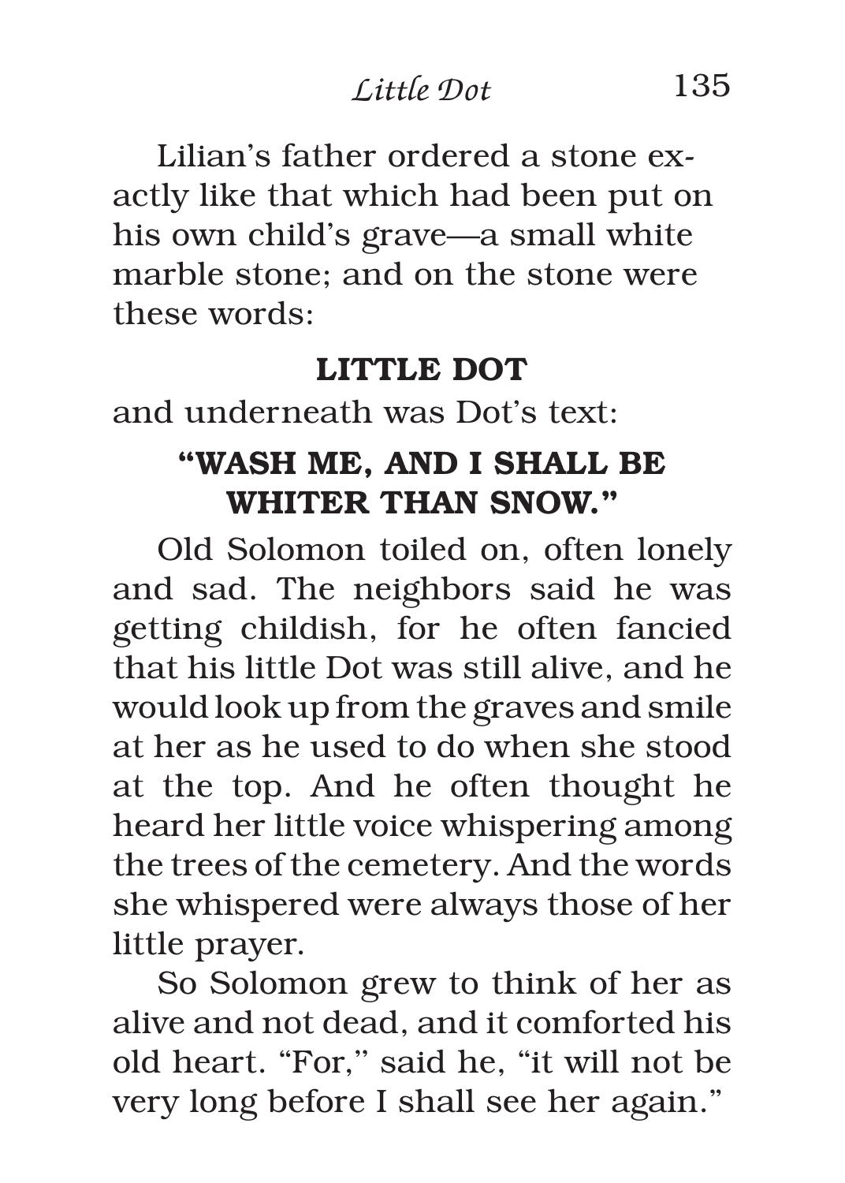Lilian's father ordered a stone exactly like that which had been put on his own child's grave—a small white marble stone; and on the stone were these words:

**LITTLE DOT**

and underneath was Dot's text:

**"WASH ME, AND I SHALL BE WHITER THAN SNOW."**

Old Solomon toiled on, often lonely and sad. The neighbors said he was getting childish, for he often fancied that his little Dot was still alive, and he would look up from the graves and smile at her as he used to do when she stood at the top. And he often thought he heard her little voice whispering among the trees of the cemetery. And the words she whispered were always those of her little prayer.

So Solomon grew to think of her as alive and not dead, and it comforted his old heart. "For," said he, "it will not be very long before I shall see her again."